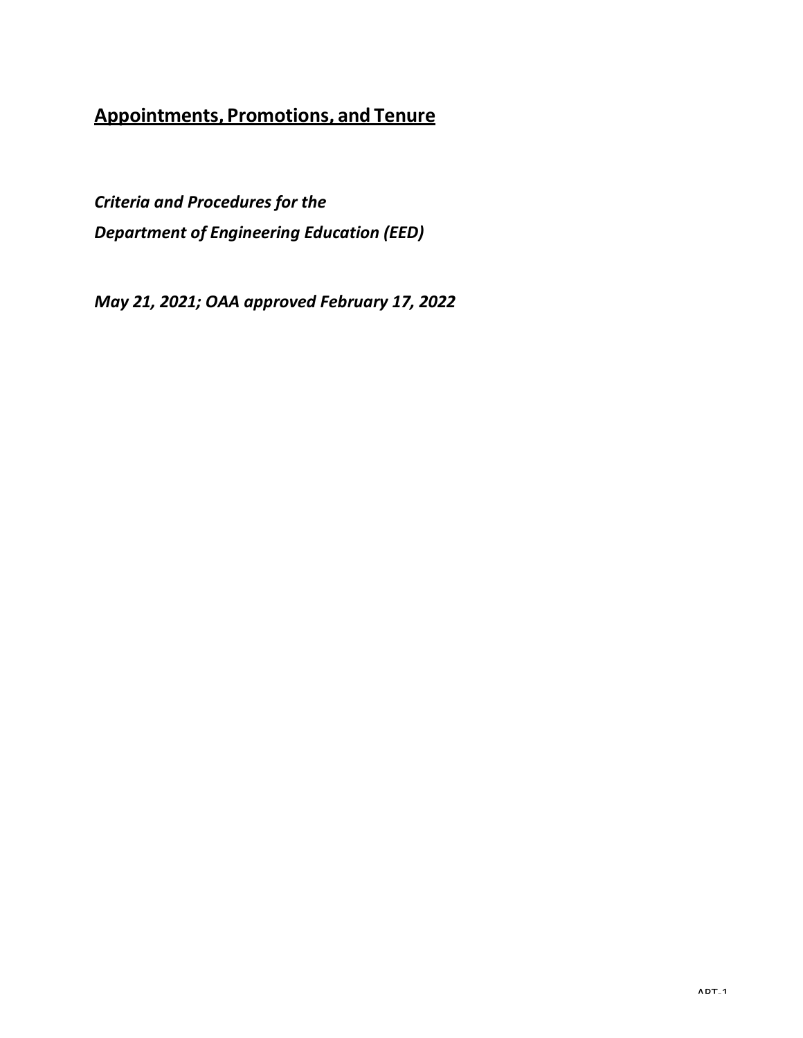# Appointments, Promotions, and Tenure

***Criteria and Procedures for the***

***Department of Engineering Education (EED)***

***May 21, 2021; OAA approved February 17, 2022***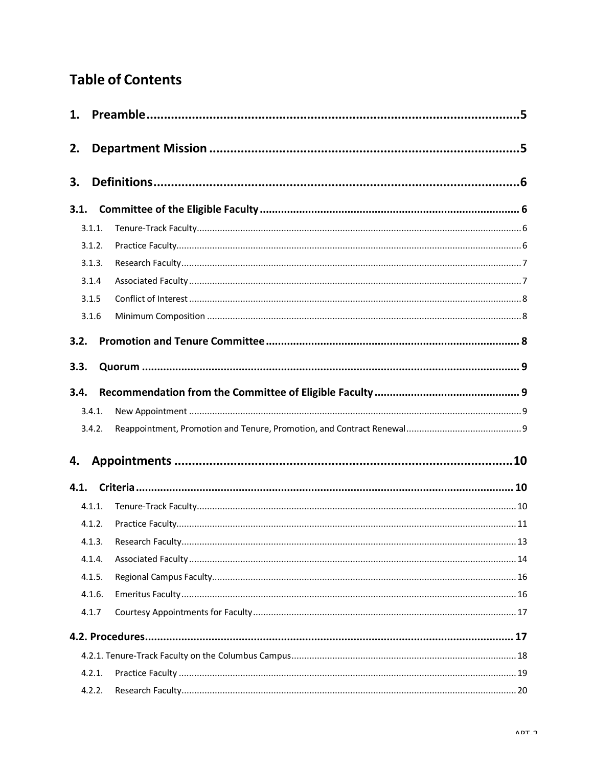# Table of Contents

1. Preamble ............................................................ 5

2. Department Mission ............................................................ 5

3. Definitions ............................................................ 6

3.1. Committee of the Eligible Faculty ............................................................ 6

- 3.1.1. Tenure-Track Faculty ............................................................ 6
- 3.1.2. Practice Faculty ............................................................ 6
- 3.1.3. Research Faculty ............................................................ 7
- 3.1.4 Associated Faculty ............................................................ 7
- 3.1.5 Conflict of Interest ............................................................ 8
- 3.1.6 Minimum Composition ............................................................ 8

3.2. Promotion and Tenure Committee ............................................................ 8

3.3. Quorum ............................................................ 9

3.4. Recommendation from the Committee of Eligible Faculty ............................................................ 9

- 3.4.1. New Appointment ............................................................ 9
- 3.4.2. Reappointment, Promotion and Tenure, Promotion, and Contract Renewal ............................................................ 9

4. Appointments ............................................................ 10

4.1. Criteria ............................................................ 10

- 4.1.1. Tenure-Track Faculty ............................................................ 10
- 4.1.2. Practice Faculty ............................................................ 11
- 4.1.3. Research Faculty ............................................................ 13
- 4.1.4. Associated Faculty ............................................................ 14
- 4.1.5. Regional Campus Faculty ............................................................ 16
- 4.1.6. Emeritus Faculty ............................................................ 16
- 4.1.7 Courtesy Appointments for Faculty ............................................................ 17

4.2. Procedures ............................................................ 17

- 4.2.1. Tenure-Track Faculty on the Columbus Campus ............................................................ 18
- 4.2.1. Practice Faculty ............................................................ 19
- 4.2.2. Research Faculty ............................................................ 20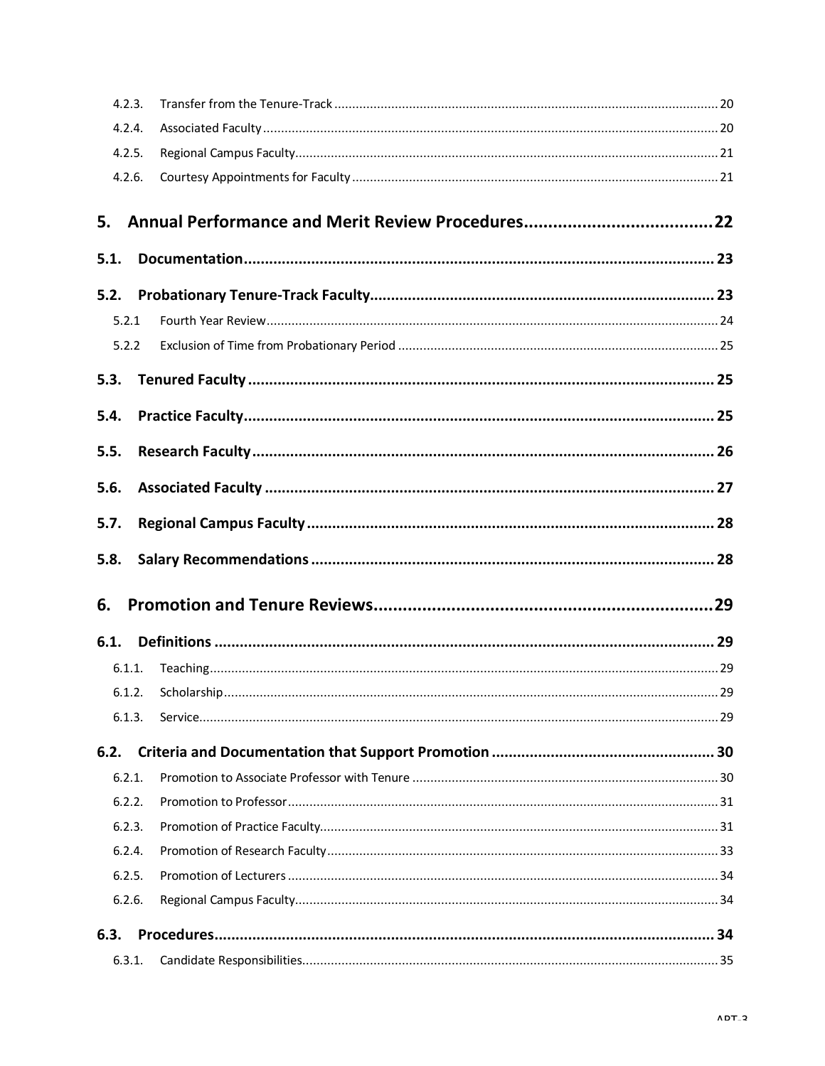4.2.3. Transfer from the Tenure-Track ..... 20
4.2.4. Associated Faculty ..... 20
4.2.5. Regional Campus Faculty ..... 21
4.2.6. Courtesy Appointments for Faculty ..... 21

**5. Annual Performance and Merit Review Procedures ..... 22**

**5.1. Documentation ..... 23**

**5.2. Probationary Tenure-Track Faculty ..... 23**

5.2.1 Fourth Year Review ..... 24
5.2.2 Exclusion of Time from Probationary Period ..... 25

**5.3. Tenured Faculty ..... 25**

**5.4. Practice Faculty ..... 25**

**5.5. Research Faculty ..... 26**

**5.6. Associated Faculty ..... 27**

**5.7. Regional Campus Faculty ..... 28**

**5.8. Salary Recommendations ..... 28**

**6. Promotion and Tenure Reviews ..... 29**

**6.1. Definitions ..... 29**

6.1.1. Teaching ..... 29
6.1.2. Scholarship ..... 29
6.1.3. Service ..... 29

**6.2. Criteria and Documentation that Support Promotion ..... 30**

6.2.1. Promotion to Associate Professor with Tenure ..... 30
6.2.2. Promotion to Professor ..... 31
6.2.3. Promotion of Practice Faculty ..... 31
6.2.4. Promotion of Research Faculty ..... 33
6.2.5. Promotion of Lecturers ..... 34
6.2.6. Regional Campus Faculty ..... 34

**6.3. Procedures ..... 34**

6.3.1. Candidate Responsibilities ..... 35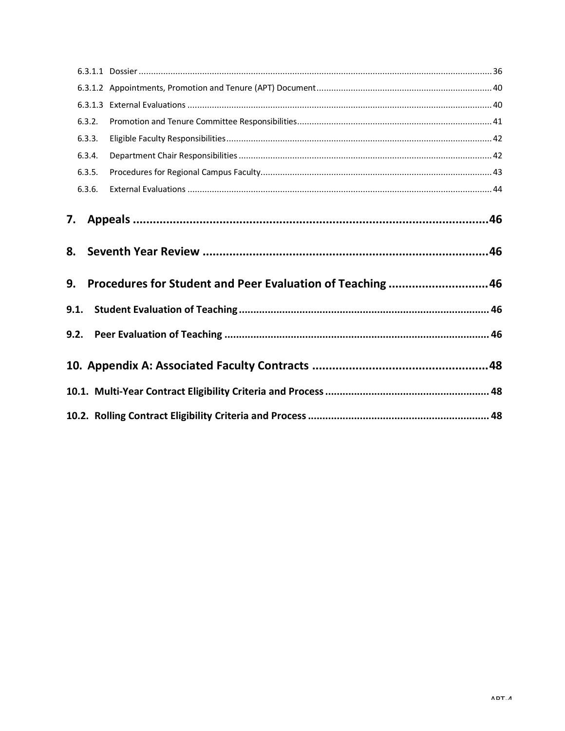6.3.1.1 Dossier ........................................ 36

6.3.1.2 Appointments, Promotion and Tenure (APT) Document ........................................ 40

6.3.1.3 External Evaluations ........................................ 40

6.3.2. Promotion and Tenure Committee Responsibilities ........................................ 41

6.3.3. Eligible Faculty Responsibilities ........................................ 42

6.3.4. Department Chair Responsibilities ........................................ 42

6.3.5. Procedures for Regional Campus Faculty ........................................ 43

6.3.6. External Evaluations ........................................ 44

**7. Appeals ........................................ 46**

**8. Seventh Year Review ........................................ 46**

**9. Procedures for Student and Peer Evaluation of Teaching ........................................ 46**

**9.1. Student Evaluation of Teaching ........................................ 46**

**9.2. Peer Evaluation of Teaching ........................................ 46**

**10. Appendix A: Associated Faculty Contracts ........................................ 48**

**10.1. Multi-Year Contract Eligibility Criteria and Process ........................................ 48**

**10.2. Rolling Contract Eligibility Criteria and Process ........................................ 48**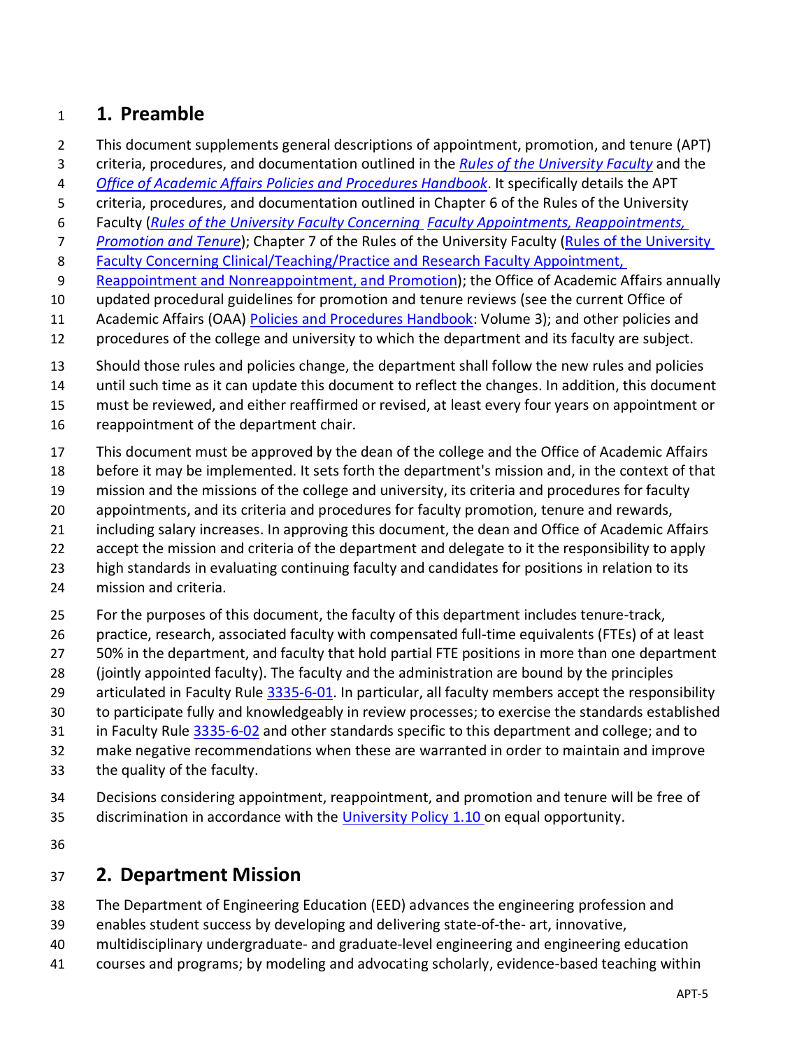# 1. Preamble

This document supplements general descriptions of appointment, promotion, and tenure (APT) criteria, procedures, and documentation outlined in the *Rules of the University Faculty* and the *Office of Academic Affairs Policies and Procedures Handbook*. It specifically details the APT criteria, procedures, and documentation outlined in Chapter 6 of the Rules of the University Faculty (*Rules of the University Faculty Concerning Faculty Appointments, Reappointments, Promotion and Tenure*); Chapter 7 of the Rules of the University Faculty (Rules of the University Faculty Concerning Clinical/Teaching/Practice and Research Faculty Appointment, Reappointment and Nonreappointment, and Promotion); the Office of Academic Affairs annually updated procedural guidelines for promotion and tenure reviews (see the current Office of Academic Affairs (OAA) Policies and Procedures Handbook: Volume 3); and other policies and procedures of the college and university to which the department and its faculty are subject.

Should those rules and policies change, the department shall follow the new rules and policies until such time as it can update this document to reflect the changes. In addition, this document must be reviewed, and either reaffirmed or revised, at least every four years on appointment or reappointment of the department chair.

This document must be approved by the dean of the college and the Office of Academic Affairs before it may be implemented. It sets forth the department's mission and, in the context of that mission and the missions of the college and university, its criteria and procedures for faculty appointments, and its criteria and procedures for faculty promotion, tenure and rewards, including salary increases. In approving this document, the dean and Office of Academic Affairs accept the mission and criteria of the department and delegate to it the responsibility to apply high standards in evaluating continuing faculty and candidates for positions in relation to its mission and criteria.

For the purposes of this document, the faculty of this department includes tenure-track, practice, research, associated faculty with compensated full-time equivalents (FTEs) of at least 50% in the department, and faculty that hold partial FTE positions in more than one department (jointly appointed faculty). The faculty and the administration are bound by the principles articulated in Faculty Rule 3335-6-01. In particular, all faculty members accept the responsibility to participate fully and knowledgeably in review processes; to exercise the standards established in Faculty Rule 3335-6-02 and other standards specific to this department and college; and to make negative recommendations when these are warranted in order to maintain and improve the quality of the faculty.

Decisions considering appointment, reappointment, and promotion and tenure will be free of discrimination in accordance with the University Policy 1.10 on equal opportunity.

# 2. Department Mission

The Department of Engineering Education (EED) advances the engineering profession and enables student success by developing and delivering state-of-the- art, innovative, multidisciplinary undergraduate- and graduate-level engineering and engineering education courses and programs; by modeling and advocating scholarly, evidence-based teaching within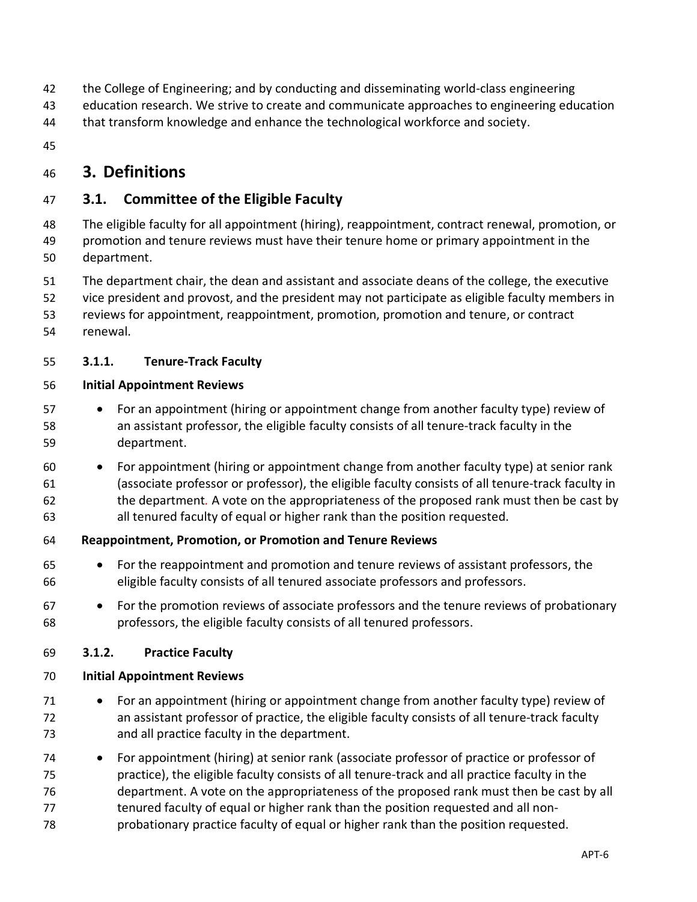the College of Engineering; and by conducting and disseminating world-class engineering education research. We strive to create and communicate approaches to engineering education that transform knowledge and enhance the technological workforce and society.

# 3. Definitions

## 3.1. Committee of the Eligible Faculty

The eligible faculty for all appointment (hiring), reappointment, contract renewal, promotion, or promotion and tenure reviews must have their tenure home or primary appointment in the department.

The department chair, the dean and assistant and associate deans of the college, the executive vice president and provost, and the president may not participate as eligible faculty members in reviews for appointment, reappointment, promotion, promotion and tenure, or contract renewal.

### 3.1.1. Tenure-Track Faculty

**Initial Appointment Reviews**

- For an appointment (hiring or appointment change from another faculty type) review of an assistant professor, the eligible faculty consists of all tenure-track faculty in the department.
- For appointment (hiring or appointment change from another faculty type) at senior rank (associate professor or professor), the eligible faculty consists of all tenure-track faculty in the department. A vote on the appropriateness of the proposed rank must then be cast by all tenured faculty of equal or higher rank than the position requested.

**Reappointment, Promotion, or Promotion and Tenure Reviews**

- For the reappointment and promotion and tenure reviews of assistant professors, the eligible faculty consists of all tenured associate professors and professors.
- For the promotion reviews of associate professors and the tenure reviews of probationary professors, the eligible faculty consists of all tenured professors.

### 3.1.2. Practice Faculty

**Initial Appointment Reviews**

- For an appointment (hiring or appointment change from another faculty type) review of an assistant professor of practice, the eligible faculty consists of all tenure-track faculty and all practice faculty in the department.
- For appointment (hiring) at senior rank (associate professor of practice or professor of practice), the eligible faculty consists of all tenure-track and all practice faculty in the department. A vote on the appropriateness of the proposed rank must then be cast by all tenured faculty of equal or higher rank than the position requested and all non-probationary practice faculty of equal or higher rank than the position requested.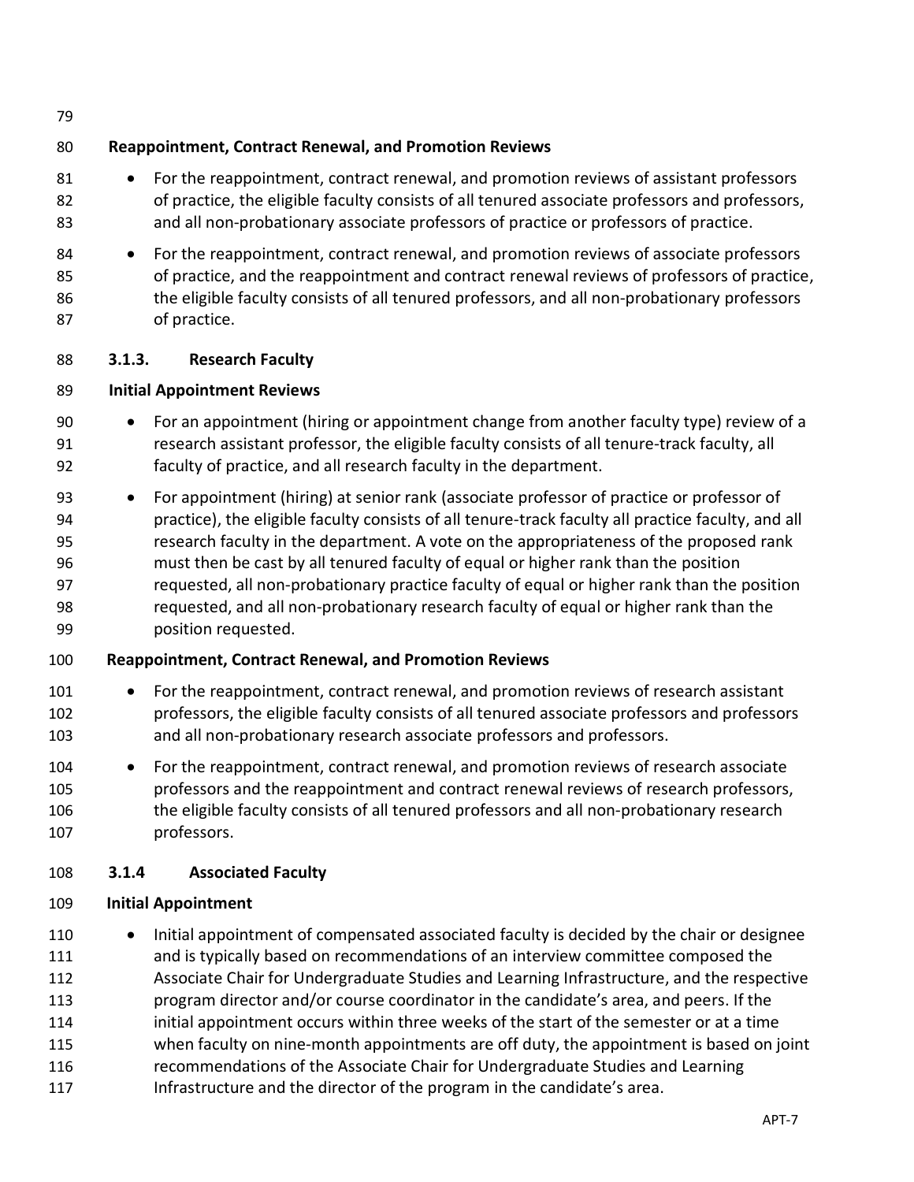**Reappointment, Contract Renewal, and Promotion Reviews**

- For the reappointment, contract renewal, and promotion reviews of assistant professors of practice, the eligible faculty consists of all tenured associate professors and professors, and all non-probationary associate professors of practice or professors of practice.
- For the reappointment, contract renewal, and promotion reviews of associate professors of practice, and the reappointment and contract renewal reviews of professors of practice, the eligible faculty consists of all tenured professors, and all non-probationary professors of practice.

### 3.1.3. Research Faculty

**Initial Appointment Reviews**

- For an appointment (hiring or appointment change from another faculty type) review of a research assistant professor, the eligible faculty consists of all tenure-track faculty, all faculty of practice, and all research faculty in the department.
- For appointment (hiring) at senior rank (associate professor of practice or professor of practice), the eligible faculty consists of all tenure-track faculty all practice faculty, and all research faculty in the department. A vote on the appropriateness of the proposed rank must then be cast by all tenured faculty of equal or higher rank than the position requested, all non-probationary practice faculty of equal or higher rank than the position requested, and all non-probationary research faculty of equal or higher rank than the position requested.

**Reappointment, Contract Renewal, and Promotion Reviews**

- For the reappointment, contract renewal, and promotion reviews of research assistant professors, the eligible faculty consists of all tenured associate professors and professors and all non-probationary research associate professors and professors.
- For the reappointment, contract renewal, and promotion reviews of research associate professors and the reappointment and contract renewal reviews of research professors, the eligible faculty consists of all tenured professors and all non-probationary research professors.

### 3.1.4 Associated Faculty

**Initial Appointment**

- Initial appointment of compensated associated faculty is decided by the chair or designee and is typically based on recommendations of an interview committee composed the Associate Chair for Undergraduate Studies and Learning Infrastructure, and the respective program director and/or course coordinator in the candidate's area, and peers. If the initial appointment occurs within three weeks of the start of the semester or at a time when faculty on nine-month appointments are off duty, the appointment is based on joint recommendations of the Associate Chair for Undergraduate Studies and Learning Infrastructure and the director of the program in the candidate's area.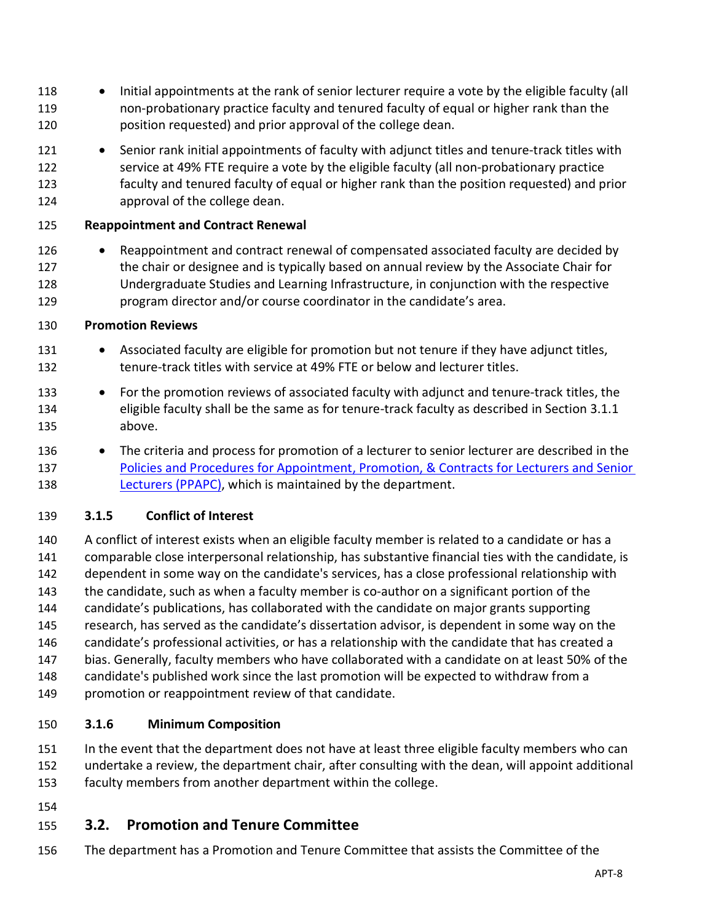- Initial appointments at the rank of senior lecturer require a vote by the eligible faculty (all non-probationary practice faculty and tenured faculty of equal or higher rank than the position requested) and prior approval of the college dean.
- Senior rank initial appointments of faculty with adjunct titles and tenure-track titles with service at 49% FTE require a vote by the eligible faculty (all non-probationary practice faculty and tenured faculty of equal or higher rank than the position requested) and prior approval of the college dean.

**Reappointment and Contract Renewal**

- Reappointment and contract renewal of compensated associated faculty are decided by the chair or designee and is typically based on annual review by the Associate Chair for Undergraduate Studies and Learning Infrastructure, in conjunction with the respective program director and/or course coordinator in the candidate's area.

**Promotion Reviews**

- Associated faculty are eligible for promotion but not tenure if they have adjunct titles, tenure-track titles with service at 49% FTE or below and lecturer titles.
- For the promotion reviews of associated faculty with adjunct and tenure-track titles, the eligible faculty shall be the same as for tenure-track faculty as described in Section 3.1.1 above.
- The criteria and process for promotion of a lecturer to senior lecturer are described in the Policies and Procedures for Appointment, Promotion, & Contracts for Lecturers and Senior Lecturers (PPAPC), which is maintained by the department.

### 3.1.5 Conflict of Interest

A conflict of interest exists when an eligible faculty member is related to a candidate or has a comparable close interpersonal relationship, has substantive financial ties with the candidate, is dependent in some way on the candidate's services, has a close professional relationship with the candidate, such as when a faculty member is co-author on a significant portion of the candidate's publications, has collaborated with the candidate on major grants supporting research, has served as the candidate's dissertation advisor, is dependent in some way on the candidate's professional activities, or has a relationship with the candidate that has created a bias. Generally, faculty members who have collaborated with a candidate on at least 50% of the candidate's published work since the last promotion will be expected to withdraw from a promotion or reappointment review of that candidate.

### 3.1.6 Minimum Composition

In the event that the department does not have at least three eligible faculty members who can undertake a review, the department chair, after consulting with the dean, will appoint additional faculty members from another department within the college.

## 3.2. Promotion and Tenure Committee

The department has a Promotion and Tenure Committee that assists the Committee of the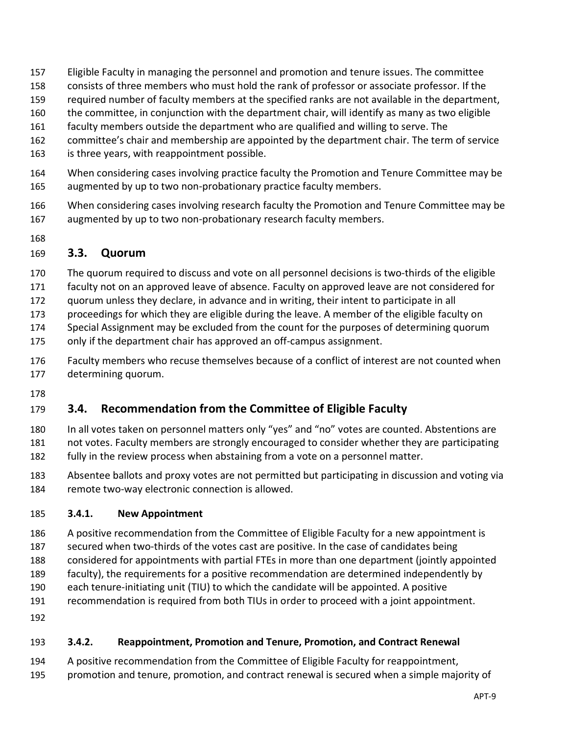Eligible Faculty in managing the personnel and promotion and tenure issues. The committee consists of three members who must hold the rank of professor or associate professor. If the required number of faculty members at the specified ranks are not available in the department, the committee, in conjunction with the department chair, will identify as many as two eligible faculty members outside the department who are qualified and willing to serve. The committee's chair and membership are appointed by the department chair. The term of service is three years, with reappointment possible.

When considering cases involving practice faculty the Promotion and Tenure Committee may be augmented by up to two non-probationary practice faculty members.

When considering cases involving research faculty the Promotion and Tenure Committee may be augmented by up to two non-probationary research faculty members.

## 3.3. Quorum

The quorum required to discuss and vote on all personnel decisions is two-thirds of the eligible faculty not on an approved leave of absence. Faculty on approved leave are not considered for quorum unless they declare, in advance and in writing, their intent to participate in all proceedings for which they are eligible during the leave. A member of the eligible faculty on Special Assignment may be excluded from the count for the purposes of determining quorum only if the department chair has approved an off-campus assignment.

Faculty members who recuse themselves because of a conflict of interest are not counted when determining quorum.

## 3.4. Recommendation from the Committee of Eligible Faculty

In all votes taken on personnel matters only "yes" and "no" votes are counted. Abstentions are not votes. Faculty members are strongly encouraged to consider whether they are participating fully in the review process when abstaining from a vote on a personnel matter.

Absentee ballots and proxy votes are not permitted but participating in discussion and voting via remote two-way electronic connection is allowed.

### 3.4.1. New Appointment

A positive recommendation from the Committee of Eligible Faculty for a new appointment is secured when two-thirds of the votes cast are positive. In the case of candidates being considered for appointments with partial FTEs in more than one department (jointly appointed faculty), the requirements for a positive recommendation are determined independently by each tenure-initiating unit (TIU) to which the candidate will be appointed. A positive recommendation is required from both TIUs in order to proceed with a joint appointment.

### 3.4.2. Reappointment, Promotion and Tenure, Promotion, and Contract Renewal

A positive recommendation from the Committee of Eligible Faculty for reappointment, promotion and tenure, promotion, and contract renewal is secured when a simple majority of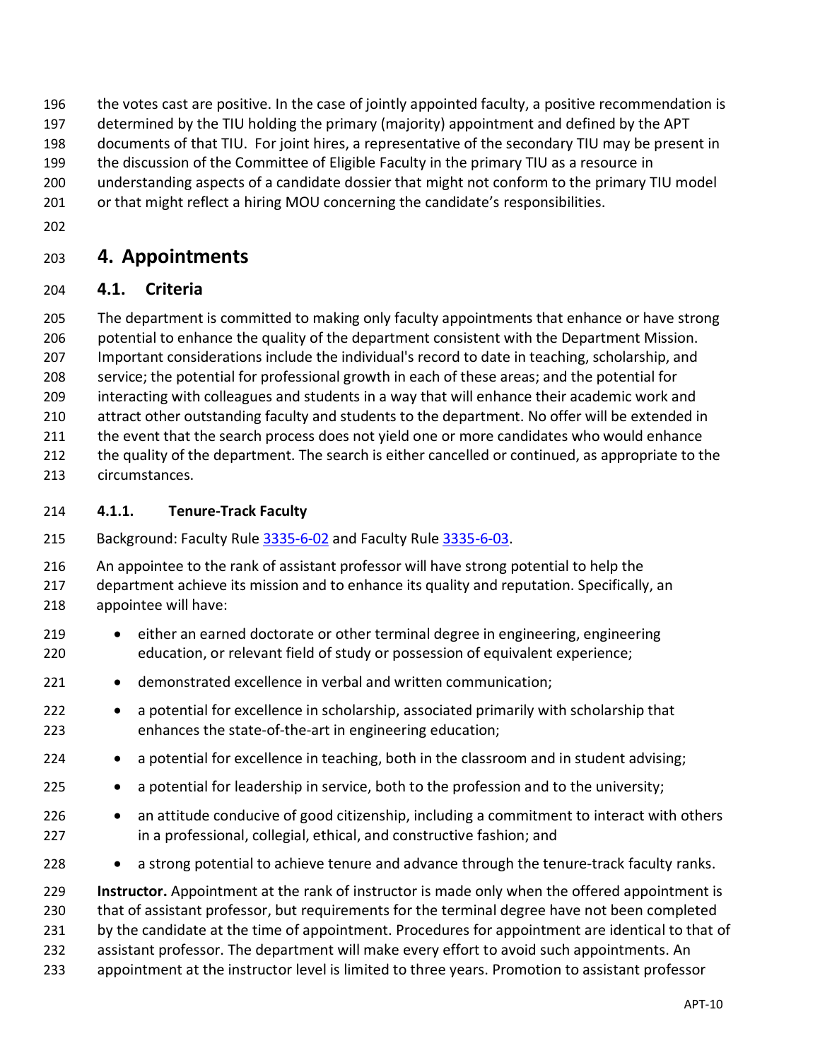the votes cast are positive. In the case of jointly appointed faculty, a positive recommendation is determined by the TIU holding the primary (majority) appointment and defined by the APT documents of that TIU. For joint hires, a representative of the secondary TIU may be present in the discussion of the Committee of Eligible Faculty in the primary TIU as a resource in understanding aspects of a candidate dossier that might not conform to the primary TIU model or that might reflect a hiring MOU concerning the candidate's responsibilities.

# 4. Appointments

## 4.1. Criteria

The department is committed to making only faculty appointments that enhance or have strong potential to enhance the quality of the department consistent with the Department Mission. Important considerations include the individual's record to date in teaching, scholarship, and service; the potential for professional growth in each of these areas; and the potential for interacting with colleagues and students in a way that will enhance their academic work and attract other outstanding faculty and students to the department. No offer will be extended in the event that the search process does not yield one or more candidates who would enhance the quality of the department. The search is either cancelled or continued, as appropriate to the circumstances.

### 4.1.1. Tenure-Track Faculty

Background: Faculty Rule 3335-6-02 and Faculty Rule 3335-6-03.

An appointee to the rank of assistant professor will have strong potential to help the department achieve its mission and to enhance its quality and reputation. Specifically, an appointee will have:

- either an earned doctorate or other terminal degree in engineering, engineering education, or relevant field of study or possession of equivalent experience;
- demonstrated excellence in verbal and written communication;
- a potential for excellence in scholarship, associated primarily with scholarship that enhances the state-of-the-art in engineering education;
- a potential for excellence in teaching, both in the classroom and in student advising;
- a potential for leadership in service, both to the profession and to the university;
- an attitude conducive of good citizenship, including a commitment to interact with others in a professional, collegial, ethical, and constructive fashion; and
- a strong potential to achieve tenure and advance through the tenure-track faculty ranks.

**Instructor.** Appointment at the rank of instructor is made only when the offered appointment is that of assistant professor, but requirements for the terminal degree have not been completed by the candidate at the time of appointment. Procedures for appointment are identical to that of assistant professor. The department will make every effort to avoid such appointments. An appointment at the instructor level is limited to three years. Promotion to assistant professor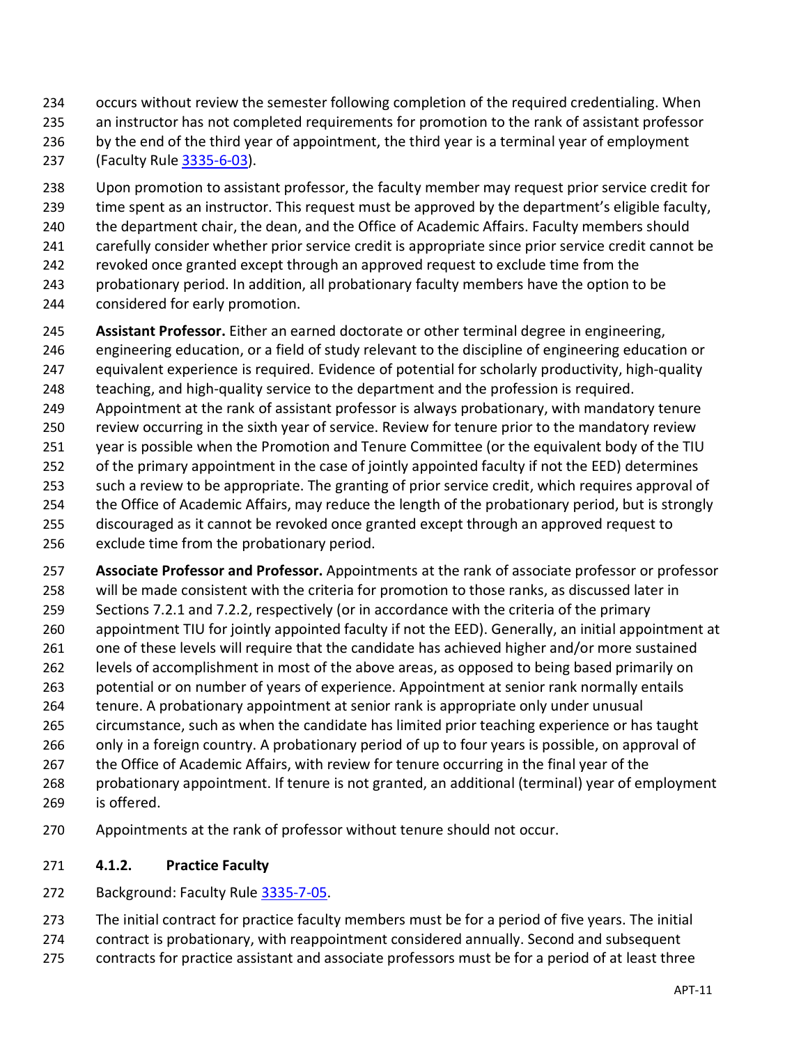occurs without review the semester following completion of the required credentialing. When an instructor has not completed requirements for promotion to the rank of assistant professor by the end of the third year of appointment, the third year is a terminal year of employment (Faculty Rule 3335-6-03).

Upon promotion to assistant professor, the faculty member may request prior service credit for time spent as an instructor. This request must be approved by the department's eligible faculty, the department chair, the dean, and the Office of Academic Affairs. Faculty members should carefully consider whether prior service credit is appropriate since prior service credit cannot be revoked once granted except through an approved request to exclude time from the probationary period. In addition, all probationary faculty members have the option to be considered for early promotion.

**Assistant Professor.** Either an earned doctorate or other terminal degree in engineering, engineering education, or a field of study relevant to the discipline of engineering education or equivalent experience is required. Evidence of potential for scholarly productivity, high-quality teaching, and high-quality service to the department and the profession is required. Appointment at the rank of assistant professor is always probationary, with mandatory tenure review occurring in the sixth year of service. Review for tenure prior to the mandatory review year is possible when the Promotion and Tenure Committee (or the equivalent body of the TIU of the primary appointment in the case of jointly appointed faculty if not the EED) determines such a review to be appropriate. The granting of prior service credit, which requires approval of the Office of Academic Affairs, may reduce the length of the probationary period, but is strongly discouraged as it cannot be revoked once granted except through an approved request to exclude time from the probationary period.

**Associate Professor and Professor.** Appointments at the rank of associate professor or professor will be made consistent with the criteria for promotion to those ranks, as discussed later in Sections 7.2.1 and 7.2.2, respectively (or in accordance with the criteria of the primary appointment TIU for jointly appointed faculty if not the EED). Generally, an initial appointment at one of these levels will require that the candidate has achieved higher and/or more sustained levels of accomplishment in most of the above areas, as opposed to being based primarily on potential or on number of years of experience. Appointment at senior rank normally entails tenure. A probationary appointment at senior rank is appropriate only under unusual circumstance, such as when the candidate has limited prior teaching experience or has taught only in a foreign country. A probationary period of up to four years is possible, on approval of the Office of Academic Affairs, with review for tenure occurring in the final year of the probationary appointment. If tenure is not granted, an additional (terminal) year of employment is offered.

Appointments at the rank of professor without tenure should not occur.

#### 4.1.2. Practice Faculty

Background: Faculty Rule 3335-7-05.

The initial contract for practice faculty members must be for a period of five years. The initial contract is probationary, with reappointment considered annually. Second and subsequent contracts for practice assistant and associate professors must be for a period of at least three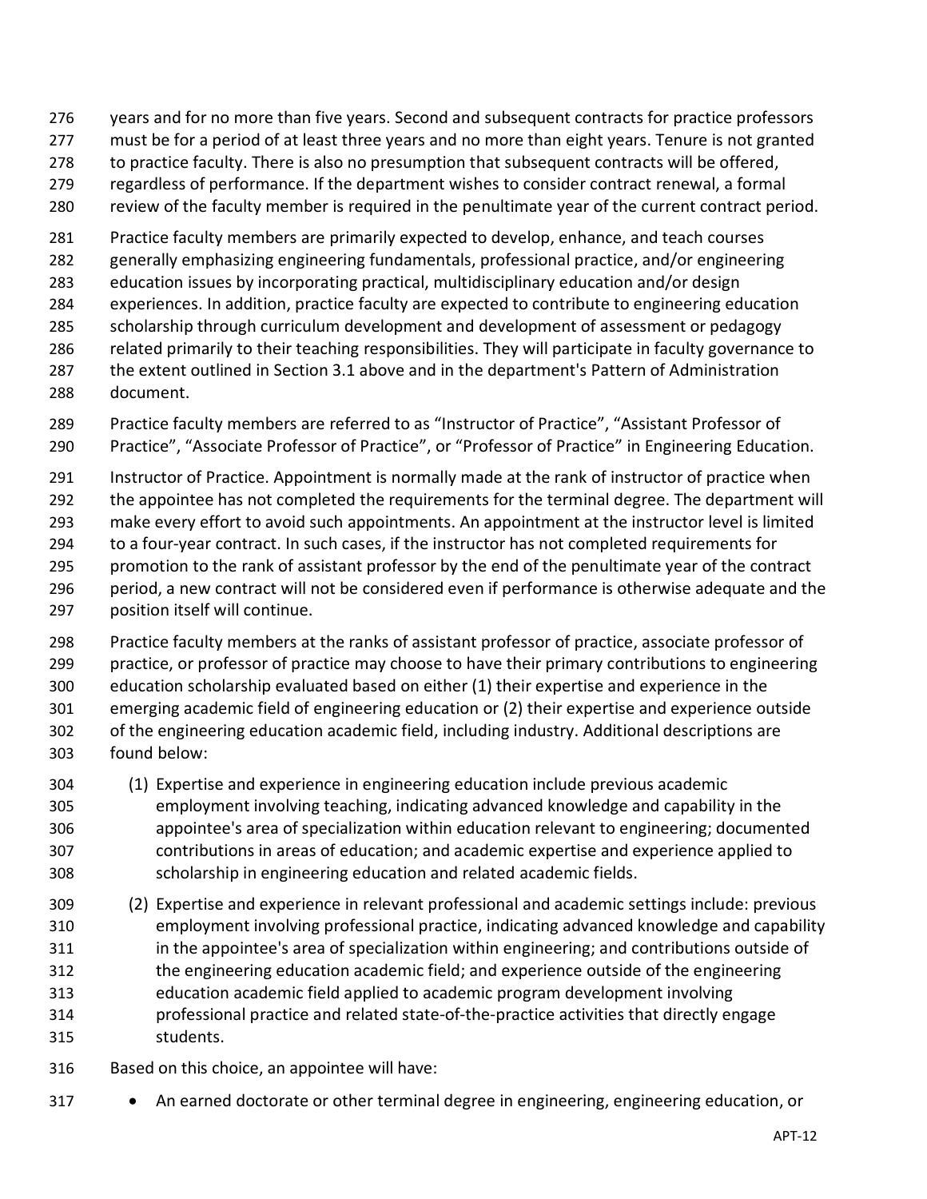years and for no more than five years. Second and subsequent contracts for practice professors must be for a period of at least three years and no more than eight years. Tenure is not granted to practice faculty. There is also no presumption that subsequent contracts will be offered, regardless of performance. If the department wishes to consider contract renewal, a formal review of the faculty member is required in the penultimate year of the current contract period.

Practice faculty members are primarily expected to develop, enhance, and teach courses generally emphasizing engineering fundamentals, professional practice, and/or engineering education issues by incorporating practical, multidisciplinary education and/or design experiences. In addition, practice faculty are expected to contribute to engineering education scholarship through curriculum development and development of assessment or pedagogy related primarily to their teaching responsibilities. They will participate in faculty governance to the extent outlined in Section 3.1 above and in the department's Pattern of Administration document.

Practice faculty members are referred to as "Instructor of Practice", "Assistant Professor of Practice", "Associate Professor of Practice", or "Professor of Practice" in Engineering Education.

Instructor of Practice. Appointment is normally made at the rank of instructor of practice when the appointee has not completed the requirements for the terminal degree. The department will make every effort to avoid such appointments. An appointment at the instructor level is limited to a four-year contract. In such cases, if the instructor has not completed requirements for promotion to the rank of assistant professor by the end of the penultimate year of the contract period, a new contract will not be considered even if performance is otherwise adequate and the position itself will continue.

Practice faculty members at the ranks of assistant professor of practice, associate professor of practice, or professor of practice may choose to have their primary contributions to engineering education scholarship evaluated based on either (1) their expertise and experience in the emerging academic field of engineering education or (2) their expertise and experience outside of the engineering education academic field, including industry. Additional descriptions are found below:

(1) Expertise and experience in engineering education include previous academic employment involving teaching, indicating advanced knowledge and capability in the appointee's area of specialization within education relevant to engineering; documented contributions in areas of education; and academic expertise and experience applied to scholarship in engineering education and related academic fields.

(2) Expertise and experience in relevant professional and academic settings include: previous employment involving professional practice, indicating advanced knowledge and capability in the appointee's area of specialization within engineering; and contributions outside of the engineering education academic field; and experience outside of the engineering education academic field applied to academic program development involving professional practice and related state-of-the-practice activities that directly engage students.

Based on this choice, an appointee will have:

- An earned doctorate or other terminal degree in engineering, engineering education, or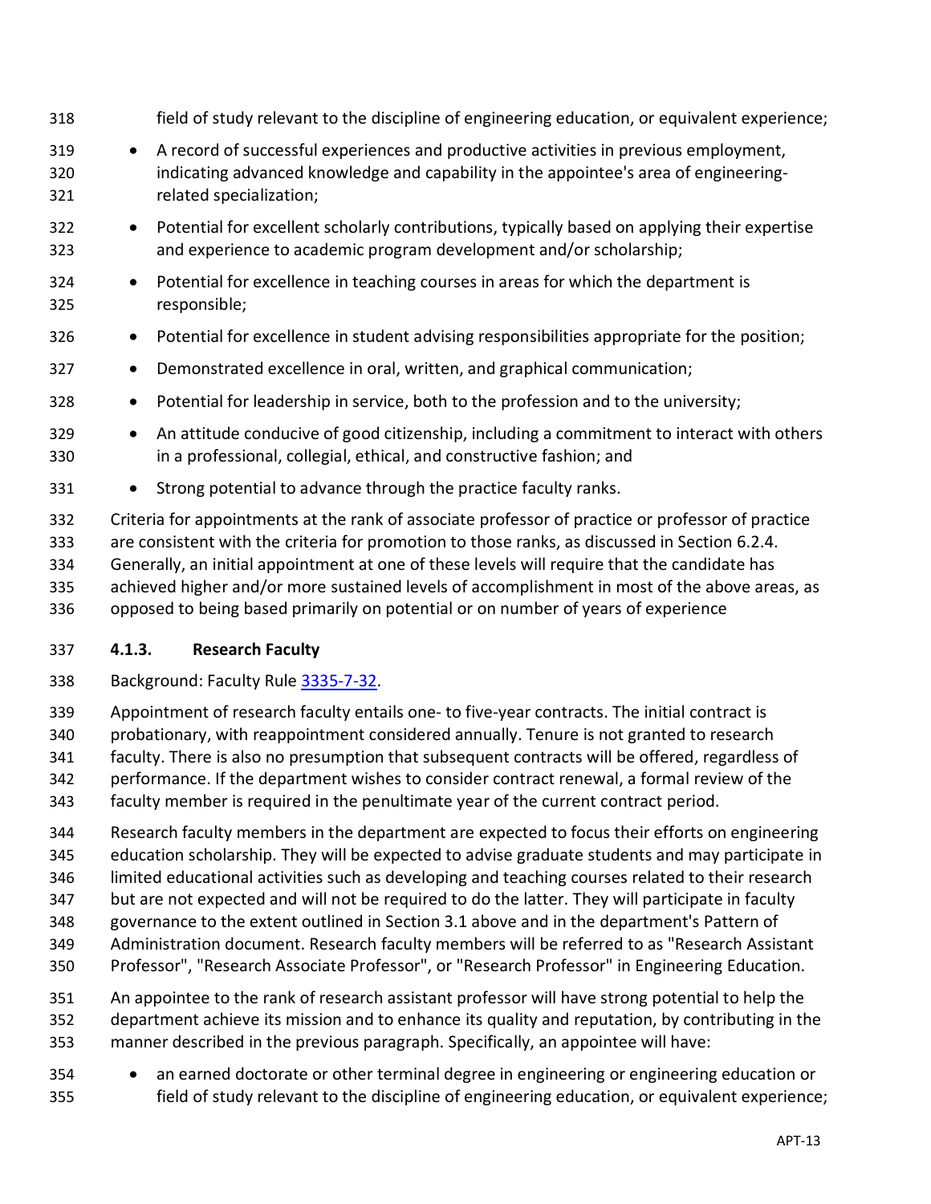field of study relevant to the discipline of engineering education, or equivalent experience;

- A record of successful experiences and productive activities in previous employment, indicating advanced knowledge and capability in the appointee's area of engineering-related specialization;
- Potential for excellent scholarly contributions, typically based on applying their expertise and experience to academic program development and/or scholarship;
- Potential for excellence in teaching courses in areas for which the department is responsible;
- Potential for excellence in student advising responsibilities appropriate for the position;
- Demonstrated excellence in oral, written, and graphical communication;
- Potential for leadership in service, both to the profession and to the university;
- An attitude conducive of good citizenship, including a commitment to interact with others in a professional, collegial, ethical, and constructive fashion; and
- Strong potential to advance through the practice faculty ranks.

Criteria for appointments at the rank of associate professor of practice or professor of practice are consistent with the criteria for promotion to those ranks, as discussed in Section 6.2.4. Generally, an initial appointment at one of these levels will require that the candidate has achieved higher and/or more sustained levels of accomplishment in most of the above areas, as opposed to being based primarily on potential or on number of years of experience

### 4.1.3. Research Faculty

Background: Faculty Rule 3335-7-32.

Appointment of research faculty entails one- to five-year contracts. The initial contract is probationary, with reappointment considered annually. Tenure is not granted to research faculty. There is also no presumption that subsequent contracts will be offered, regardless of performance. If the department wishes to consider contract renewal, a formal review of the faculty member is required in the penultimate year of the current contract period.

Research faculty members in the department are expected to focus their efforts on engineering education scholarship. They will be expected to advise graduate students and may participate in limited educational activities such as developing and teaching courses related to their research but are not expected and will not be required to do the latter. They will participate in faculty governance to the extent outlined in Section 3.1 above and in the department's Pattern of Administration document. Research faculty members will be referred to as "Research Assistant Professor", "Research Associate Professor", or "Research Professor" in Engineering Education.

An appointee to the rank of research assistant professor will have strong potential to help the department achieve its mission and to enhance its quality and reputation, by contributing in the manner described in the previous paragraph. Specifically, an appointee will have:

- an earned doctorate or other terminal degree in engineering or engineering education or field of study relevant to the discipline of engineering education, or equivalent experience;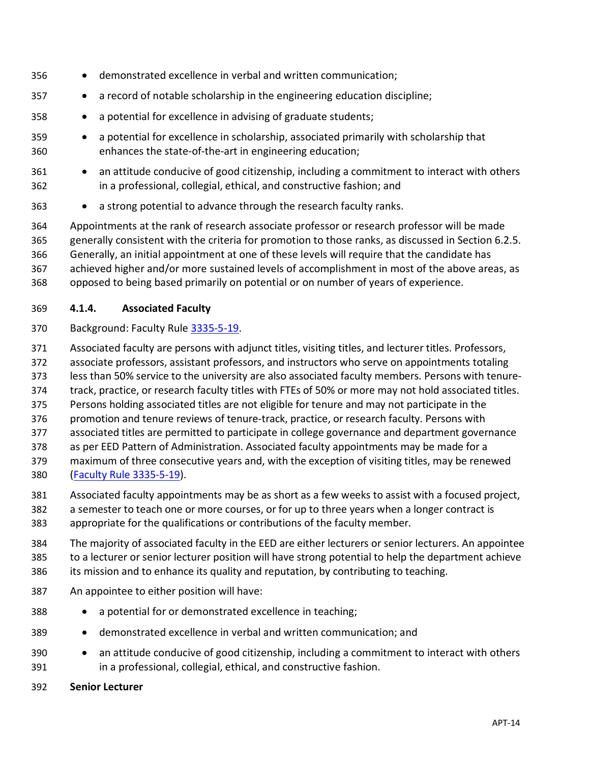- demonstrated excellence in verbal and written communication;
- a record of notable scholarship in the engineering education discipline;
- a potential for excellence in advising of graduate students;
- a potential for excellence in scholarship, associated primarily with scholarship that enhances the state-of-the-art in engineering education;
- an attitude conducive of good citizenship, including a commitment to interact with others in a professional, collegial, ethical, and constructive fashion; and
- a strong potential to advance through the research faculty ranks.

Appointments at the rank of research associate professor or research professor will be made generally consistent with the criteria for promotion to those ranks, as discussed in Section 6.2.5. Generally, an initial appointment at one of these levels will require that the candidate has achieved higher and/or more sustained levels of accomplishment in most of the above areas, as opposed to being based primarily on potential or on number of years of experience.

#### 4.1.4. Associated Faculty

Background: Faculty Rule 3335-5-19.

Associated faculty are persons with adjunct titles, visiting titles, and lecturer titles. Professors, associate professors, assistant professors, and instructors who serve on appointments totaling less than 50% service to the university are also associated faculty members. Persons with tenure-track, practice, or research faculty titles with FTEs of 50% or more may not hold associated titles. Persons holding associated titles are not eligible for tenure and may not participate in the promotion and tenure reviews of tenure-track, practice, or research faculty. Persons with associated titles are permitted to participate in college governance and department governance as per EED Pattern of Administration. Associated faculty appointments may be made for a maximum of three consecutive years and, with the exception of visiting titles, may be renewed (Faculty Rule 3335-5-19).

Associated faculty appointments may be as short as a few weeks to assist with a focused project, a semester to teach one or more courses, or for up to three years when a longer contract is appropriate for the qualifications or contributions of the faculty member.

The majority of associated faculty in the EED are either lecturers or senior lecturers. An appointee to a lecturer or senior lecturer position will have strong potential to help the department achieve its mission and to enhance its quality and reputation, by contributing to teaching.

An appointee to either position will have:

- a potential for or demonstrated excellence in teaching;
- demonstrated excellence in verbal and written communication; and
- an attitude conducive of good citizenship, including a commitment to interact with others in a professional, collegial, ethical, and constructive fashion.

**Senior Lecturer**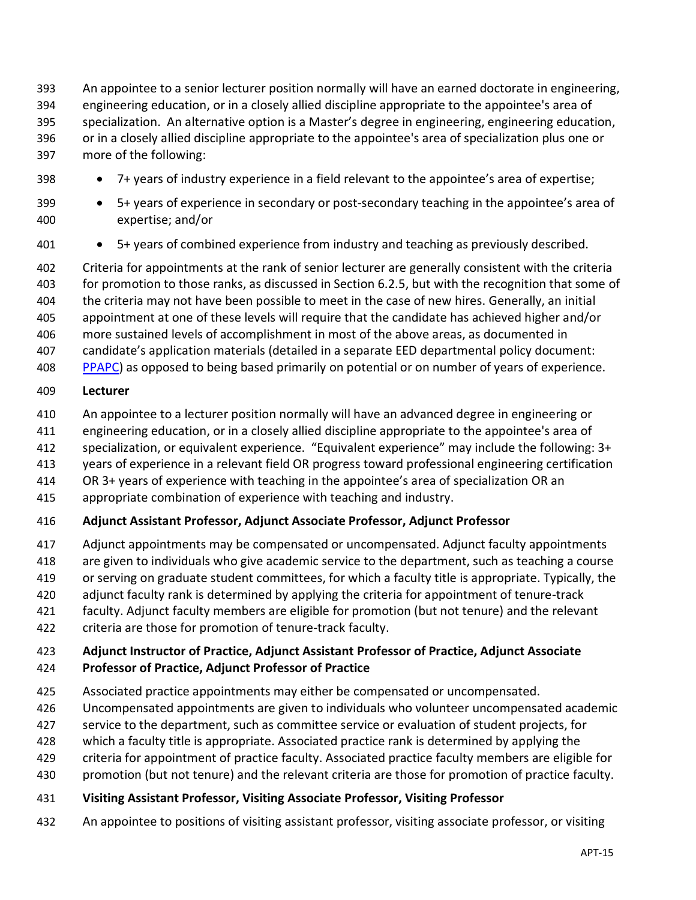An appointee to a senior lecturer position normally will have an earned doctorate in engineering, engineering education, or in a closely allied discipline appropriate to the appointee's area of specialization. An alternative option is a Master's degree in engineering, engineering education, or in a closely allied discipline appropriate to the appointee's area of specialization plus one or more of the following:

- 7+ years of industry experience in a field relevant to the appointee's area of expertise;
- 5+ years of experience in secondary or post-secondary teaching in the appointee's area of expertise; and/or
- 5+ years of combined experience from industry and teaching as previously described.

Criteria for appointments at the rank of senior lecturer are generally consistent with the criteria for promotion to those ranks, as discussed in Section 6.2.5, but with the recognition that some of the criteria may not have been possible to meet in the case of new hires. Generally, an initial appointment at one of these levels will require that the candidate has achieved higher and/or more sustained levels of accomplishment in most of the above areas, as documented in candidate's application materials (detailed in a separate EED departmental policy document: PPAPC) as opposed to being based primarily on potential or on number of years of experience.

**Lecturer**

An appointee to a lecturer position normally will have an advanced degree in engineering or engineering education, or in a closely allied discipline appropriate to the appointee's area of specialization, or equivalent experience. "Equivalent experience" may include the following: 3+ years of experience in a relevant field OR progress toward professional engineering certification OR 3+ years of experience with teaching in the appointee's area of specialization OR an appropriate combination of experience with teaching and industry.

**Adjunct Assistant Professor, Adjunct Associate Professor, Adjunct Professor**

Adjunct appointments may be compensated or uncompensated. Adjunct faculty appointments are given to individuals who give academic service to the department, such as teaching a course or serving on graduate student committees, for which a faculty title is appropriate. Typically, the adjunct faculty rank is determined by applying the criteria for appointment of tenure-track faculty. Adjunct faculty members are eligible for promotion (but not tenure) and the relevant criteria are those for promotion of tenure-track faculty.

**Adjunct Instructor of Practice, Adjunct Assistant Professor of Practice, Adjunct Associate Professor of Practice, Adjunct Professor of Practice**

Associated practice appointments may either be compensated or uncompensated. Uncompensated appointments are given to individuals who volunteer uncompensated academic service to the department, such as committee service or evaluation of student projects, for which a faculty title is appropriate. Associated practice rank is determined by applying the criteria for appointment of practice faculty. Associated practice faculty members are eligible for promotion (but not tenure) and the relevant criteria are those for promotion of practice faculty.

**Visiting Assistant Professor, Visiting Associate Professor, Visiting Professor**

An appointee to positions of visiting assistant professor, visiting associate professor, or visiting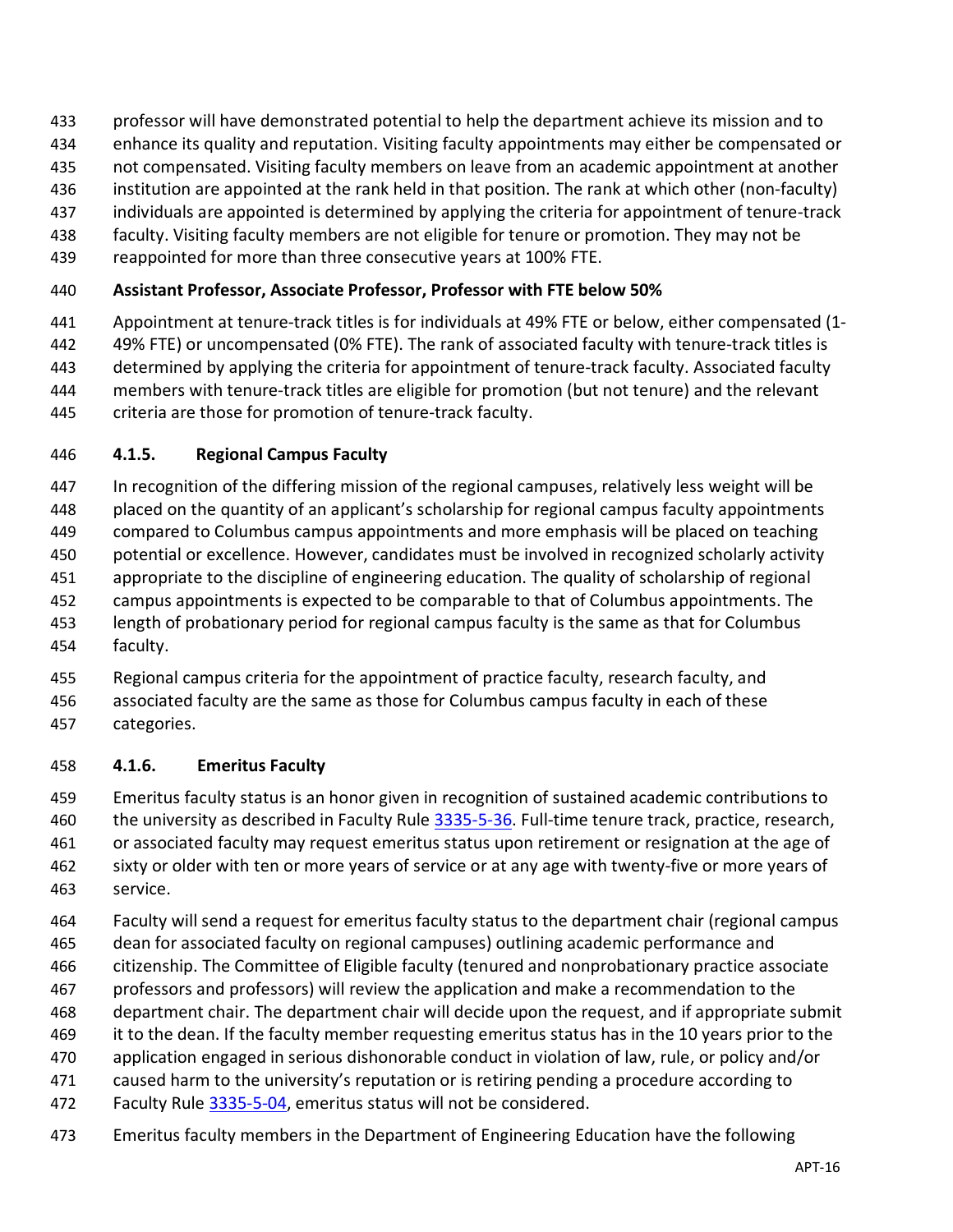professor will have demonstrated potential to help the department achieve its mission and to enhance its quality and reputation. Visiting faculty appointments may either be compensated or not compensated. Visiting faculty members on leave from an academic appointment at another institution are appointed at the rank held in that position. The rank at which other (non-faculty) individuals are appointed is determined by applying the criteria for appointment of tenure-track faculty. Visiting faculty members are not eligible for tenure or promotion. They may not be reappointed for more than three consecutive years at 100% FTE.

**Assistant Professor, Associate Professor, Professor with FTE below 50%**

Appointment at tenure-track titles is for individuals at 49% FTE or below, either compensated (1-49% FTE) or uncompensated (0% FTE). The rank of associated faculty with tenure-track titles is determined by applying the criteria for appointment of tenure-track faculty. Associated faculty members with tenure-track titles are eligible for promotion (but not tenure) and the relevant criteria are those for promotion of tenure-track faculty.

### 4.1.5. Regional Campus Faculty

In recognition of the differing mission of the regional campuses, relatively less weight will be placed on the quantity of an applicant's scholarship for regional campus faculty appointments compared to Columbus campus appointments and more emphasis will be placed on teaching potential or excellence. However, candidates must be involved in recognized scholarly activity appropriate to the discipline of engineering education. The quality of scholarship of regional campus appointments is expected to be comparable to that of Columbus appointments. The length of probationary period for regional campus faculty is the same as that for Columbus faculty.

Regional campus criteria for the appointment of practice faculty, research faculty, and associated faculty are the same as those for Columbus campus faculty in each of these categories.

### 4.1.6. Emeritus Faculty

Emeritus faculty status is an honor given in recognition of sustained academic contributions to the university as described in Faculty Rule 3335-5-36. Full-time tenure track, practice, research, or associated faculty may request emeritus status upon retirement or resignation at the age of sixty or older with ten or more years of service or at any age with twenty-five or more years of service.

Faculty will send a request for emeritus faculty status to the department chair (regional campus dean for associated faculty on regional campuses) outlining academic performance and citizenship. The Committee of Eligible faculty (tenured and nonprobationary practice associate professors and professors) will review the application and make a recommendation to the department chair. The department chair will decide upon the request, and if appropriate submit it to the dean. If the faculty member requesting emeritus status has in the 10 years prior to the application engaged in serious dishonorable conduct in violation of law, rule, or policy and/or caused harm to the university's reputation or is retiring pending a procedure according to Faculty Rule 3335-5-04, emeritus status will not be considered.

Emeritus faculty members in the Department of Engineering Education have the following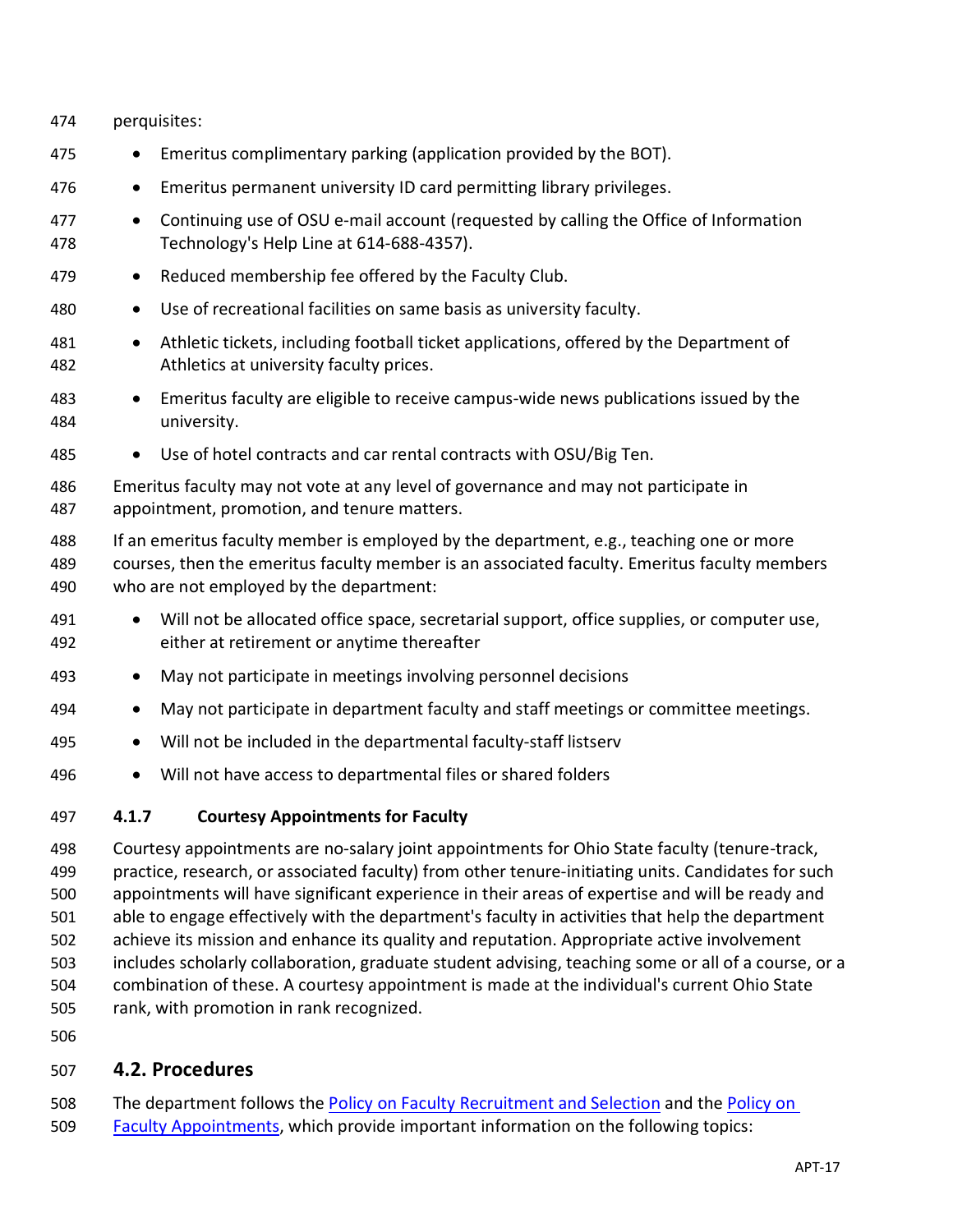perquisites:

- Emeritus complimentary parking (application provided by the BOT).
- Emeritus permanent university ID card permitting library privileges.
- Continuing use of OSU e-mail account (requested by calling the Office of Information Technology's Help Line at 614-688-4357).
- Reduced membership fee offered by the Faculty Club.
- Use of recreational facilities on same basis as university faculty.
- Athletic tickets, including football ticket applications, offered by the Department of Athletics at university faculty prices.
- Emeritus faculty are eligible to receive campus-wide news publications issued by the university.
- Use of hotel contracts and car rental contracts with OSU/Big Ten.

Emeritus faculty may not vote at any level of governance and may not participate in appointment, promotion, and tenure matters.

If an emeritus faculty member is employed by the department, e.g., teaching one or more courses, then the emeritus faculty member is an associated faculty. Emeritus faculty members who are not employed by the department:

- Will not be allocated office space, secretarial support, office supplies, or computer use, either at retirement or anytime thereafter
- May not participate in meetings involving personnel decisions
- May not participate in department faculty and staff meetings or committee meetings.
- Will not be included in the departmental faculty-staff listserv
- Will not have access to departmental files or shared folders

### 4.1.7 Courtesy Appointments for Faculty

Courtesy appointments are no-salary joint appointments for Ohio State faculty (tenure-track, practice, research, or associated faculty) from other tenure-initiating units. Candidates for such appointments will have significant experience in their areas of expertise and will be ready and able to engage effectively with the department's faculty in activities that help the department achieve its mission and enhance its quality and reputation. Appropriate active involvement includes scholarly collaboration, graduate student advising, teaching some or all of a course, or a combination of these. A courtesy appointment is made at the individual's current Ohio State rank, with promotion in rank recognized.

## 4.2. Procedures

The department follows the Policy on Faculty Recruitment and Selection and the Policy on Faculty Appointments, which provide important information on the following topics: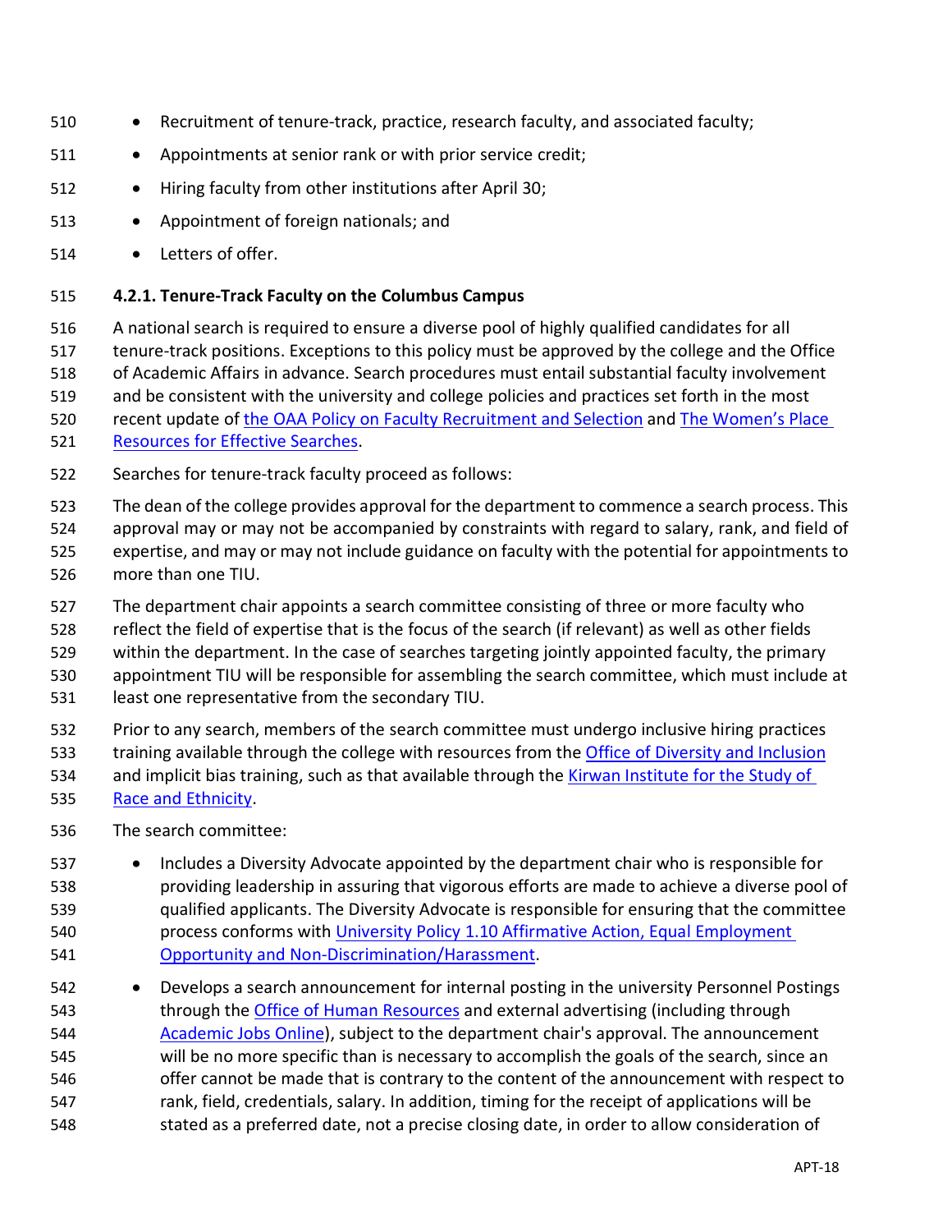- Recruitment of tenure-track, practice, research faculty, and associated faculty;
- Appointments at senior rank or with prior service credit;
- Hiring faculty from other institutions after April 30;
- Appointment of foreign nationals; and
- Letters of offer.

**4.2.1. Tenure-Track Faculty on the Columbus Campus**

A national search is required to ensure a diverse pool of highly qualified candidates for all tenure-track positions. Exceptions to this policy must be approved by the college and the Office of Academic Affairs in advance. Search procedures must entail substantial faculty involvement and be consistent with the university and college policies and practices set forth in the most recent update of the OAA Policy on Faculty Recruitment and Selection and The Women's Place Resources for Effective Searches.

Searches for tenure-track faculty proceed as follows:

The dean of the college provides approval for the department to commence a search process. This approval may or may not be accompanied by constraints with regard to salary, rank, and field of expertise, and may or may not include guidance on faculty with the potential for appointments to more than one TIU.

The department chair appoints a search committee consisting of three or more faculty who reflect the field of expertise that is the focus of the search (if relevant) as well as other fields within the department. In the case of searches targeting jointly appointed faculty, the primary appointment TIU will be responsible for assembling the search committee, which must include at least one representative from the secondary TIU.

Prior to any search, members of the search committee must undergo inclusive hiring practices training available through the college with resources from the Office of Diversity and Inclusion and implicit bias training, such as that available through the Kirwan Institute for the Study of Race and Ethnicity.

The search committee:

- Includes a Diversity Advocate appointed by the department chair who is responsible for providing leadership in assuring that vigorous efforts are made to achieve a diverse pool of qualified applicants. The Diversity Advocate is responsible for ensuring that the committee process conforms with University Policy 1.10 Affirmative Action, Equal Employment Opportunity and Non-Discrimination/Harassment.
- Develops a search announcement for internal posting in the university Personnel Postings through the Office of Human Resources and external advertising (including through Academic Jobs Online), subject to the department chair's approval. The announcement will be no more specific than is necessary to accomplish the goals of the search, since an offer cannot be made that is contrary to the content of the announcement with respect to rank, field, credentials, salary. In addition, timing for the receipt of applications will be stated as a preferred date, not a precise closing date, in order to allow consideration of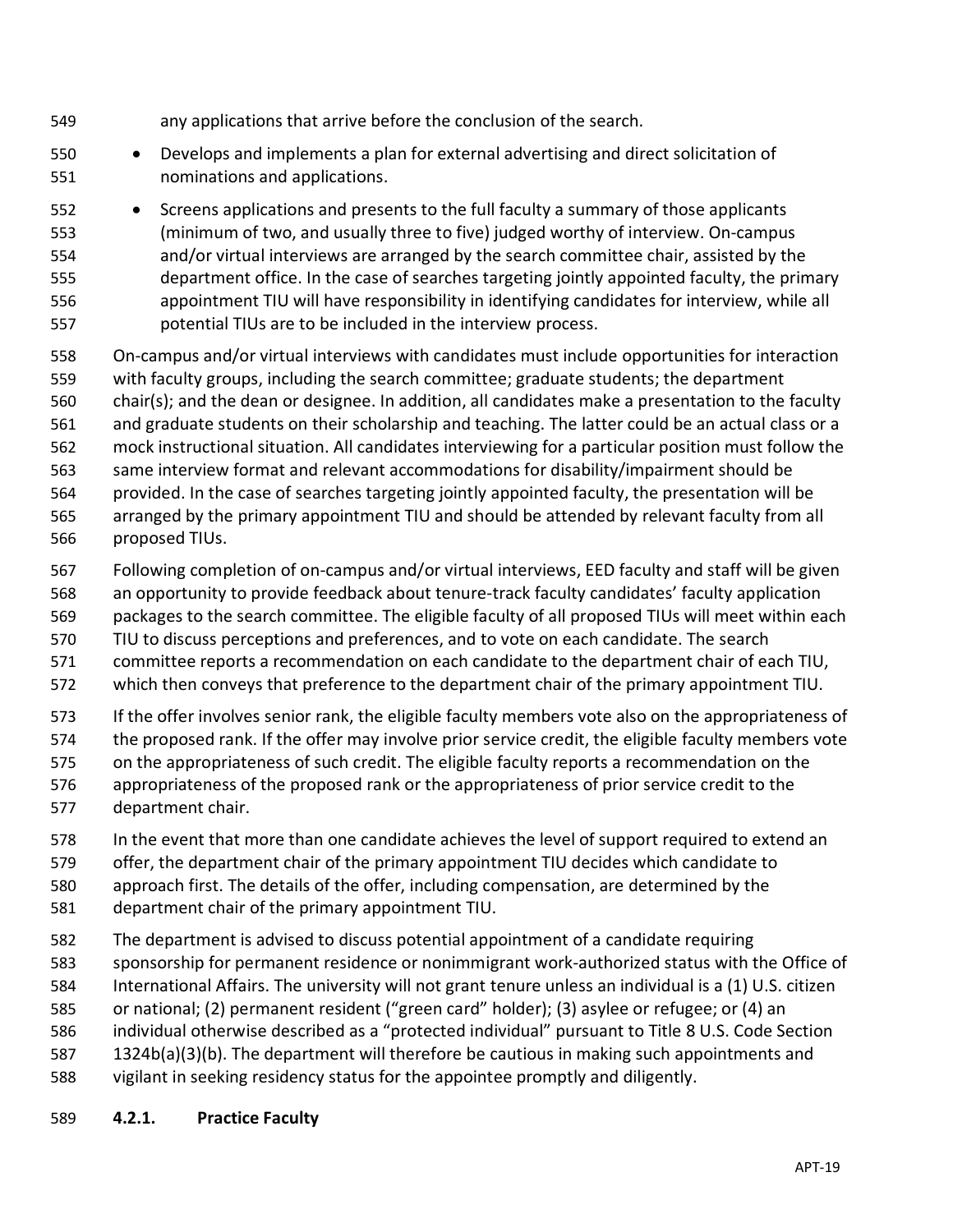any applications that arrive before the conclusion of the search.

- Develops and implements a plan for external advertising and direct solicitation of nominations and applications.
- Screens applications and presents to the full faculty a summary of those applicants (minimum of two, and usually three to five) judged worthy of interview. On-campus and/or virtual interviews are arranged by the search committee chair, assisted by the department office. In the case of searches targeting jointly appointed faculty, the primary appointment TIU will have responsibility in identifying candidates for interview, while all potential TIUs are to be included in the interview process.

On-campus and/or virtual interviews with candidates must include opportunities for interaction with faculty groups, including the search committee; graduate students; the department chair(s); and the dean or designee. In addition, all candidates make a presentation to the faculty and graduate students on their scholarship and teaching. The latter could be an actual class or a mock instructional situation. All candidates interviewing for a particular position must follow the same interview format and relevant accommodations for disability/impairment should be provided. In the case of searches targeting jointly appointed faculty, the presentation will be arranged by the primary appointment TIU and should be attended by relevant faculty from all proposed TIUs.

Following completion of on-campus and/or virtual interviews, EED faculty and staff will be given an opportunity to provide feedback about tenure-track faculty candidates' faculty application packages to the search committee. The eligible faculty of all proposed TIUs will meet within each TIU to discuss perceptions and preferences, and to vote on each candidate. The search committee reports a recommendation on each candidate to the department chair of each TIU, which then conveys that preference to the department chair of the primary appointment TIU.

If the offer involves senior rank, the eligible faculty members vote also on the appropriateness of the proposed rank. If the offer may involve prior service credit, the eligible faculty members vote on the appropriateness of such credit. The eligible faculty reports a recommendation on the appropriateness of the proposed rank or the appropriateness of prior service credit to the department chair.

In the event that more than one candidate achieves the level of support required to extend an offer, the department chair of the primary appointment TIU decides which candidate to approach first. The details of the offer, including compensation, are determined by the department chair of the primary appointment TIU.

The department is advised to discuss potential appointment of a candidate requiring sponsorship for permanent residence or nonimmigrant work-authorized status with the Office of International Affairs. The university will not grant tenure unless an individual is a (1) U.S. citizen or national; (2) permanent resident ("green card" holder); (3) asylee or refugee; or (4) an individual otherwise described as a "protected individual" pursuant to Title 8 U.S. Code Section 1324b(a)(3)(b). The department will therefore be cautious in making such appointments and vigilant in seeking residency status for the appointee promptly and diligently.

### 4.2.1. Practice Faculty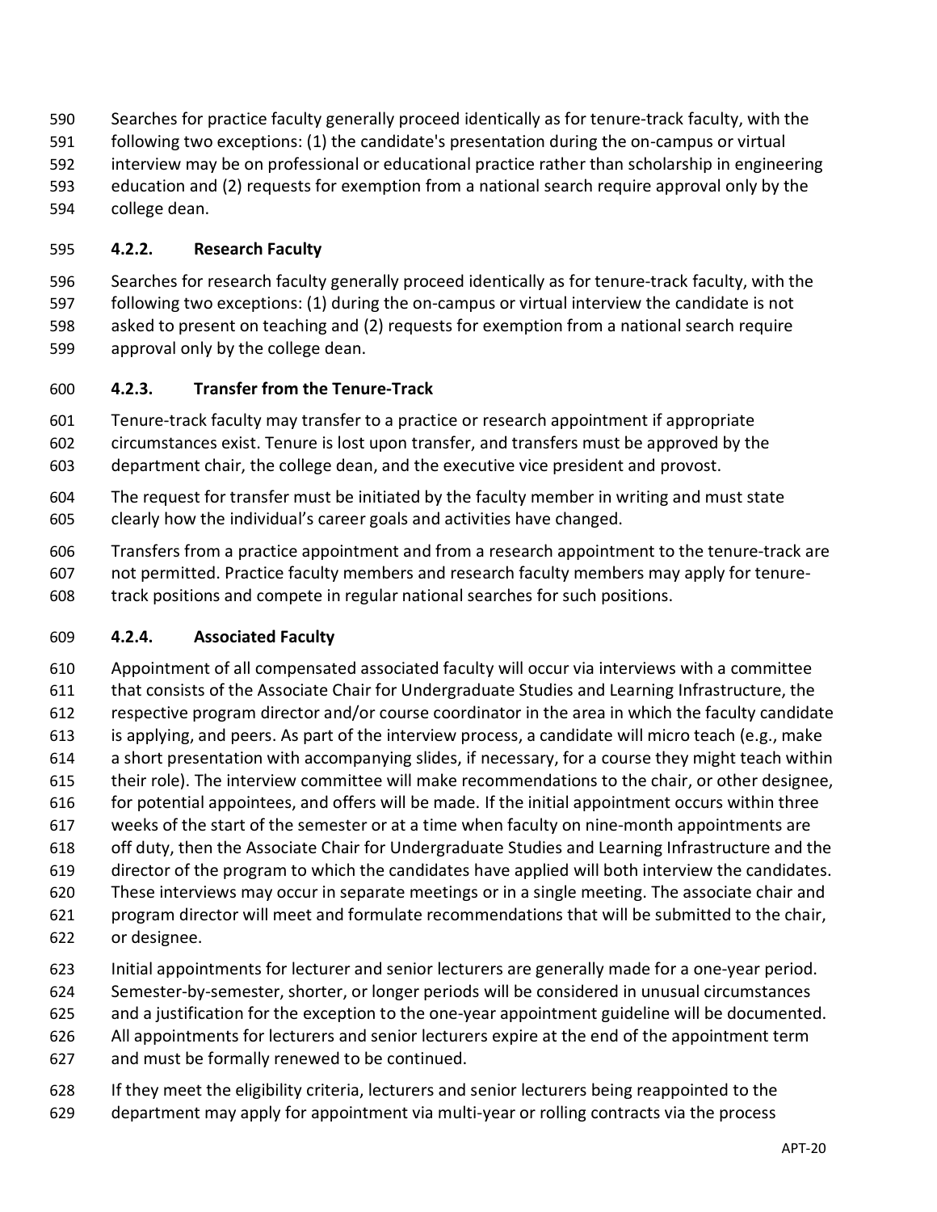Searches for practice faculty generally proceed identically as for tenure-track faculty, with the following two exceptions: (1) the candidate's presentation during the on-campus or virtual interview may be on professional or educational practice rather than scholarship in engineering education and (2) requests for exemption from a national search require approval only by the college dean.

### 4.2.2. Research Faculty

Searches for research faculty generally proceed identically as for tenure-track faculty, with the following two exceptions: (1) during the on-campus or virtual interview the candidate is not asked to present on teaching and (2) requests for exemption from a national search require approval only by the college dean.

### 4.2.3. Transfer from the Tenure-Track

Tenure-track faculty may transfer to a practice or research appointment if appropriate circumstances exist. Tenure is lost upon transfer, and transfers must be approved by the department chair, the college dean, and the executive vice president and provost.

The request for transfer must be initiated by the faculty member in writing and must state clearly how the individual's career goals and activities have changed.

Transfers from a practice appointment and from a research appointment to the tenure-track are not permitted. Practice faculty members and research faculty members may apply for tenure-track positions and compete in regular national searches for such positions.

### 4.2.4. Associated Faculty

Appointment of all compensated associated faculty will occur via interviews with a committee that consists of the Associate Chair for Undergraduate Studies and Learning Infrastructure, the respective program director and/or course coordinator in the area in which the faculty candidate is applying, and peers. As part of the interview process, a candidate will micro teach (e.g., make a short presentation with accompanying slides, if necessary, for a course they might teach within their role). The interview committee will make recommendations to the chair, or other designee, for potential appointees, and offers will be made. If the initial appointment occurs within three weeks of the start of the semester or at a time when faculty on nine-month appointments are off duty, then the Associate Chair for Undergraduate Studies and Learning Infrastructure and the director of the program to which the candidates have applied will both interview the candidates. These interviews may occur in separate meetings or in a single meeting. The associate chair and program director will meet and formulate recommendations that will be submitted to the chair, or designee.

Initial appointments for lecturer and senior lecturers are generally made for a one-year period. Semester-by-semester, shorter, or longer periods will be considered in unusual circumstances and a justification for the exception to the one-year appointment guideline will be documented. All appointments for lecturers and senior lecturers expire at the end of the appointment term and must be formally renewed to be continued.

If they meet the eligibility criteria, lecturers and senior lecturers being reappointed to the department may apply for appointment via multi-year or rolling contracts via the process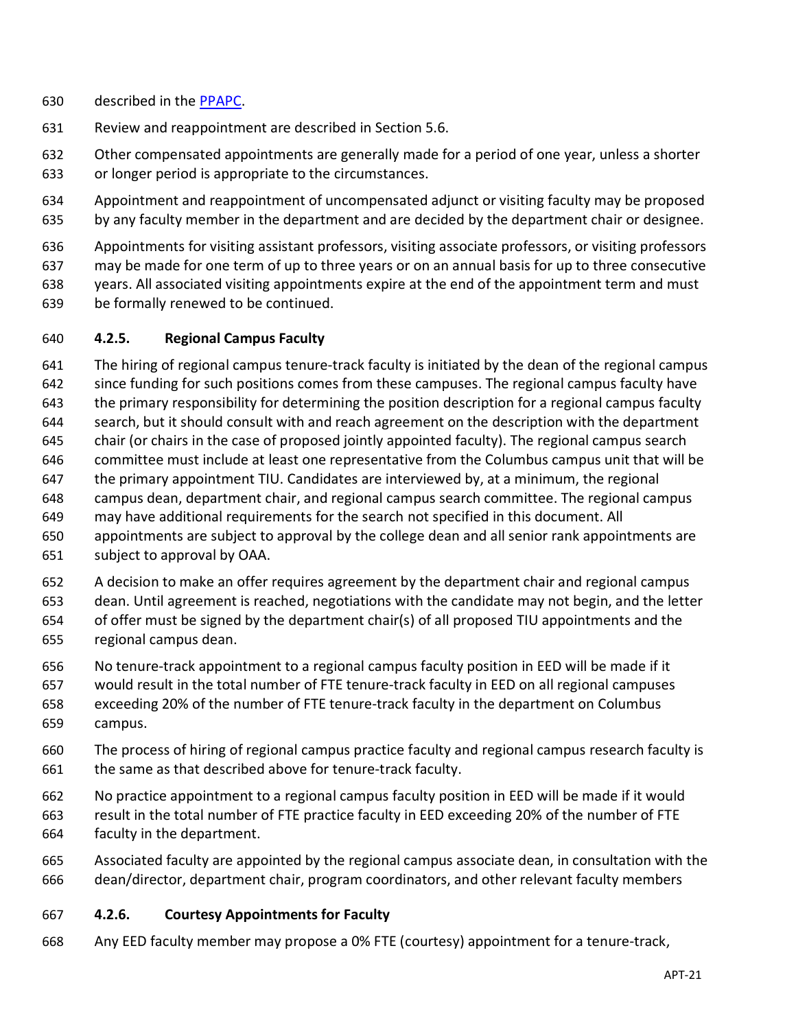described in the [PPAPC](PPAPC).

Review and reappointment are described in Section 5.6.

Other compensated appointments are generally made for a period of one year, unless a shorter or longer period is appropriate to the circumstances.

Appointment and reappointment of uncompensated adjunct or visiting faculty may be proposed by any faculty member in the department and are decided by the department chair or designee.

Appointments for visiting assistant professors, visiting associate professors, or visiting professors may be made for one term of up to three years or on an annual basis for up to three consecutive years. All associated visiting appointments expire at the end of the appointment term and must be formally renewed to be continued.

### 4.2.5. Regional Campus Faculty

The hiring of regional campus tenure-track faculty is initiated by the dean of the regional campus since funding for such positions comes from these campuses. The regional campus faculty have the primary responsibility for determining the position description for a regional campus faculty search, but it should consult with and reach agreement on the description with the department chair (or chairs in the case of proposed jointly appointed faculty). The regional campus search committee must include at least one representative from the Columbus campus unit that will be the primary appointment TIU. Candidates are interviewed by, at a minimum, the regional campus dean, department chair, and regional campus search committee. The regional campus may have additional requirements for the search not specified in this document. All appointments are subject to approval by the college dean and all senior rank appointments are subject to approval by OAA.

A decision to make an offer requires agreement by the department chair and regional campus dean. Until agreement is reached, negotiations with the candidate may not begin, and the letter of offer must be signed by the department chair(s) of all proposed TIU appointments and the regional campus dean.

No tenure-track appointment to a regional campus faculty position in EED will be made if it would result in the total number of FTE tenure-track faculty in EED on all regional campuses exceeding 20% of the number of FTE tenure-track faculty in the department on Columbus campus.

The process of hiring of regional campus practice faculty and regional campus research faculty is the same as that described above for tenure-track faculty.

No practice appointment to a regional campus faculty position in EED will be made if it would result in the total number of FTE practice faculty in EED exceeding 20% of the number of FTE faculty in the department.

Associated faculty are appointed by the regional campus associate dean, in consultation with the dean/director, department chair, program coordinators, and other relevant faculty members

### 4.2.6. Courtesy Appointments for Faculty

Any EED faculty member may propose a 0% FTE (courtesy) appointment for a tenure-track,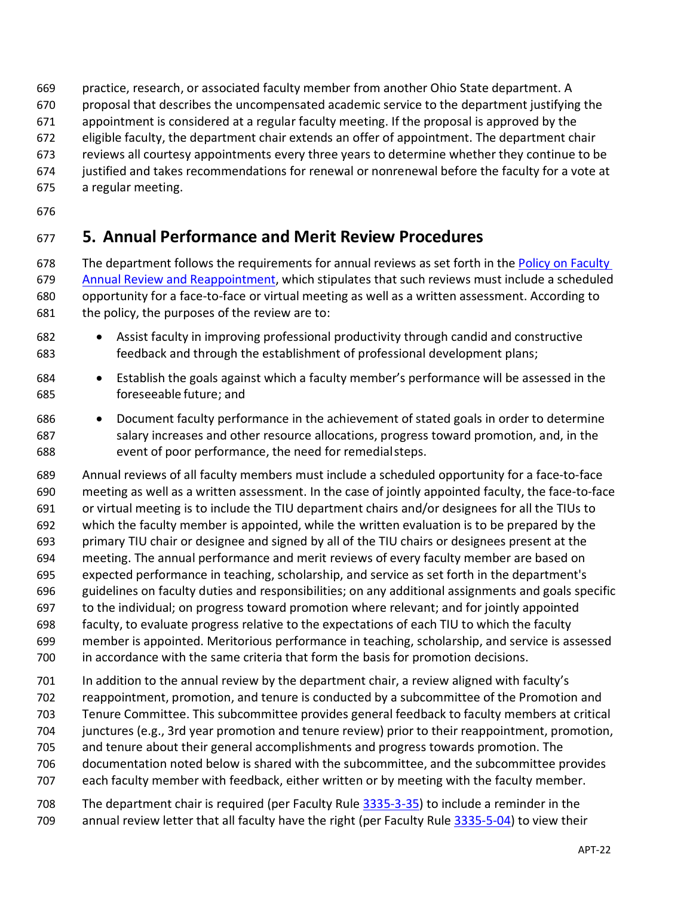practice, research, or associated faculty member from another Ohio State department. A proposal that describes the uncompensated academic service to the department justifying the appointment is considered at a regular faculty meeting. If the proposal is approved by the eligible faculty, the department chair extends an offer of appointment. The department chair reviews all courtesy appointments every three years to determine whether they continue to be justified and takes recommendations for renewal or nonrenewal before the faculty for a vote at a regular meeting.

## 5. Annual Performance and Merit Review Procedures

The department follows the requirements for annual reviews as set forth in the [Policy on Faculty Annual Review and Reappointment](), which stipulates that such reviews must include a scheduled opportunity for a face-to-face or virtual meeting as well as a written assessment. According to the policy, the purposes of the review are to:

- Assist faculty in improving professional productivity through candid and constructive feedback and through the establishment of professional development plans;
- Establish the goals against which a faculty member's performance will be assessed in the foreseeable future; and
- Document faculty performance in the achievement of stated goals in order to determine salary increases and other resource allocations, progress toward promotion, and, in the event of poor performance, the need for remedial steps.

Annual reviews of all faculty members must include a scheduled opportunity for a face-to-face meeting as well as a written assessment. In the case of jointly appointed faculty, the face-to-face or virtual meeting is to include the TIU department chairs and/or designees for all the TIUs to which the faculty member is appointed, while the written evaluation is to be prepared by the primary TIU chair or designee and signed by all of the TIU chairs or designees present at the meeting. The annual performance and merit reviews of every faculty member are based on expected performance in teaching, scholarship, and service as set forth in the department's guidelines on faculty duties and responsibilities; on any additional assignments and goals specific to the individual; on progress toward promotion where relevant; and for jointly appointed faculty, to evaluate progress relative to the expectations of each TIU to which the faculty member is appointed. Meritorious performance in teaching, scholarship, and service is assessed in accordance with the same criteria that form the basis for promotion decisions.

In addition to the annual review by the department chair, a review aligned with faculty's reappointment, promotion, and tenure is conducted by a subcommittee of the Promotion and Tenure Committee. This subcommittee provides general feedback to faculty members at critical junctures (e.g., 3rd year promotion and tenure review) prior to their reappointment, promotion, and tenure about their general accomplishments and progress towards promotion. The documentation noted below is shared with the subcommittee, and the subcommittee provides each faculty member with feedback, either written or by meeting with the faculty member.

The department chair is required (per Faculty Rule [3335-3-35]()) to include a reminder in the annual review letter that all faculty have the right (per Faculty Rule [3335-5-04]()) to view their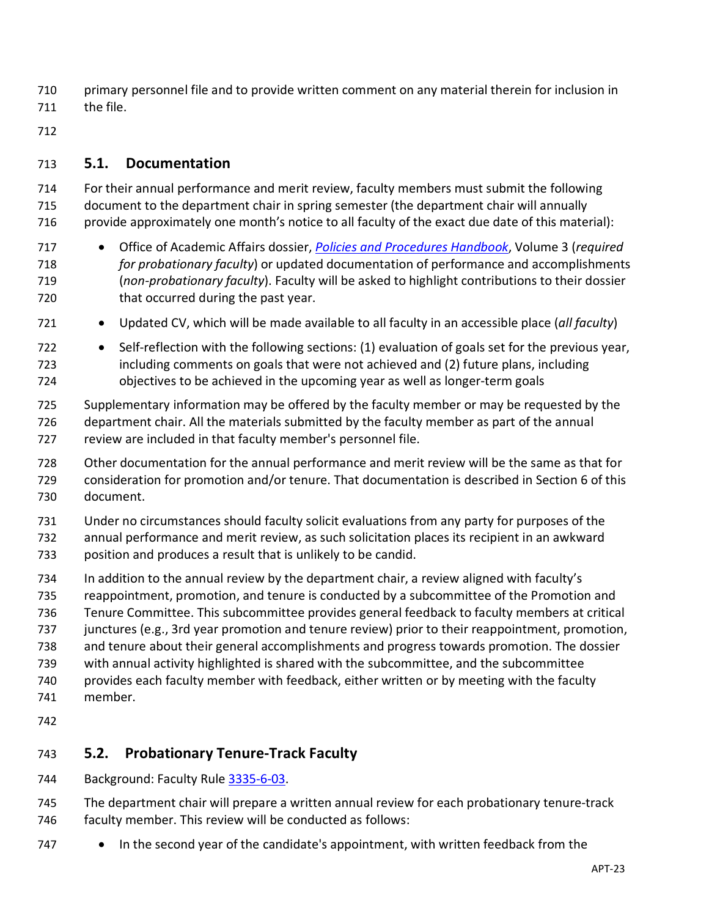primary personnel file and to provide written comment on any material therein for inclusion in the file.

## 5.1. Documentation

For their annual performance and merit review, faculty members must submit the following document to the department chair in spring semester (the department chair will annually provide approximately one month's notice to all faculty of the exact due date of this material):

- Office of Academic Affairs dossier, *Policies and Procedures Handbook*, Volume 3 (*required for probationary faculty*) or updated documentation of performance and accomplishments (*non-probationary faculty*). Faculty will be asked to highlight contributions to their dossier that occurred during the past year.
- Updated CV, which will be made available to all faculty in an accessible place (*all faculty*)
- Self-reflection with the following sections: (1) evaluation of goals set for the previous year, including comments on goals that were not achieved and (2) future plans, including objectives to be achieved in the upcoming year as well as longer-term goals

Supplementary information may be offered by the faculty member or may be requested by the department chair. All the materials submitted by the faculty member as part of the annual review are included in that faculty member's personnel file.

Other documentation for the annual performance and merit review will be the same as that for consideration for promotion and/or tenure. That documentation is described in Section 6 of this document.

Under no circumstances should faculty solicit evaluations from any party for purposes of the annual performance and merit review, as such solicitation places its recipient in an awkward position and produces a result that is unlikely to be candid.

In addition to the annual review by the department chair, a review aligned with faculty's reappointment, promotion, and tenure is conducted by a subcommittee of the Promotion and Tenure Committee. This subcommittee provides general feedback to faculty members at critical junctures (e.g., 3rd year promotion and tenure review) prior to their reappointment, promotion, and tenure about their general accomplishments and progress towards promotion. The dossier with annual activity highlighted is shared with the subcommittee, and the subcommittee provides each faculty member with feedback, either written or by meeting with the faculty member.

## 5.2. Probationary Tenure-Track Faculty

Background: Faculty Rule 3335-6-03.

The department chair will prepare a written annual review for each probationary tenure-track faculty member. This review will be conducted as follows:

- In the second year of the candidate's appointment, with written feedback from the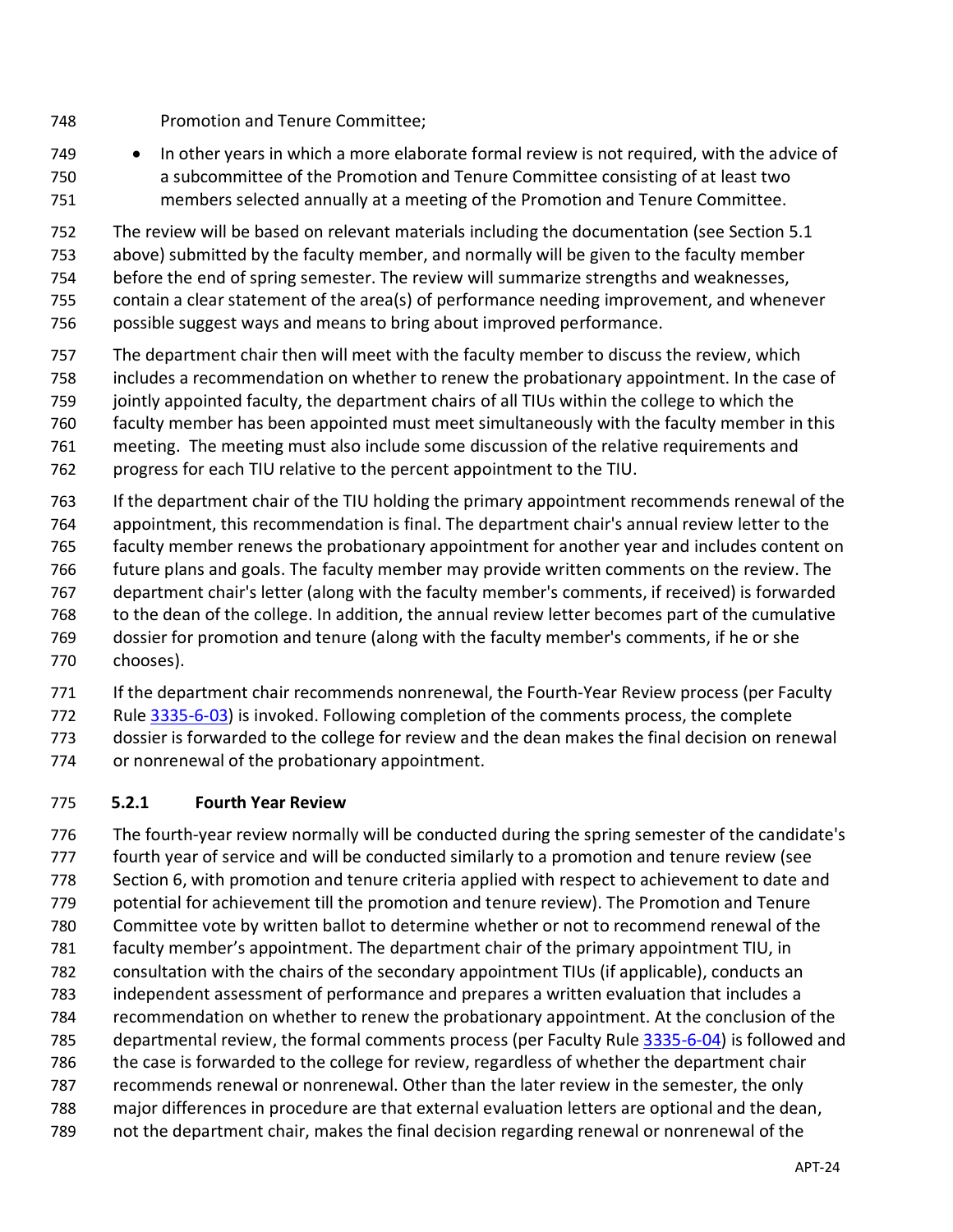Promotion and Tenure Committee;

- In other years in which a more elaborate formal review is not required, with the advice of a subcommittee of the Promotion and Tenure Committee consisting of at least two members selected annually at a meeting of the Promotion and Tenure Committee.

The review will be based on relevant materials including the documentation (see Section 5.1 above) submitted by the faculty member, and normally will be given to the faculty member before the end of spring semester. The review will summarize strengths and weaknesses, contain a clear statement of the area(s) of performance needing improvement, and whenever possible suggest ways and means to bring about improved performance.

The department chair then will meet with the faculty member to discuss the review, which includes a recommendation on whether to renew the probationary appointment. In the case of jointly appointed faculty, the department chairs of all TIUs within the college to which the faculty member has been appointed must meet simultaneously with the faculty member in this meeting. The meeting must also include some discussion of the relative requirements and progress for each TIU relative to the percent appointment to the TIU.

If the department chair of the TIU holding the primary appointment recommends renewal of the appointment, this recommendation is final. The department chair's annual review letter to the faculty member renews the probationary appointment for another year and includes content on future plans and goals. The faculty member may provide written comments on the review. The department chair's letter (along with the faculty member's comments, if received) is forwarded to the dean of the college. In addition, the annual review letter becomes part of the cumulative dossier for promotion and tenure (along with the faculty member's comments, if he or she chooses).

If the department chair recommends nonrenewal, the Fourth-Year Review process (per Faculty Rule [3335-6-03]) is invoked. Following completion of the comments process, the complete dossier is forwarded to the college for review and the dean makes the final decision on renewal or nonrenewal of the probationary appointment.

### 5.2.1 Fourth Year Review

The fourth-year review normally will be conducted during the spring semester of the candidate's fourth year of service and will be conducted similarly to a promotion and tenure review (see Section 6, with promotion and tenure criteria applied with respect to achievement to date and potential for achievement till the promotion and tenure review). The Promotion and Tenure Committee vote by written ballot to determine whether or not to recommend renewal of the faculty member's appointment. The department chair of the primary appointment TIU, in consultation with the chairs of the secondary appointment TIUs (if applicable), conducts an independent assessment of performance and prepares a written evaluation that includes a recommendation on whether to renew the probationary appointment. At the conclusion of the departmental review, the formal comments process (per Faculty Rule [3335-6-04]) is followed and the case is forwarded to the college for review, regardless of whether the department chair recommends renewal or nonrenewal. Other than the later review in the semester, the only major differences in procedure are that external evaluation letters are optional and the dean, not the department chair, makes the final decision regarding renewal or nonrenewal of the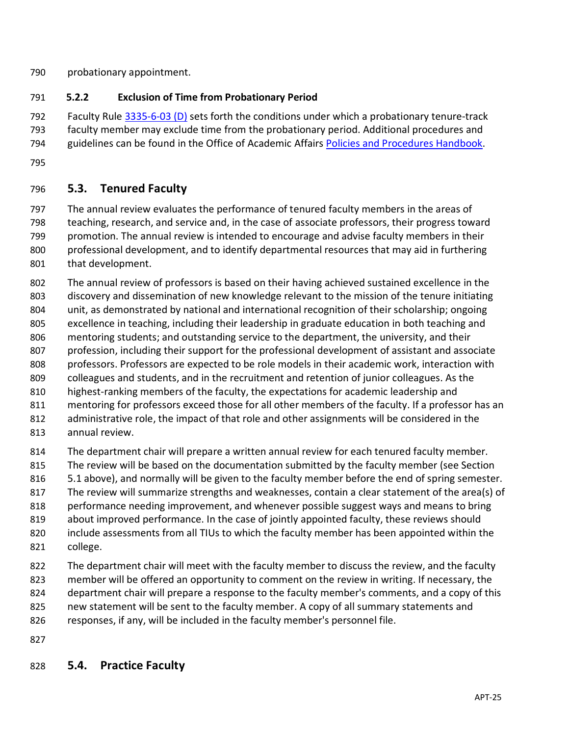probationary appointment.

#### 5.2.2 Exclusion of Time from Probationary Period

Faculty Rule 3335-6-03 (D) sets forth the conditions under which a probationary tenure-track faculty member may exclude time from the probationary period. Additional procedures and guidelines can be found in the Office of Academic Affairs Policies and Procedures Handbook.

### 5.3. Tenured Faculty

The annual review evaluates the performance of tenured faculty members in the areas of teaching, research, and service and, in the case of associate professors, their progress toward promotion. The annual review is intended to encourage and advise faculty members in their professional development, and to identify departmental resources that may aid in furthering that development.

The annual review of professors is based on their having achieved sustained excellence in the discovery and dissemination of new knowledge relevant to the mission of the tenure initiating unit, as demonstrated by national and international recognition of their scholarship; ongoing excellence in teaching, including their leadership in graduate education in both teaching and mentoring students; and outstanding service to the department, the university, and their profession, including their support for the professional development of assistant and associate professors. Professors are expected to be role models in their academic work, interaction with colleagues and students, and in the recruitment and retention of junior colleagues. As the highest-ranking members of the faculty, the expectations for academic leadership and mentoring for professors exceed those for all other members of the faculty. If a professor has an administrative role, the impact of that role and other assignments will be considered in the annual review.

The department chair will prepare a written annual review for each tenured faculty member. The review will be based on the documentation submitted by the faculty member (see Section 5.1 above), and normally will be given to the faculty member before the end of spring semester. The review will summarize strengths and weaknesses, contain a clear statement of the area(s) of performance needing improvement, and whenever possible suggest ways and means to bring about improved performance. In the case of jointly appointed faculty, these reviews should include assessments from all TIUs to which the faculty member has been appointed within the college.

The department chair will meet with the faculty member to discuss the review, and the faculty member will be offered an opportunity to comment on the review in writing. If necessary, the department chair will prepare a response to the faculty member's comments, and a copy of this new statement will be sent to the faculty member. A copy of all summary statements and responses, if any, will be included in the faculty member's personnel file.

### 5.4. Practice Faculty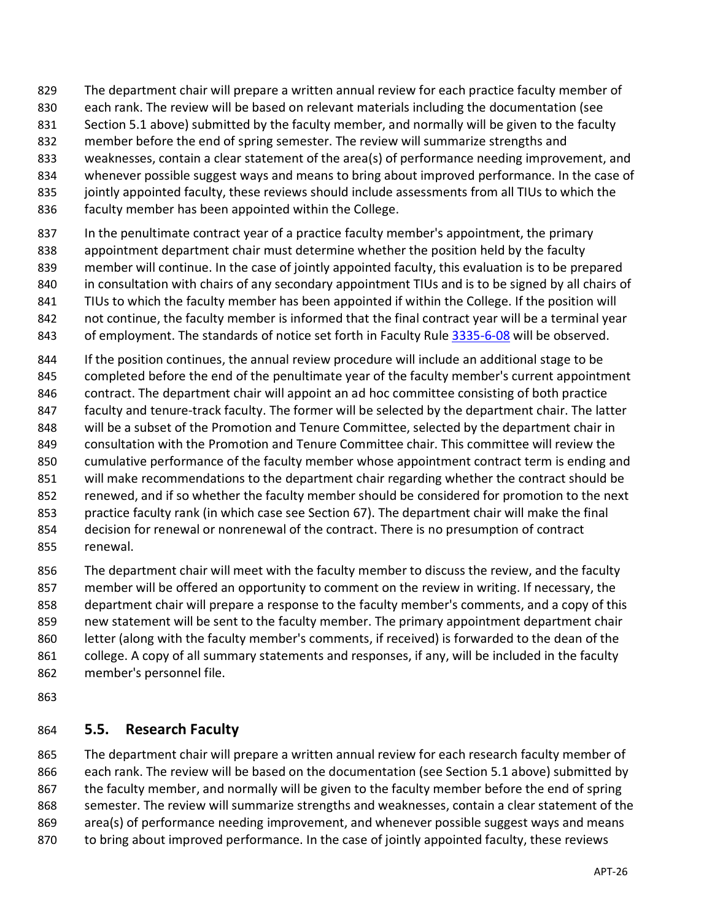The department chair will prepare a written annual review for each practice faculty member of each rank. The review will be based on relevant materials including the documentation (see Section 5.1 above) submitted by the faculty member, and normally will be given to the faculty member before the end of spring semester. The review will summarize strengths and weaknesses, contain a clear statement of the area(s) of performance needing improvement, and whenever possible suggest ways and means to bring about improved performance. In the case of jointly appointed faculty, these reviews should include assessments from all TIUs to which the faculty member has been appointed within the College.

In the penultimate contract year of a practice faculty member's appointment, the primary appointment department chair must determine whether the position held by the faculty member will continue. In the case of jointly appointed faculty, this evaluation is to be prepared in consultation with chairs of any secondary appointment TIUs and is to be signed by all chairs of TIUs to which the faculty member has been appointed if within the College. If the position will not continue, the faculty member is informed that the final contract year will be a terminal year of employment. The standards of notice set forth in Faculty Rule 3335-6-08 will be observed.

If the position continues, the annual review procedure will include an additional stage to be completed before the end of the penultimate year of the faculty member's current appointment contract. The department chair will appoint an ad hoc committee consisting of both practice faculty and tenure-track faculty. The former will be selected by the department chair. The latter will be a subset of the Promotion and Tenure Committee, selected by the department chair in consultation with the Promotion and Tenure Committee chair. This committee will review the cumulative performance of the faculty member whose appointment contract term is ending and will make recommendations to the department chair regarding whether the contract should be renewed, and if so whether the faculty member should be considered for promotion to the next practice faculty rank (in which case see Section 67). The department chair will make the final decision for renewal or nonrenewal of the contract. There is no presumption of contract renewal.

The department chair will meet with the faculty member to discuss the review, and the faculty member will be offered an opportunity to comment on the review in writing. If necessary, the department chair will prepare a response to the faculty member's comments, and a copy of this new statement will be sent to the faculty member. The primary appointment department chair letter (along with the faculty member's comments, if received) is forwarded to the dean of the college. A copy of all summary statements and responses, if any, will be included in the faculty member's personnel file.

## 5.5. Research Faculty

The department chair will prepare a written annual review for each research faculty member of each rank. The review will be based on the documentation (see Section 5.1 above) submitted by the faculty member, and normally will be given to the faculty member before the end of spring semester. The review will summarize strengths and weaknesses, contain a clear statement of the area(s) of performance needing improvement, and whenever possible suggest ways and means to bring about improved performance. In the case of jointly appointed faculty, these reviews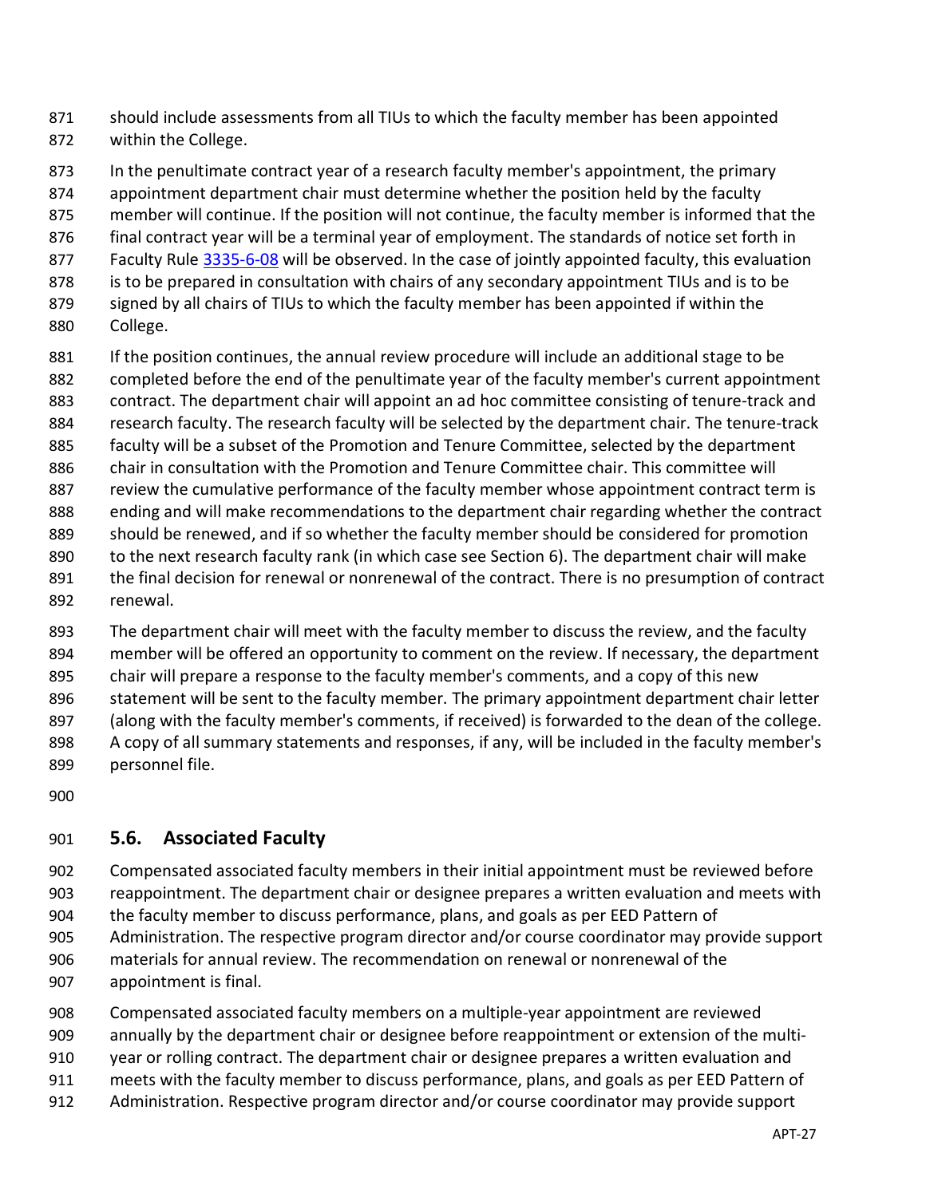should include assessments from all TIUs to which the faculty member has been appointed within the College.

In the penultimate contract year of a research faculty member's appointment, the primary appointment department chair must determine whether the position held by the faculty member will continue. If the position will not continue, the faculty member is informed that the final contract year will be a terminal year of employment. The standards of notice set forth in Faculty Rule [3335-6-08](3335-6-08) will be observed. In the case of jointly appointed faculty, this evaluation is to be prepared in consultation with chairs of any secondary appointment TIUs and is to be signed by all chairs of TIUs to which the faculty member has been appointed if within the College.

If the position continues, the annual review procedure will include an additional stage to be completed before the end of the penultimate year of the faculty member's current appointment contract. The department chair will appoint an ad hoc committee consisting of tenure-track and research faculty. The research faculty will be selected by the department chair. The tenure-track faculty will be a subset of the Promotion and Tenure Committee, selected by the department chair in consultation with the Promotion and Tenure Committee chair. This committee will review the cumulative performance of the faculty member whose appointment contract term is ending and will make recommendations to the department chair regarding whether the contract should be renewed, and if so whether the faculty member should be considered for promotion to the next research faculty rank (in which case see Section 6). The department chair will make the final decision for renewal or nonrenewal of the contract. There is no presumption of contract renewal.

The department chair will meet with the faculty member to discuss the review, and the faculty member will be offered an opportunity to comment on the review. If necessary, the department chair will prepare a response to the faculty member's comments, and a copy of this new statement will be sent to the faculty member. The primary appointment department chair letter (along with the faculty member's comments, if received) is forwarded to the dean of the college. A copy of all summary statements and responses, if any, will be included in the faculty member's personnel file.

## 5.6. Associated Faculty

Compensated associated faculty members in their initial appointment must be reviewed before reappointment. The department chair or designee prepares a written evaluation and meets with the faculty member to discuss performance, plans, and goals as per EED Pattern of Administration. The respective program director and/or course coordinator may provide support materials for annual review. The recommendation on renewal or nonrenewal of the appointment is final.

Compensated associated faculty members on a multiple-year appointment are reviewed annually by the department chair or designee before reappointment or extension of the multi-year or rolling contract. The department chair or designee prepares a written evaluation and meets with the faculty member to discuss performance, plans, and goals as per EED Pattern of Administration. Respective program director and/or course coordinator may provide support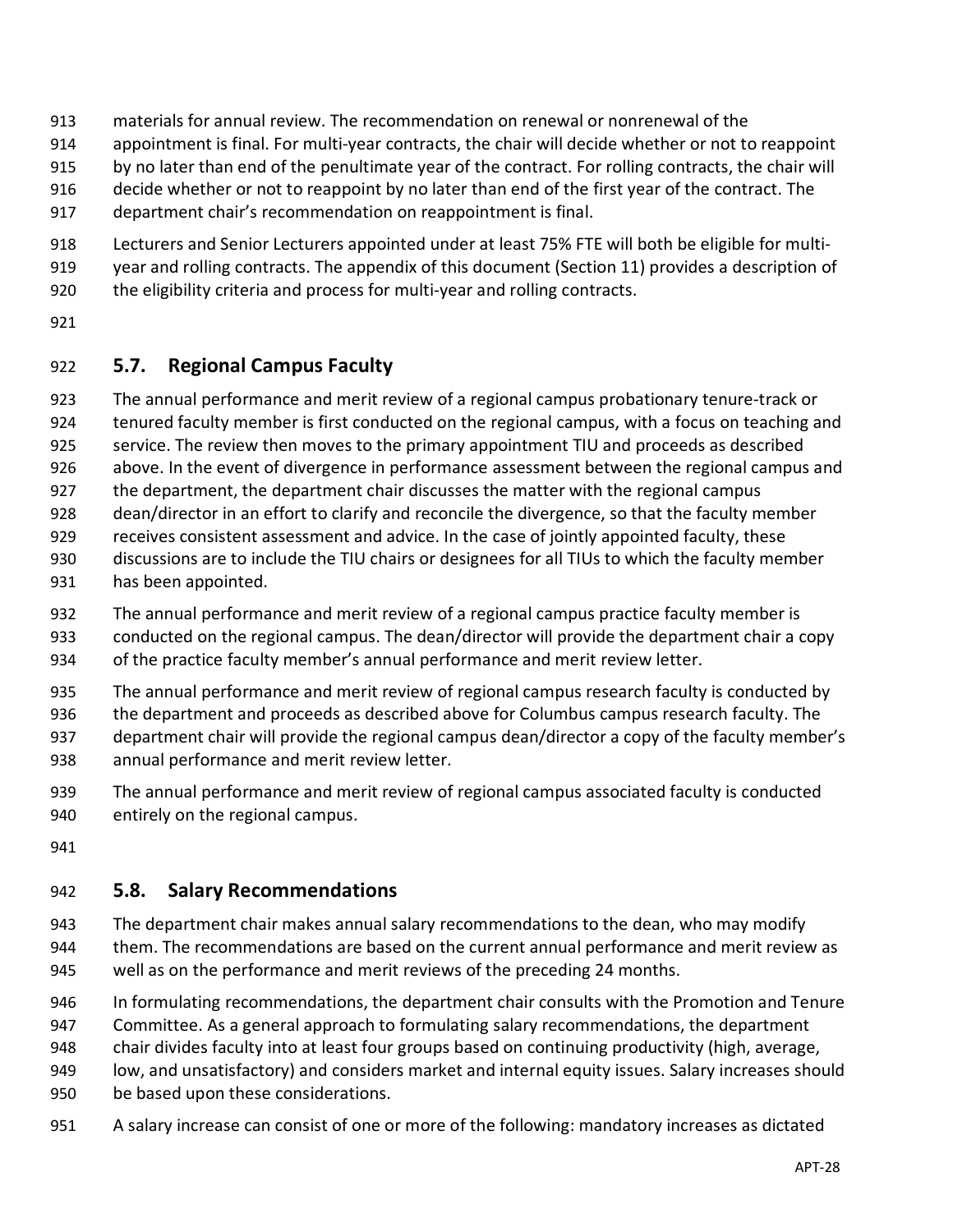materials for annual review. The recommendation on renewal or nonrenewal of the appointment is final. For multi-year contracts, the chair will decide whether or not to reappoint by no later than end of the penultimate year of the contract. For rolling contracts, the chair will decide whether or not to reappoint by no later than end of the first year of the contract. The department chair's recommendation on reappointment is final.

Lecturers and Senior Lecturers appointed under at least 75% FTE will both be eligible for multi-year and rolling contracts. The appendix of this document (Section 11) provides a description of the eligibility criteria and process for multi-year and rolling contracts.

## 5.7. Regional Campus Faculty

The annual performance and merit review of a regional campus probationary tenure-track or tenured faculty member is first conducted on the regional campus, with a focus on teaching and service. The review then moves to the primary appointment TIU and proceeds as described above. In the event of divergence in performance assessment between the regional campus and the department, the department chair discusses the matter with the regional campus dean/director in an effort to clarify and reconcile the divergence, so that the faculty member receives consistent assessment and advice. In the case of jointly appointed faculty, these discussions are to include the TIU chairs or designees for all TIUs to which the faculty member has been appointed.

The annual performance and merit review of a regional campus practice faculty member is conducted on the regional campus. The dean/director will provide the department chair a copy of the practice faculty member's annual performance and merit review letter.

The annual performance and merit review of regional campus research faculty is conducted by the department and proceeds as described above for Columbus campus research faculty. The department chair will provide the regional campus dean/director a copy of the faculty member's annual performance and merit review letter.

The annual performance and merit review of regional campus associated faculty is conducted entirely on the regional campus.

## 5.8. Salary Recommendations

The department chair makes annual salary recommendations to the dean, who may modify them. The recommendations are based on the current annual performance and merit review as well as on the performance and merit reviews of the preceding 24 months.

In formulating recommendations, the department chair consults with the Promotion and Tenure Committee. As a general approach to formulating salary recommendations, the department chair divides faculty into at least four groups based on continuing productivity (high, average, low, and unsatisfactory) and considers market and internal equity issues. Salary increases should be based upon these considerations.

A salary increase can consist of one or more of the following: mandatory increases as dictated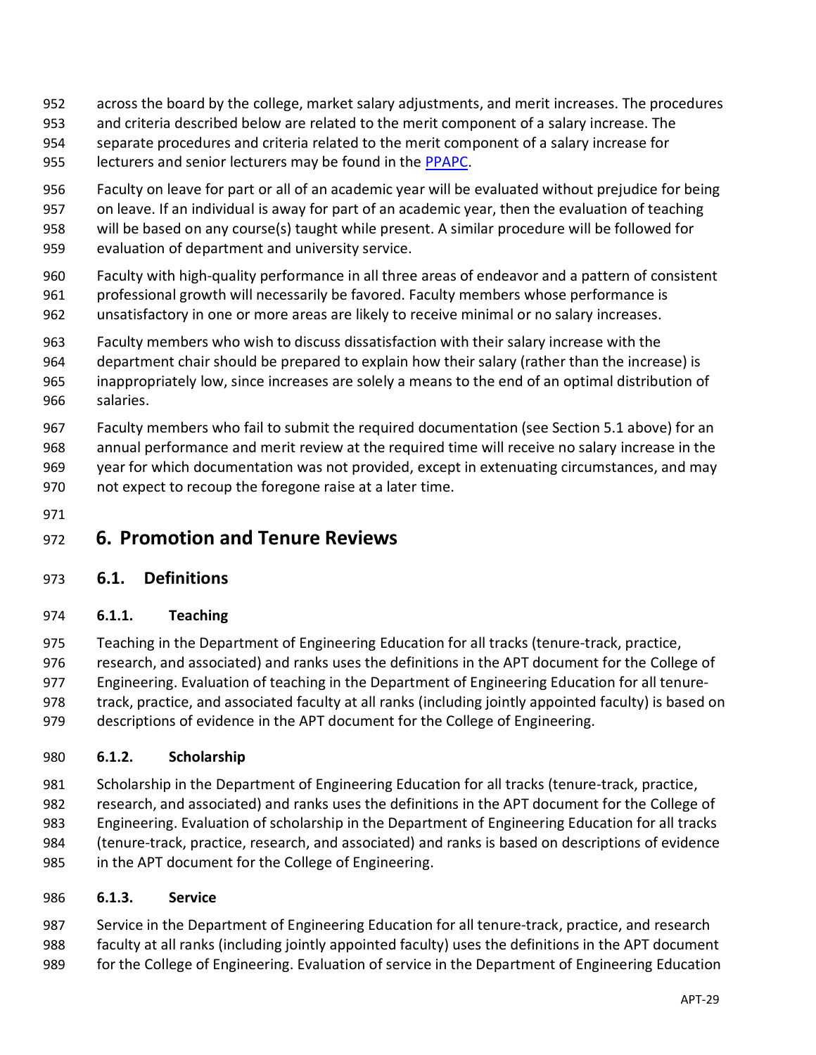across the board by the college, market salary adjustments, and merit increases. The procedures and criteria described below are related to the merit component of a salary increase. The separate procedures and criteria related to the merit component of a salary increase for lecturers and senior lecturers may be found in the [PPAPC](PPAPC).

Faculty on leave for part or all of an academic year will be evaluated without prejudice for being on leave. If an individual is away for part of an academic year, then the evaluation of teaching will be based on any course(s) taught while present. A similar procedure will be followed for evaluation of department and university service.

Faculty with high-quality performance in all three areas of endeavor and a pattern of consistent professional growth will necessarily be favored. Faculty members whose performance is unsatisfactory in one or more areas are likely to receive minimal or no salary increases.

Faculty members who wish to discuss dissatisfaction with their salary increase with the department chair should be prepared to explain how their salary (rather than the increase) is inappropriately low, since increases are solely a means to the end of an optimal distribution of salaries.

Faculty members who fail to submit the required documentation (see Section 5.1 above) for an annual performance and merit review at the required time will receive no salary increase in the year for which documentation was not provided, except in extenuating circumstances, and may not expect to recoup the foregone raise at a later time.

# 6. Promotion and Tenure Reviews

## 6.1. Definitions

### 6.1.1. Teaching

Teaching in the Department of Engineering Education for all tracks (tenure-track, practice, research, and associated) and ranks uses the definitions in the APT document for the College of Engineering. Evaluation of teaching in the Department of Engineering Education for all tenure-track, practice, and associated faculty at all ranks (including jointly appointed faculty) is based on descriptions of evidence in the APT document for the College of Engineering.

### 6.1.2. Scholarship

Scholarship in the Department of Engineering Education for all tracks (tenure-track, practice, research, and associated) and ranks uses the definitions in the APT document for the College of Engineering. Evaluation of scholarship in the Department of Engineering Education for all tracks (tenure-track, practice, research, and associated) and ranks is based on descriptions of evidence in the APT document for the College of Engineering.

### 6.1.3. Service

Service in the Department of Engineering Education for all tenure-track, practice, and research faculty at all ranks (including jointly appointed faculty) uses the definitions in the APT document for the College of Engineering. Evaluation of service in the Department of Engineering Education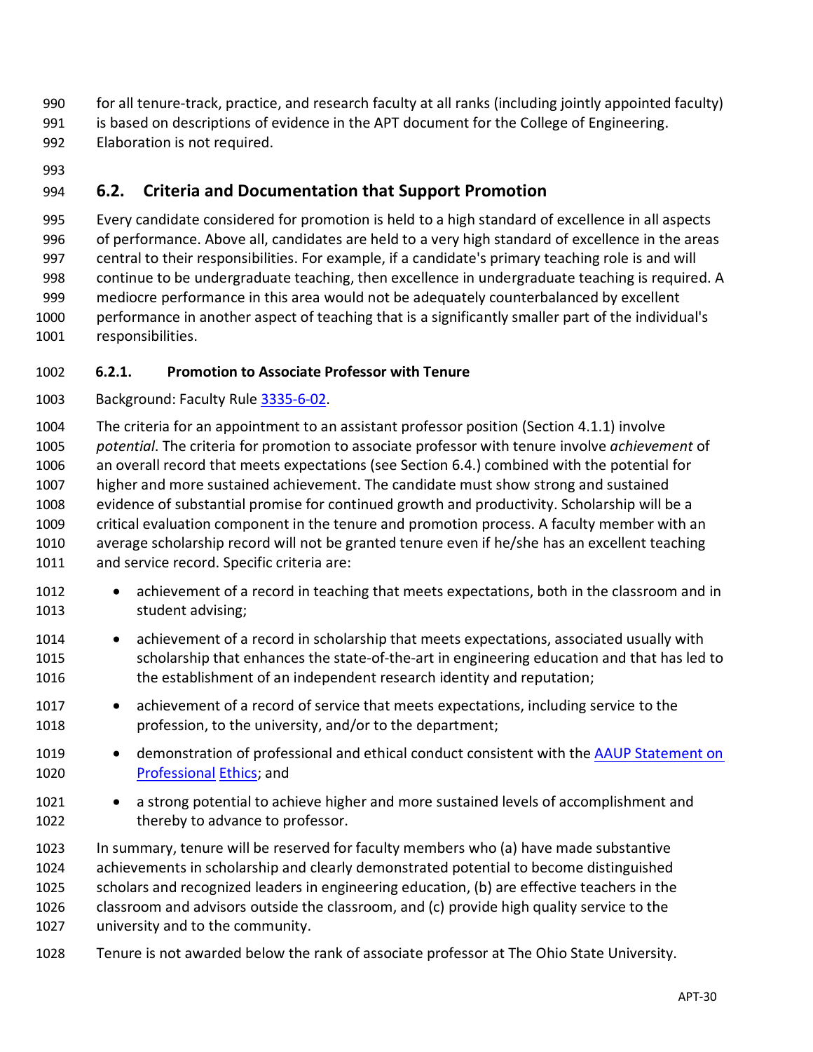for all tenure-track, practice, and research faculty at all ranks (including jointly appointed faculty) is based on descriptions of evidence in the APT document for the College of Engineering. Elaboration is not required.

## 6.2. Criteria and Documentation that Support Promotion

Every candidate considered for promotion is held to a high standard of excellence in all aspects of performance. Above all, candidates are held to a very high standard of excellence in the areas central to their responsibilities. For example, if a candidate's primary teaching role is and will continue to be undergraduate teaching, then excellence in undergraduate teaching is required. A mediocre performance in this area would not be adequately counterbalanced by excellent performance in another aspect of teaching that is a significantly smaller part of the individual's responsibilities.

### 6.2.1. Promotion to Associate Professor with Tenure

Background: Faculty Rule 3335-6-02.

The criteria for an appointment to an assistant professor position (Section 4.1.1) involve *potential*. The criteria for promotion to associate professor with tenure involve *achievement* of an overall record that meets expectations (see Section 6.4.) combined with the potential for higher and more sustained achievement. The candidate must show strong and sustained evidence of substantial promise for continued growth and productivity. Scholarship will be a critical evaluation component in the tenure and promotion process. A faculty member with an average scholarship record will not be granted tenure even if he/she has an excellent teaching and service record. Specific criteria are:

- achievement of a record in teaching that meets expectations, both in the classroom and in student advising;
- achievement of a record in scholarship that meets expectations, associated usually with scholarship that enhances the state-of-the-art in engineering education and that has led to the establishment of an independent research identity and reputation;
- achievement of a record of service that meets expectations, including service to the profession, to the university, and/or to the department;
- demonstration of professional and ethical conduct consistent with the AAUP Statement on Professional Ethics; and
- a strong potential to achieve higher and more sustained levels of accomplishment and thereby to advance to professor.

In summary, tenure will be reserved for faculty members who (a) have made substantive achievements in scholarship and clearly demonstrated potential to become distinguished scholars and recognized leaders in engineering education, (b) are effective teachers in the classroom and advisors outside the classroom, and (c) provide high quality service to the university and to the community.

Tenure is not awarded below the rank of associate professor at The Ohio State University.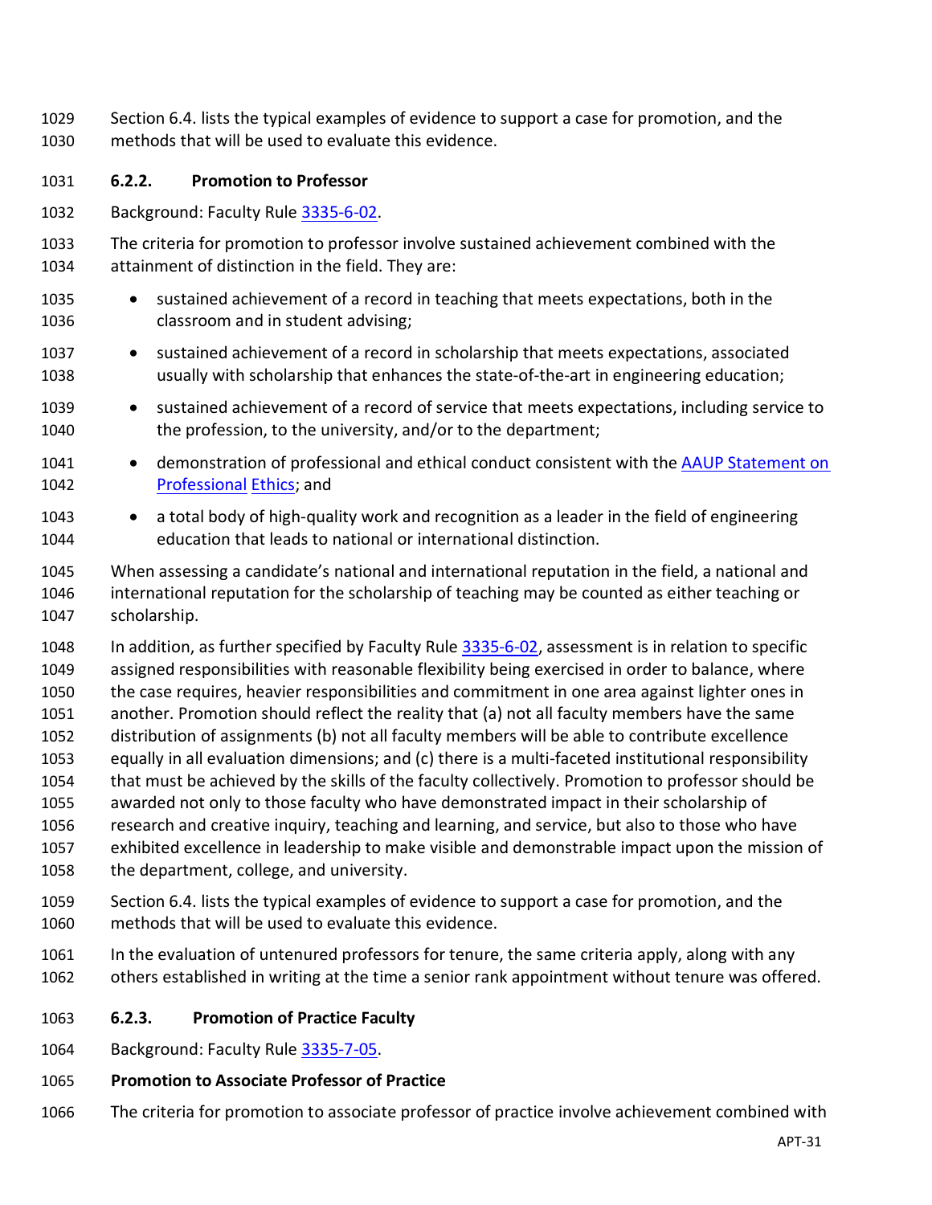Section 6.4. lists the typical examples of evidence to support a case for promotion, and the methods that will be used to evaluate this evidence.

### 6.2.2. Promotion to Professor

Background: Faculty Rule 3335-6-02.

The criteria for promotion to professor involve sustained achievement combined with the attainment of distinction in the field. They are:

- sustained achievement of a record in teaching that meets expectations, both in the classroom and in student advising;
- sustained achievement of a record in scholarship that meets expectations, associated usually with scholarship that enhances the state-of-the-art in engineering education;
- sustained achievement of a record of service that meets expectations, including service to the profession, to the university, and/or to the department;
- demonstration of professional and ethical conduct consistent with the AAUP Statement on Professional Ethics; and
- a total body of high-quality work and recognition as a leader in the field of engineering education that leads to national or international distinction.

When assessing a candidate's national and international reputation in the field, a national and international reputation for the scholarship of teaching may be counted as either teaching or scholarship.

In addition, as further specified by Faculty Rule 3335-6-02, assessment is in relation to specific assigned responsibilities with reasonable flexibility being exercised in order to balance, where the case requires, heavier responsibilities and commitment in one area against lighter ones in another. Promotion should reflect the reality that (a) not all faculty members have the same distribution of assignments (b) not all faculty members will be able to contribute excellence equally in all evaluation dimensions; and (c) there is a multi-faceted institutional responsibility that must be achieved by the skills of the faculty collectively. Promotion to professor should be awarded not only to those faculty who have demonstrated impact in their scholarship of research and creative inquiry, teaching and learning, and service, but also to those who have exhibited excellence in leadership to make visible and demonstrable impact upon the mission of the department, college, and university.

Section 6.4. lists the typical examples of evidence to support a case for promotion, and the methods that will be used to evaluate this evidence.

In the evaluation of untenured professors for tenure, the same criteria apply, along with any others established in writing at the time a senior rank appointment without tenure was offered.

### 6.2.3. Promotion of Practice Faculty

Background: Faculty Rule 3335-7-05.

**Promotion to Associate Professor of Practice**

The criteria for promotion to associate professor of practice involve achievement combined with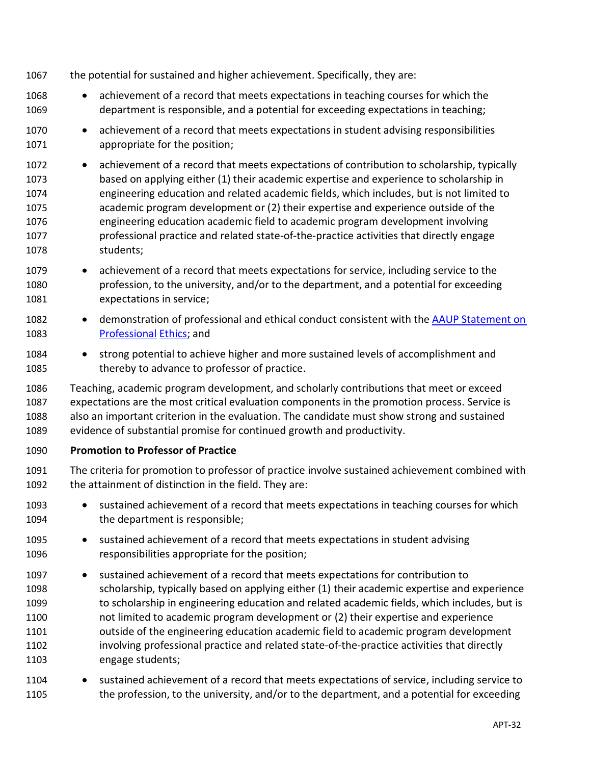the potential for sustained and higher achievement. Specifically, they are:

- achievement of a record that meets expectations in teaching courses for which the department is responsible, and a potential for exceeding expectations in teaching;
- achievement of a record that meets expectations in student advising responsibilities appropriate for the position;
- achievement of a record that meets expectations of contribution to scholarship, typically based on applying either (1) their academic expertise and experience to scholarship in engineering education and related academic fields, which includes, but is not limited to academic program development or (2) their expertise and experience outside of the engineering education academic field to academic program development involving professional practice and related state-of-the-practice activities that directly engage students;
- achievement of a record that meets expectations for service, including service to the profession, to the university, and/or to the department, and a potential for exceeding expectations in service;
- demonstration of professional and ethical conduct consistent with the AAUP Statement on Professional Ethics; and
- strong potential to achieve higher and more sustained levels of accomplishment and thereby to advance to professor of practice.

Teaching, academic program development, and scholarly contributions that meet or exceed expectations are the most critical evaluation components in the promotion process. Service is also an important criterion in the evaluation. The candidate must show strong and sustained evidence of substantial promise for continued growth and productivity.

**Promotion to Professor of Practice**

The criteria for promotion to professor of practice involve sustained achievement combined with the attainment of distinction in the field. They are:

- sustained achievement of a record that meets expectations in teaching courses for which the department is responsible;
- sustained achievement of a record that meets expectations in student advising responsibilities appropriate for the position;
- sustained achievement of a record that meets expectations for contribution to scholarship, typically based on applying either (1) their academic expertise and experience to scholarship in engineering education and related academic fields, which includes, but is not limited to academic program development or (2) their expertise and experience outside of the engineering education academic field to academic program development involving professional practice and related state-of-the-practice activities that directly engage students;
- sustained achievement of a record that meets expectations of service, including service to the profession, to the university, and/or to the department, and a potential for exceeding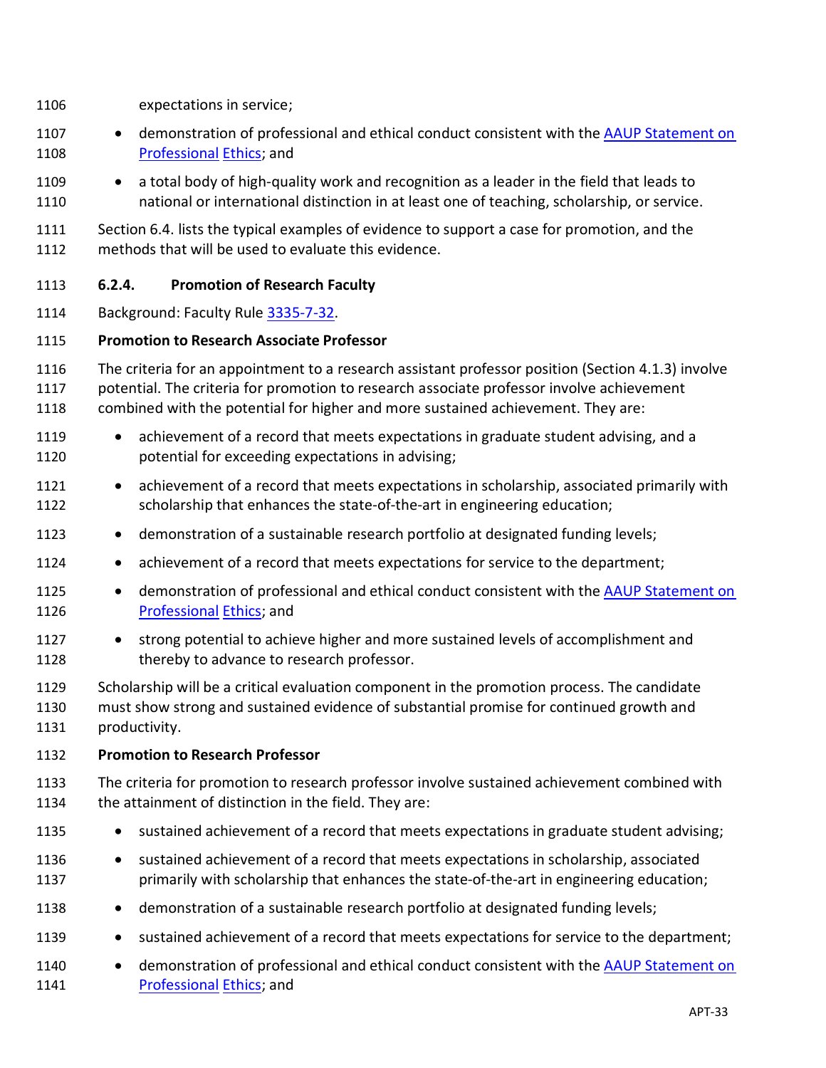expectations in service;

- demonstration of professional and ethical conduct consistent with the [AAUP Statement on Professional Ethics]; and
- a total body of high-quality work and recognition as a leader in the field that leads to national or international distinction in at least one of teaching, scholarship, or service.

Section 6.4. lists the typical examples of evidence to support a case for promotion, and the methods that will be used to evaluate this evidence.

### 6.2.4. Promotion of Research Faculty

Background: Faculty Rule 3335-7-32.

**Promotion to Research Associate Professor**

The criteria for an appointment to a research assistant professor position (Section 4.1.3) involve potential. The criteria for promotion to research associate professor involve achievement combined with the potential for higher and more sustained achievement. They are:

- achievement of a record that meets expectations in graduate student advising, and a potential for exceeding expectations in advising;
- achievement of a record that meets expectations in scholarship, associated primarily with scholarship that enhances the state-of-the-art in engineering education;
- demonstration of a sustainable research portfolio at designated funding levels;
- achievement of a record that meets expectations for service to the department;
- demonstration of professional and ethical conduct consistent with the AAUP Statement on Professional Ethics; and
- strong potential to achieve higher and more sustained levels of accomplishment and thereby to advance to research professor.

Scholarship will be a critical evaluation component in the promotion process. The candidate must show strong and sustained evidence of substantial promise for continued growth and productivity.

**Promotion to Research Professor**

The criteria for promotion to research professor involve sustained achievement combined with the attainment of distinction in the field. They are:

- sustained achievement of a record that meets expectations in graduate student advising;
- sustained achievement of a record that meets expectations in scholarship, associated primarily with scholarship that enhances the state-of-the-art in engineering education;
- demonstration of a sustainable research portfolio at designated funding levels;
- sustained achievement of a record that meets expectations for service to the department;
- demonstration of professional and ethical conduct consistent with the AAUP Statement on Professional Ethics; and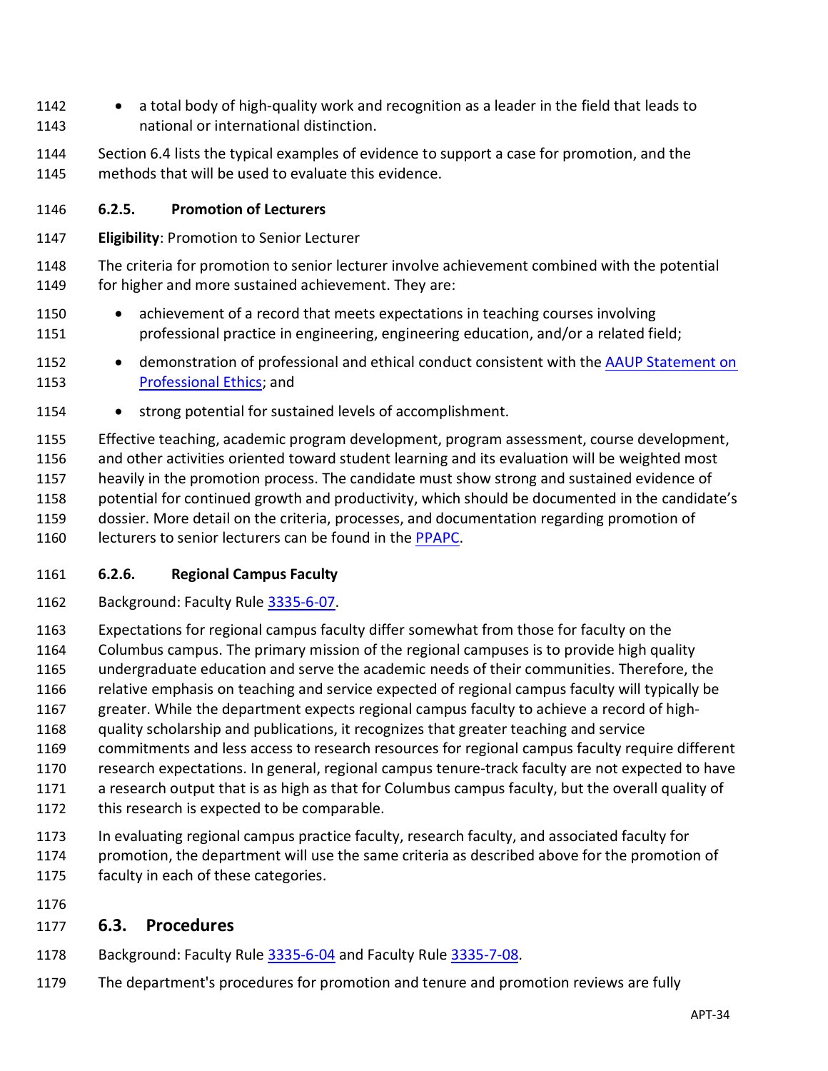- a total body of high-quality work and recognition as a leader in the field that leads to national or international distinction.

Section 6.4 lists the typical examples of evidence to support a case for promotion, and the methods that will be used to evaluate this evidence.

#### 6.2.5. Promotion of Lecturers

**Eligibility**: Promotion to Senior Lecturer

The criteria for promotion to senior lecturer involve achievement combined with the potential for higher and more sustained achievement. They are:

- achievement of a record that meets expectations in teaching courses involving professional practice in engineering, engineering education, and/or a related field;
- demonstration of professional and ethical conduct consistent with the AAUP Statement on Professional Ethics; and
- strong potential for sustained levels of accomplishment.

Effective teaching, academic program development, program assessment, course development, and other activities oriented toward student learning and its evaluation will be weighted most heavily in the promotion process. The candidate must show strong and sustained evidence of potential for continued growth and productivity, which should be documented in the candidate's dossier. More detail on the criteria, processes, and documentation regarding promotion of lecturers to senior lecturers can be found in the PPAPC.

#### 6.2.6. Regional Campus Faculty

Background: Faculty Rule 3335-6-07.

Expectations for regional campus faculty differ somewhat from those for faculty on the Columbus campus. The primary mission of the regional campuses is to provide high quality undergraduate education and serve the academic needs of their communities. Therefore, the relative emphasis on teaching and service expected of regional campus faculty will typically be greater. While the department expects regional campus faculty to achieve a record of high-quality scholarship and publications, it recognizes that greater teaching and service commitments and less access to research resources for regional campus faculty require different research expectations. In general, regional campus tenure-track faculty are not expected to have a research output that is as high as that for Columbus campus faculty, but the overall quality of this research is expected to be comparable.

In evaluating regional campus practice faculty, research faculty, and associated faculty for promotion, the department will use the same criteria as described above for the promotion of faculty in each of these categories.

### 6.3. Procedures

Background: Faculty Rule 3335-6-04 and Faculty Rule 3335-7-08.

The department's procedures for promotion and tenure and promotion reviews are fully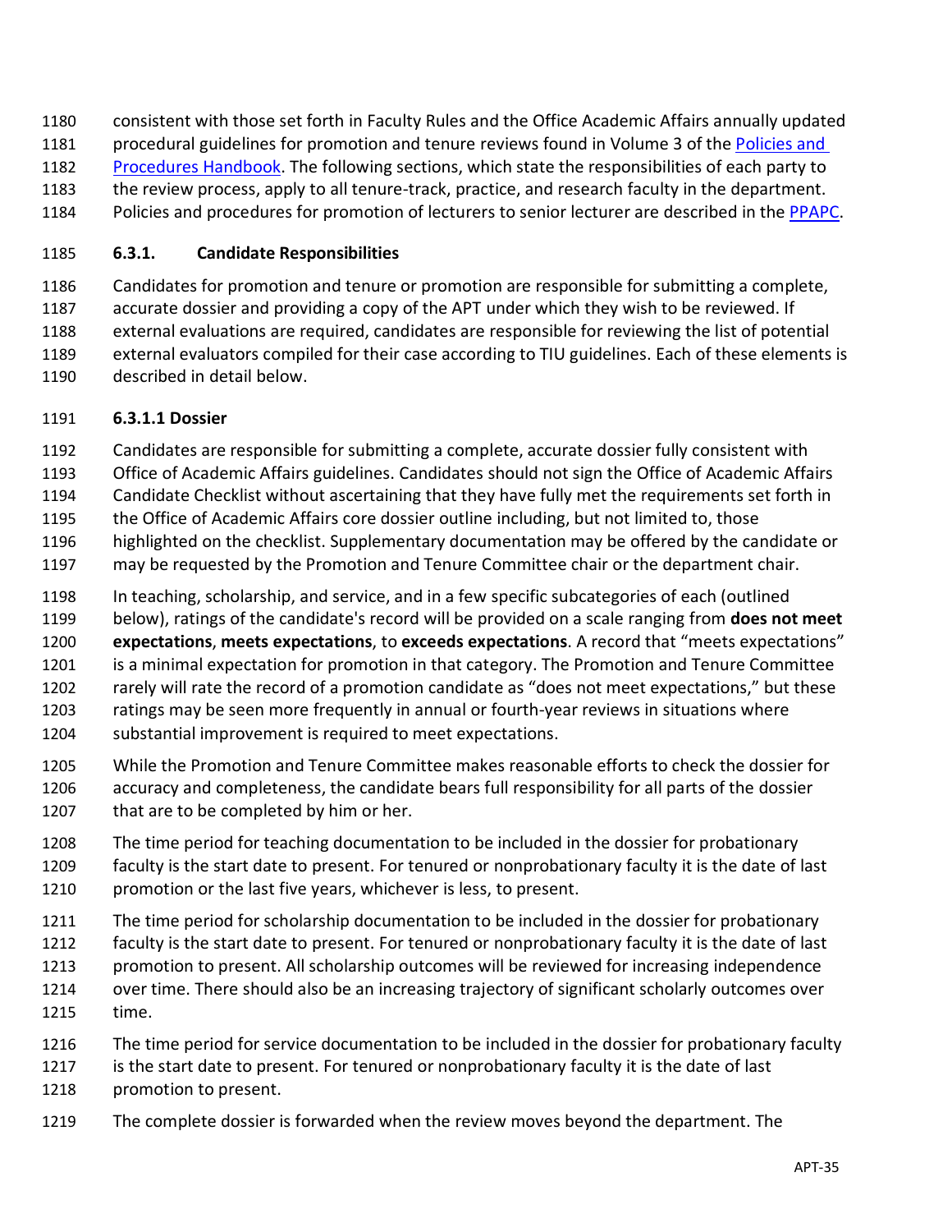consistent with those set forth in Faculty Rules and the Office Academic Affairs annually updated procedural guidelines for promotion and tenure reviews found in Volume 3 of the Policies and Procedures Handbook. The following sections, which state the responsibilities of each party to the review process, apply to all tenure-track, practice, and research faculty in the department. Policies and procedures for promotion of lecturers to senior lecturer are described in the PPAPC.

### 6.3.1. Candidate Responsibilities

Candidates for promotion and tenure or promotion are responsible for submitting a complete, accurate dossier and providing a copy of the APT under which they wish to be reviewed. If external evaluations are required, candidates are responsible for reviewing the list of potential external evaluators compiled for their case according to TIU guidelines. Each of these elements is described in detail below.

#### 6.3.1.1 Dossier

Candidates are responsible for submitting a complete, accurate dossier fully consistent with Office of Academic Affairs guidelines. Candidates should not sign the Office of Academic Affairs Candidate Checklist without ascertaining that they have fully met the requirements set forth in the Office of Academic Affairs core dossier outline including, but not limited to, those highlighted on the checklist. Supplementary documentation may be offered by the candidate or may be requested by the Promotion and Tenure Committee chair or the department chair.

In teaching, scholarship, and service, and in a few specific subcategories of each (outlined below), ratings of the candidate's record will be provided on a scale ranging from **does not meet expectations**, **meets expectations**, to **exceeds expectations**. A record that "meets expectations" is a minimal expectation for promotion in that category. The Promotion and Tenure Committee rarely will rate the record of a promotion candidate as "does not meet expectations," but these ratings may be seen more frequently in annual or fourth-year reviews in situations where substantial improvement is required to meet expectations.

While the Promotion and Tenure Committee makes reasonable efforts to check the dossier for accuracy and completeness, the candidate bears full responsibility for all parts of the dossier that are to be completed by him or her.

The time period for teaching documentation to be included in the dossier for probationary faculty is the start date to present. For tenured or nonprobationary faculty it is the date of last promotion or the last five years, whichever is less, to present.

The time period for scholarship documentation to be included in the dossier for probationary faculty is the start date to present. For tenured or nonprobationary faculty it is the date of last promotion to present. All scholarship outcomes will be reviewed for increasing independence over time. There should also be an increasing trajectory of significant scholarly outcomes over time.

The time period for service documentation to be included in the dossier for probationary faculty is the start date to present. For tenured or nonprobationary faculty it is the date of last promotion to present.

The complete dossier is forwarded when the review moves beyond the department. The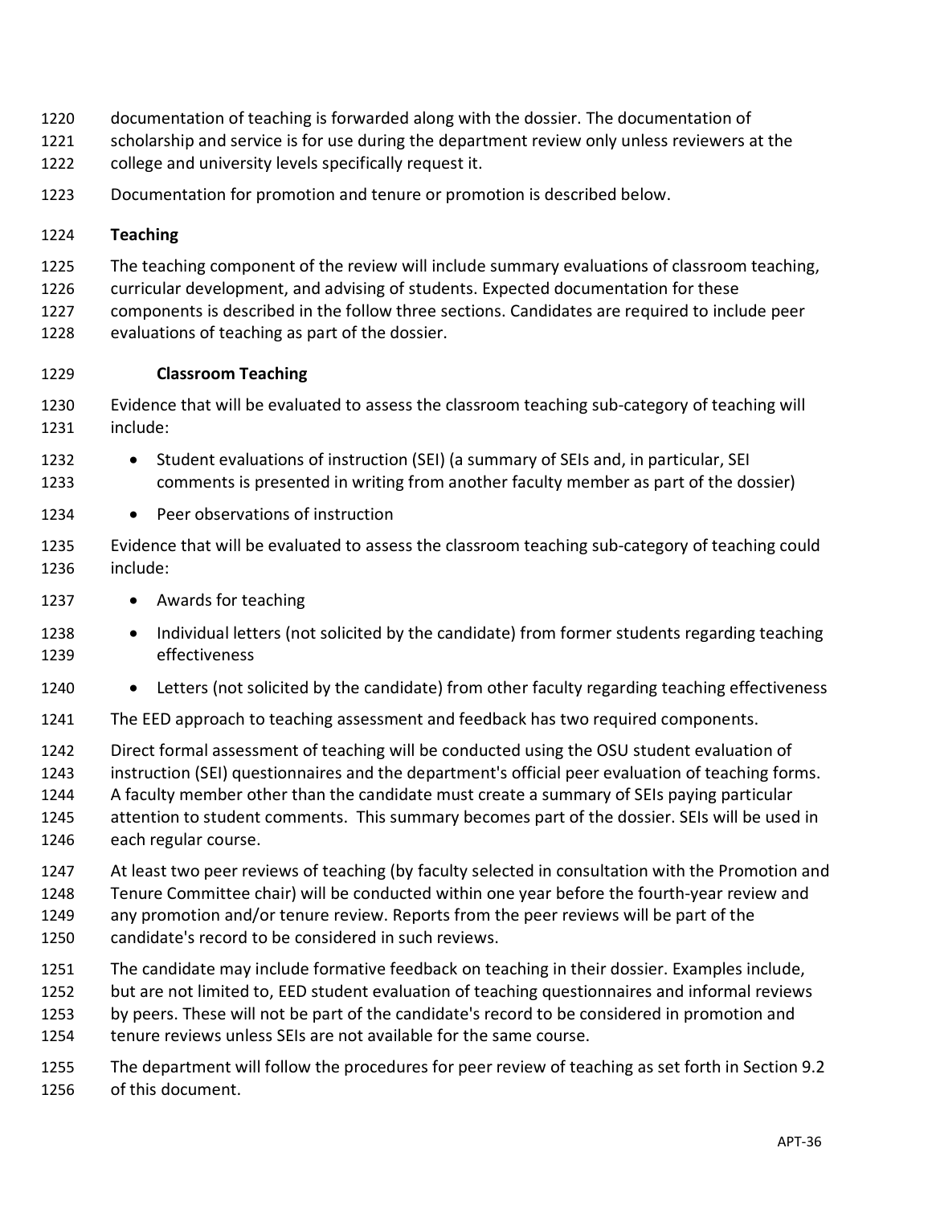documentation of teaching is forwarded along with the dossier. The documentation of scholarship and service is for use during the department review only unless reviewers at the college and university levels specifically request it.

Documentation for promotion and tenure or promotion is described below.

**Teaching**

The teaching component of the review will include summary evaluations of classroom teaching, curricular development, and advising of students. Expected documentation for these components is described in the follow three sections. Candidates are required to include peer evaluations of teaching as part of the dossier.

**Classroom Teaching**

Evidence that will be evaluated to assess the classroom teaching sub-category of teaching will include:

- Student evaluations of instruction (SEI) (a summary of SEIs and, in particular, SEI comments is presented in writing from another faculty member as part of the dossier)
- Peer observations of instruction

Evidence that will be evaluated to assess the classroom teaching sub-category of teaching could include:

- Awards for teaching
- Individual letters (not solicited by the candidate) from former students regarding teaching effectiveness
- Letters (not solicited by the candidate) from other faculty regarding teaching effectiveness

The EED approach to teaching assessment and feedback has two required components.

Direct formal assessment of teaching will be conducted using the OSU student evaluation of instruction (SEI) questionnaires and the department's official peer evaluation of teaching forms. A faculty member other than the candidate must create a summary of SEIs paying particular attention to student comments. This summary becomes part of the dossier. SEIs will be used in each regular course.

At least two peer reviews of teaching (by faculty selected in consultation with the Promotion and Tenure Committee chair) will be conducted within one year before the fourth-year review and any promotion and/or tenure review. Reports from the peer reviews will be part of the candidate's record to be considered in such reviews.

The candidate may include formative feedback on teaching in their dossier. Examples include, but are not limited to, EED student evaluation of teaching questionnaires and informal reviews by peers. These will not be part of the candidate's record to be considered in promotion and tenure reviews unless SEIs are not available for the same course.

The department will follow the procedures for peer review of teaching as set forth in Section 9.2 of this document.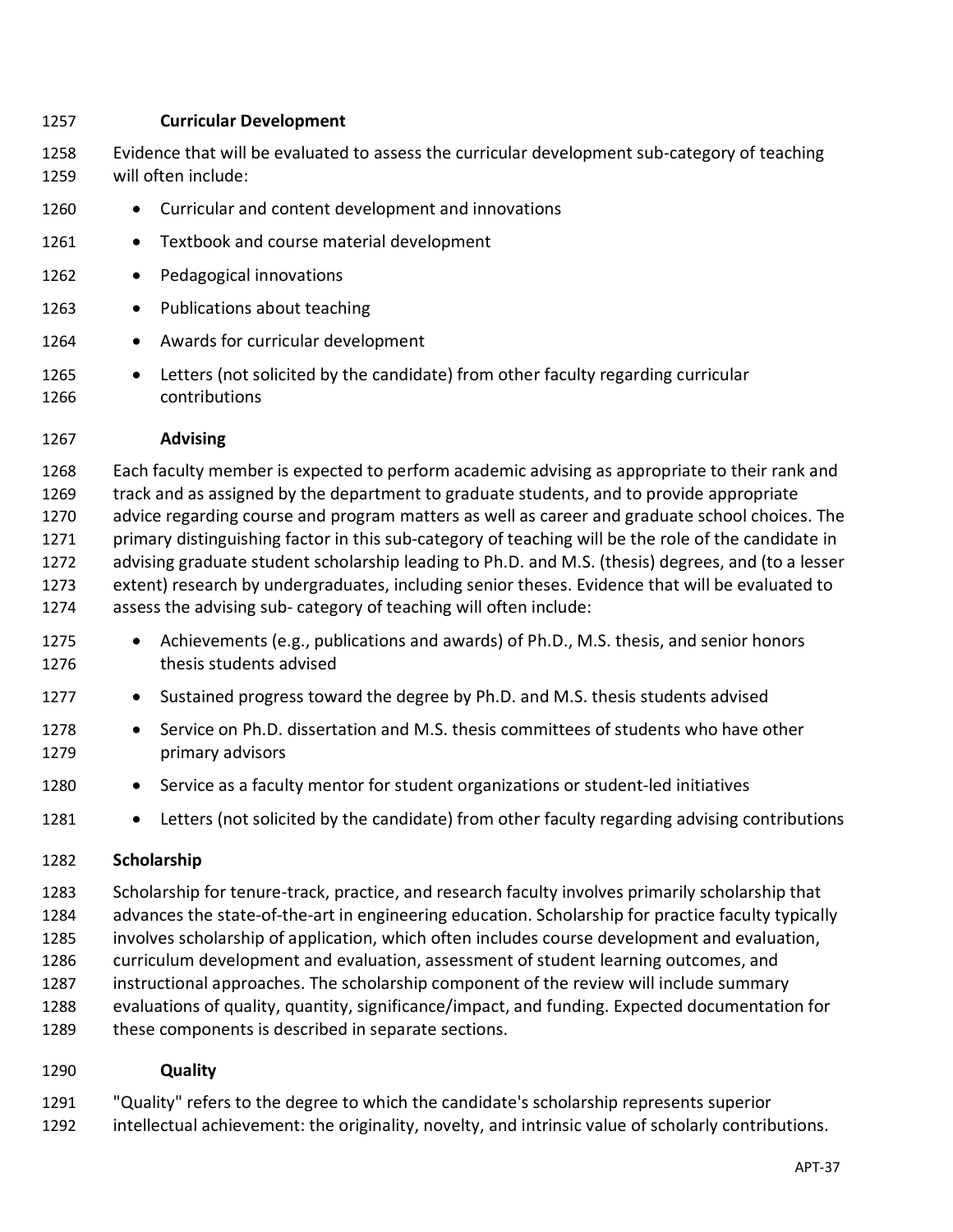### Curricular Development

Evidence that will be evaluated to assess the curricular development sub-category of teaching will often include:

- Curricular and content development and innovations
- Textbook and course material development
- Pedagogical innovations
- Publications about teaching
- Awards for curricular development
- Letters (not solicited by the candidate) from other faculty regarding curricular contributions

### Advising

Each faculty member is expected to perform academic advising as appropriate to their rank and track and as assigned by the department to graduate students, and to provide appropriate advice regarding course and program matters as well as career and graduate school choices. The primary distinguishing factor in this sub-category of teaching will be the role of the candidate in advising graduate student scholarship leading to Ph.D. and M.S. (thesis) degrees, and (to a lesser extent) research by undergraduates, including senior theses. Evidence that will be evaluated to assess the advising sub- category of teaching will often include:

- Achievements (e.g., publications and awards) of Ph.D., M.S. thesis, and senior honors thesis students advised
- Sustained progress toward the degree by Ph.D. and M.S. thesis students advised
- Service on Ph.D. dissertation and M.S. thesis committees of students who have other primary advisors
- Service as a faculty mentor for student organizations or student-led initiatives
- Letters (not solicited by the candidate) from other faculty regarding advising contributions

## Scholarship

Scholarship for tenure-track, practice, and research faculty involves primarily scholarship that advances the state-of-the-art in engineering education. Scholarship for practice faculty typically involves scholarship of application, which often includes course development and evaluation, curriculum development and evaluation, assessment of student learning outcomes, and instructional approaches. The scholarship component of the review will include summary evaluations of quality, quantity, significance/impact, and funding. Expected documentation for these components is described in separate sections.

### Quality

"Quality" refers to the degree to which the candidate's scholarship represents superior intellectual achievement: the originality, novelty, and intrinsic value of scholarly contributions.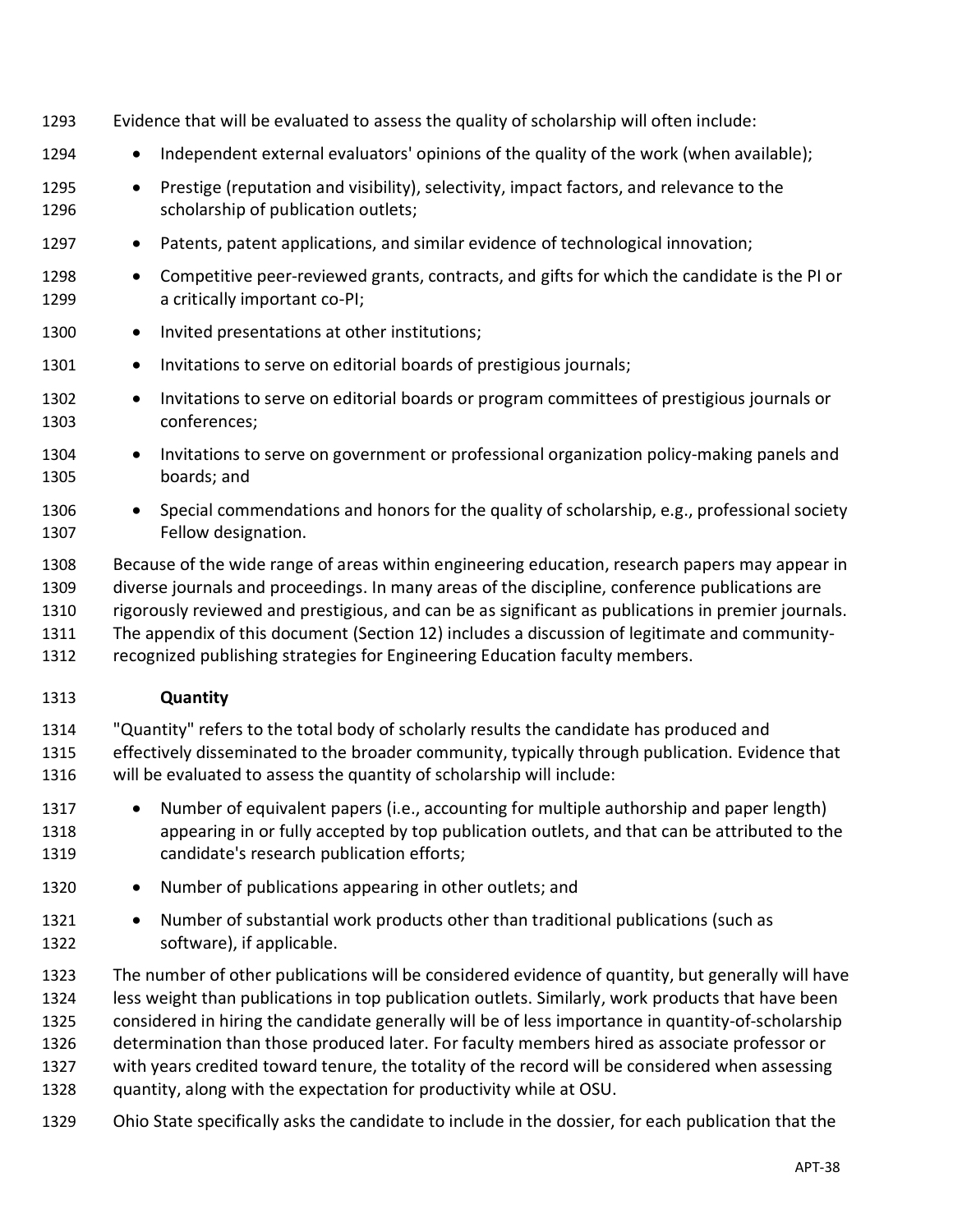Evidence that will be evaluated to assess the quality of scholarship will often include:

- Independent external evaluators' opinions of the quality of the work (when available);
- Prestige (reputation and visibility), selectivity, impact factors, and relevance to the scholarship of publication outlets;
- Patents, patent applications, and similar evidence of technological innovation;
- Competitive peer-reviewed grants, contracts, and gifts for which the candidate is the PI or a critically important co-PI;
- Invited presentations at other institutions;
- Invitations to serve on editorial boards of prestigious journals;
- Invitations to serve on editorial boards or program committees of prestigious journals or conferences;
- Invitations to serve on government or professional organization policy-making panels and boards; and
- Special commendations and honors for the quality of scholarship, e.g., professional society Fellow designation.

Because of the wide range of areas within engineering education, research papers may appear in diverse journals and proceedings. In many areas of the discipline, conference publications are rigorously reviewed and prestigious, and can be as significant as publications in premier journals. The appendix of this document (Section 12) includes a discussion of legitimate and community-recognized publishing strategies for Engineering Education faculty members.

**Quantity**

"Quantity" refers to the total body of scholarly results the candidate has produced and effectively disseminated to the broader community, typically through publication. Evidence that will be evaluated to assess the quantity of scholarship will include:

- Number of equivalent papers (i.e., accounting for multiple authorship and paper length) appearing in or fully accepted by top publication outlets, and that can be attributed to the candidate's research publication efforts;
- Number of publications appearing in other outlets; and
- Number of substantial work products other than traditional publications (such as software), if applicable.

The number of other publications will be considered evidence of quantity, but generally will have less weight than publications in top publication outlets. Similarly, work products that have been considered in hiring the candidate generally will be of less importance in quantity-of-scholarship determination than those produced later. For faculty members hired as associate professor or with years credited toward tenure, the totality of the record will be considered when assessing quantity, along with the expectation for productivity while at OSU.

Ohio State specifically asks the candidate to include in the dossier, for each publication that the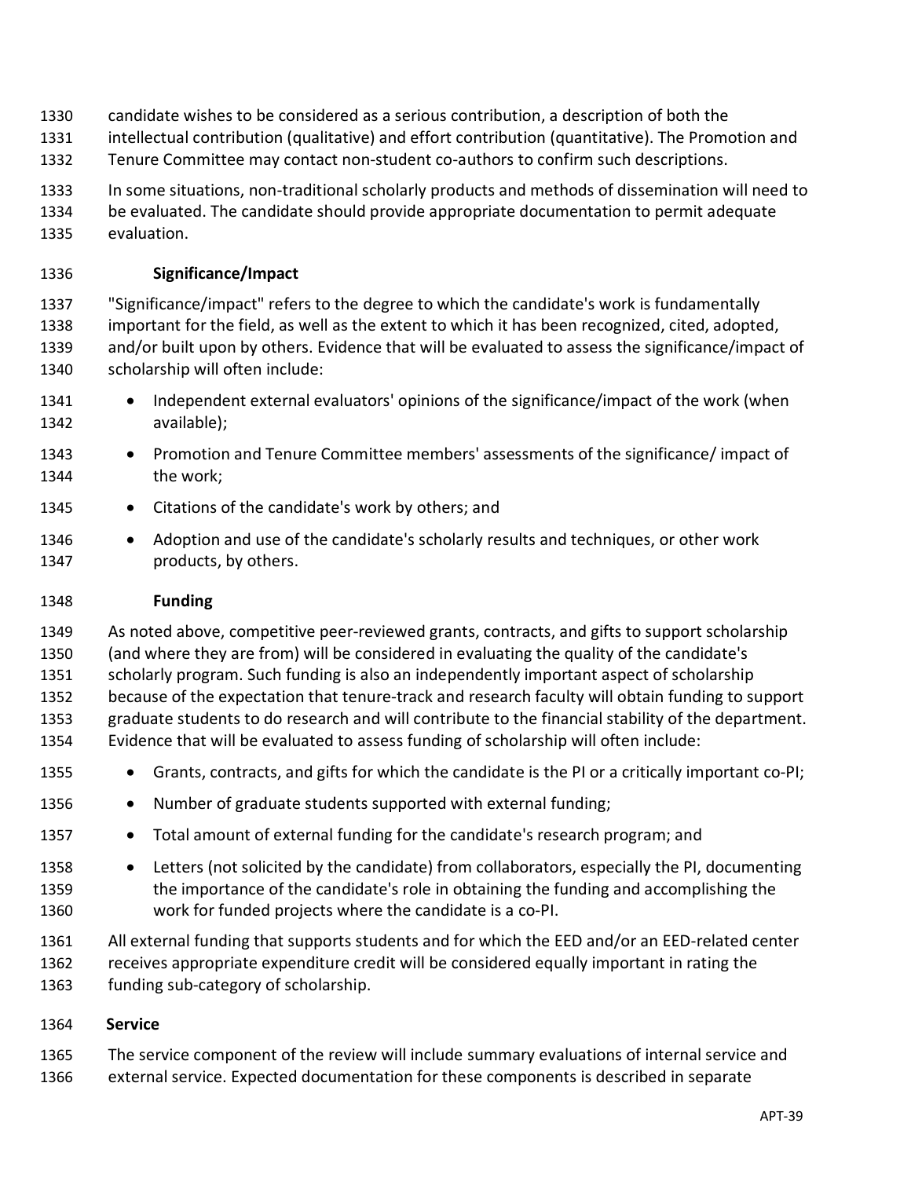candidate wishes to be considered as a serious contribution, a description of both the intellectual contribution (qualitative) and effort contribution (quantitative). The Promotion and Tenure Committee may contact non-student co-authors to confirm such descriptions.

In some situations, non-traditional scholarly products and methods of dissemination will need to be evaluated. The candidate should provide appropriate documentation to permit adequate evaluation.

#### Significance/Impact

"Significance/impact" refers to the degree to which the candidate's work is fundamentally important for the field, as well as the extent to which it has been recognized, cited, adopted, and/or built upon by others. Evidence that will be evaluated to assess the significance/impact of scholarship will often include:

- Independent external evaluators' opinions of the significance/impact of the work (when available);
- Promotion and Tenure Committee members' assessments of the significance/ impact of the work;
- Citations of the candidate's work by others; and
- Adoption and use of the candidate's scholarly results and techniques, or other work products, by others.

#### Funding

As noted above, competitive peer-reviewed grants, contracts, and gifts to support scholarship (and where they are from) will be considered in evaluating the quality of the candidate's scholarly program. Such funding is also an independently important aspect of scholarship because of the expectation that tenure-track and research faculty will obtain funding to support graduate students to do research and will contribute to the financial stability of the department. Evidence that will be evaluated to assess funding of scholarship will often include:

- Grants, contracts, and gifts for which the candidate is the PI or a critically important co-PI;
- Number of graduate students supported with external funding;
- Total amount of external funding for the candidate's research program; and
- Letters (not solicited by the candidate) from collaborators, especially the PI, documenting the importance of the candidate's role in obtaining the funding and accomplishing the work for funded projects where the candidate is a co-PI.

All external funding that supports students and for which the EED and/or an EED-related center receives appropriate expenditure credit will be considered equally important in rating the funding sub-category of scholarship.

### Service

The service component of the review will include summary evaluations of internal service and external service. Expected documentation for these components is described in separate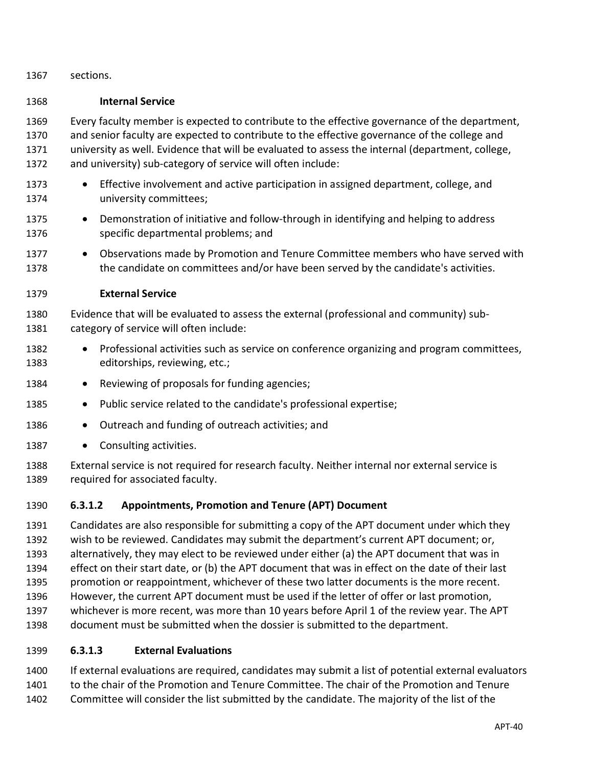sections.

**Internal Service**

Every faculty member is expected to contribute to the effective governance of the department, and senior faculty are expected to contribute to the effective governance of the college and university as well. Evidence that will be evaluated to assess the internal (department, college, and university) sub-category of service will often include:

- Effective involvement and active participation in assigned department, college, and university committees;
- Demonstration of initiative and follow-through in identifying and helping to address specific departmental problems; and
- Observations made by Promotion and Tenure Committee members who have served with the candidate on committees and/or have been served by the candidate's activities.

**External Service**

Evidence that will be evaluated to assess the external (professional and community) sub-category of service will often include:

- Professional activities such as service on conference organizing and program committees, editorships, reviewing, etc.;
- Reviewing of proposals for funding agencies;
- Public service related to the candidate's professional expertise;
- Outreach and funding of outreach activities; and
- Consulting activities.

External service is not required for research faculty. Neither internal nor external service is required for associated faculty.

#### 6.3.1.2 Appointments, Promotion and Tenure (APT) Document

Candidates are also responsible for submitting a copy of the APT document under which they wish to be reviewed. Candidates may submit the department's current APT document; or, alternatively, they may elect to be reviewed under either (a) the APT document that was in effect on their start date, or (b) the APT document that was in effect on the date of their last promotion or reappointment, whichever of these two latter documents is the more recent. However, the current APT document must be used if the letter of offer or last promotion, whichever is more recent, was more than 10 years before April 1 of the review year. The APT document must be submitted when the dossier is submitted to the department.

#### 6.3.1.3 External Evaluations

If external evaluations are required, candidates may submit a list of potential external evaluators to the chair of the Promotion and Tenure Committee. The chair of the Promotion and Tenure Committee will consider the list submitted by the candidate. The majority of the list of the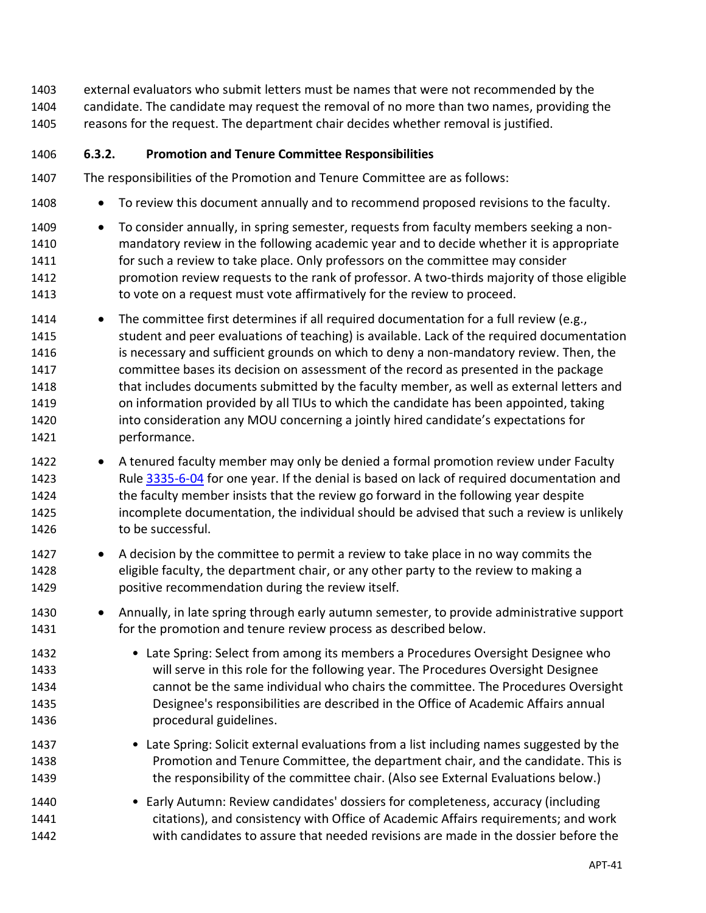external evaluators who submit letters must be names that were not recommended by the candidate. The candidate may request the removal of no more than two names, providing the reasons for the request. The department chair decides whether removal is justified.

### 6.3.2. Promotion and Tenure Committee Responsibilities

The responsibilities of the Promotion and Tenure Committee are as follows:

- To review this document annually and to recommend proposed revisions to the faculty.
- To consider annually, in spring semester, requests from faculty members seeking a non-mandatory review in the following academic year and to decide whether it is appropriate for such a review to take place. Only professors on the committee may consider promotion review requests to the rank of professor. A two-thirds majority of those eligible to vote on a request must vote affirmatively for the review to proceed.
- The committee first determines if all required documentation for a full review (e.g., student and peer evaluations of teaching) is available. Lack of the required documentation is necessary and sufficient grounds on which to deny a non-mandatory review. Then, the committee bases its decision on assessment of the record as presented in the package that includes documents submitted by the faculty member, as well as external letters and on information provided by all TIUs to which the candidate has been appointed, taking into consideration any MOU concerning a jointly hired candidate's expectations for performance.
- A tenured faculty member may only be denied a formal promotion review under Faculty Rule [3335-6-04](3335-6-04) for one year. If the denial is based on lack of required documentation and the faculty member insists that the review go forward in the following year despite incomplete documentation, the individual should be advised that such a review is unlikely to be successful.
- A decision by the committee to permit a review to take place in no way commits the eligible faculty, the department chair, or any other party to the review to making a positive recommendation during the review itself.
- Annually, in late spring through early autumn semester, to provide administrative support for the promotion and tenure review process as described below.
  - Late Spring: Select from among its members a Procedures Oversight Designee who will serve in this role for the following year. The Procedures Oversight Designee cannot be the same individual who chairs the committee. The Procedures Oversight Designee's responsibilities are described in the Office of Academic Affairs annual procedural guidelines.
  - Late Spring: Solicit external evaluations from a list including names suggested by the Promotion and Tenure Committee, the department chair, and the candidate. This is the responsibility of the committee chair. (Also see External Evaluations below.)
  - Early Autumn: Review candidates' dossiers for completeness, accuracy (including citations), and consistency with Office of Academic Affairs requirements; and work with candidates to assure that needed revisions are made in the dossier before the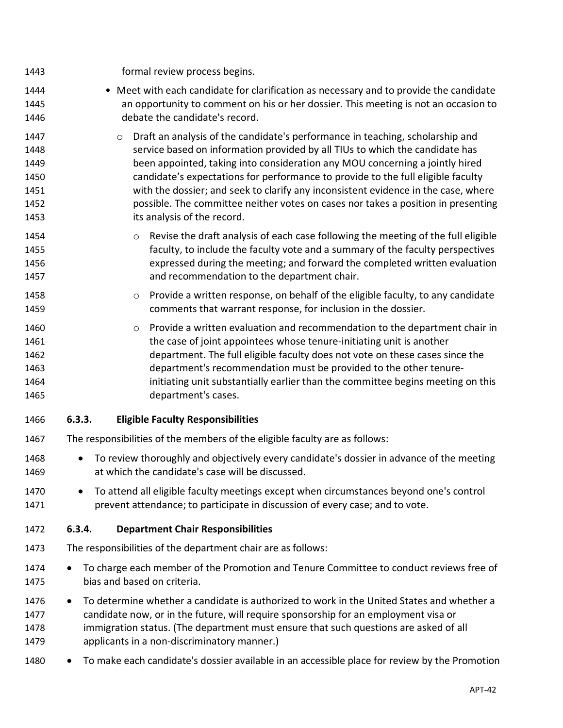formal review process begins.

- Meet with each candidate for clarification as necessary and to provide the candidate an opportunity to comment on his or her dossier. This meeting is not an occasion to debate the candidate's record.
  - Draft an analysis of the candidate's performance in teaching, scholarship and service based on information provided by all TIUs to which the candidate has been appointed, taking into consideration any MOU concerning a jointly hired candidate's expectations for performance to provide to the full eligible faculty with the dossier; and seek to clarify any inconsistent evidence in the case, where possible. The committee neither votes on cases nor takes a position in presenting its analysis of the record.
    - Revise the draft analysis of each case following the meeting of the full eligible faculty, to include the faculty vote and a summary of the faculty perspectives expressed during the meeting; and forward the completed written evaluation and recommendation to the department chair.
    - Provide a written response, on behalf of the eligible faculty, to any candidate comments that warrant response, for inclusion in the dossier.
    - Provide a written evaluation and recommendation to the department chair in the case of joint appointees whose tenure-initiating unit is another department. The full eligible faculty does not vote on these cases since the department's recommendation must be provided to the other tenure-initiating unit substantially earlier than the committee begins meeting on this department's cases.

### 6.3.3. Eligible Faculty Responsibilities

The responsibilities of the members of the eligible faculty are as follows:

- To review thoroughly and objectively every candidate's dossier in advance of the meeting at which the candidate's case will be discussed.
- To attend all eligible faculty meetings except when circumstances beyond one's control prevent attendance; to participate in discussion of every case; and to vote.

### 6.3.4. Department Chair Responsibilities

The responsibilities of the department chair are as follows:

- To charge each member of the Promotion and Tenure Committee to conduct reviews free of bias and based on criteria.
- To determine whether a candidate is authorized to work in the United States and whether a candidate now, or in the future, will require sponsorship for an employment visa or immigration status. (The department must ensure that such questions are asked of all applicants in a non-discriminatory manner.)
- To make each candidate's dossier available in an accessible place for review by the Promotion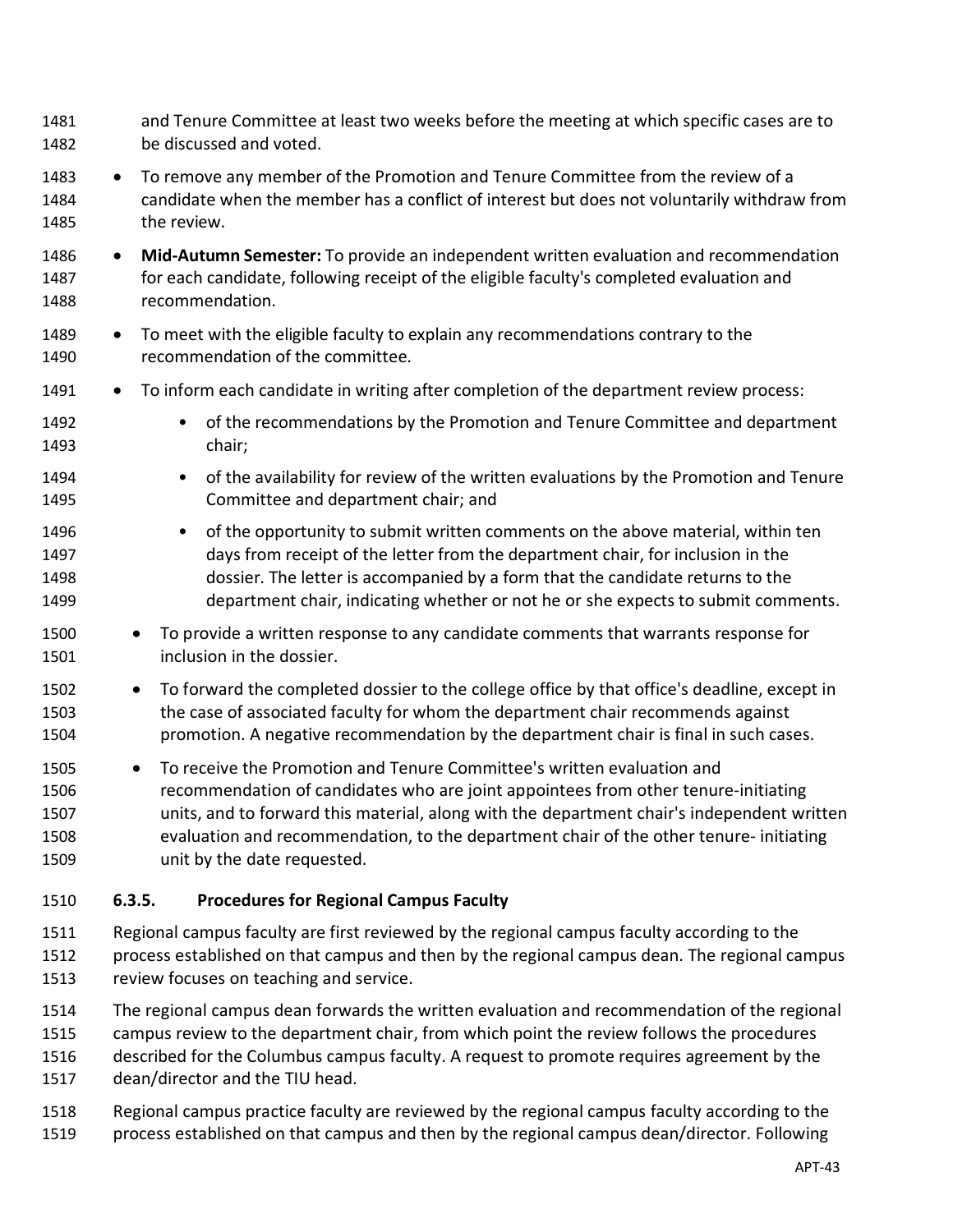and Tenure Committee at least two weeks before the meeting at which specific cases are to be discussed and voted.

- To remove any member of the Promotion and Tenure Committee from the review of a candidate when the member has a conflict of interest but does not voluntarily withdraw from the review.
- **Mid-Autumn Semester:** To provide an independent written evaluation and recommendation for each candidate, following receipt of the eligible faculty's completed evaluation and recommendation.
- To meet with the eligible faculty to explain any recommendations contrary to the recommendation of the committee.
- To inform each candidate in writing after completion of the department review process:
  - of the recommendations by the Promotion and Tenure Committee and department chair;
  - of the availability for review of the written evaluations by the Promotion and Tenure Committee and department chair; and
  - of the opportunity to submit written comments on the above material, within ten days from receipt of the letter from the department chair, for inclusion in the dossier. The letter is accompanied by a form that the candidate returns to the department chair, indicating whether or not he or she expects to submit comments.
- To provide a written response to any candidate comments that warrants response for inclusion in the dossier.
- To forward the completed dossier to the college office by that office's deadline, except in the case of associated faculty for whom the department chair recommends against promotion. A negative recommendation by the department chair is final in such cases.
- To receive the Promotion and Tenure Committee's written evaluation and recommendation of candidates who are joint appointees from other tenure-initiating units, and to forward this material, along with the department chair's independent written evaluation and recommendation, to the department chair of the other tenure- initiating unit by the date requested.

### 6.3.5. Procedures for Regional Campus Faculty

Regional campus faculty are first reviewed by the regional campus faculty according to the process established on that campus and then by the regional campus dean. The regional campus review focuses on teaching and service.

The regional campus dean forwards the written evaluation and recommendation of the regional campus review to the department chair, from which point the review follows the procedures described for the Columbus campus faculty. A request to promote requires agreement by the dean/director and the TIU head.

Regional campus practice faculty are reviewed by the regional campus faculty according to the process established on that campus and then by the regional campus dean/director. Following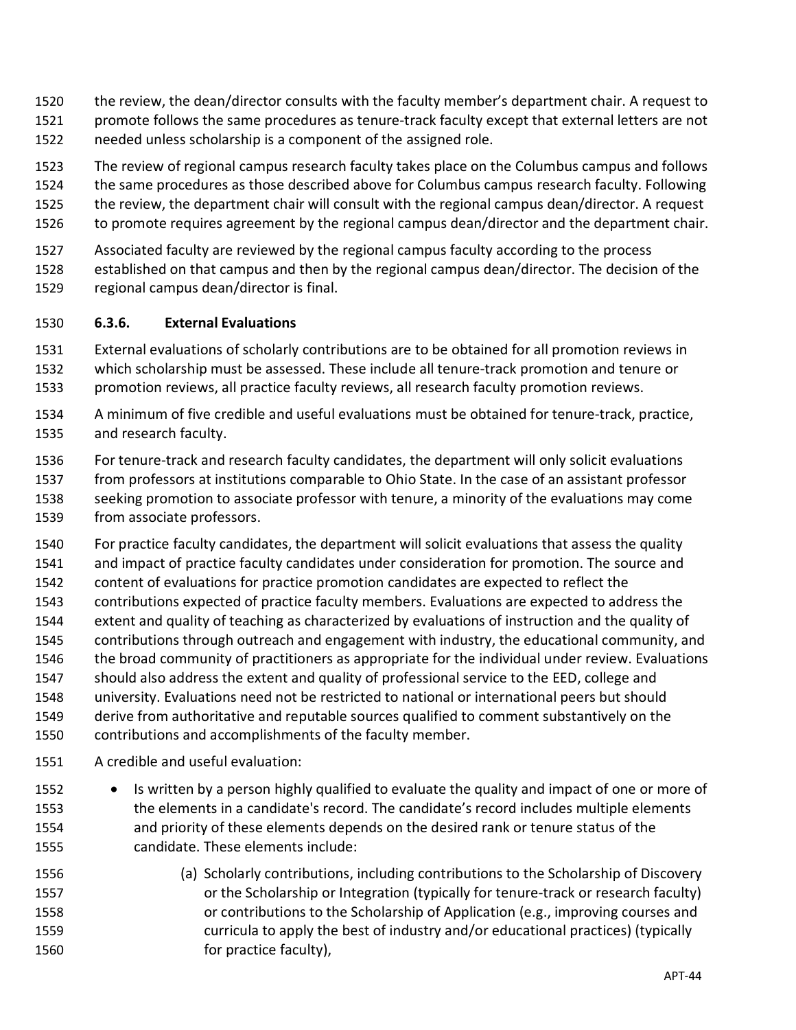the review, the dean/director consults with the faculty member's department chair. A request to promote follows the same procedures as tenure-track faculty except that external letters are not needed unless scholarship is a component of the assigned role.

The review of regional campus research faculty takes place on the Columbus campus and follows the same procedures as those described above for Columbus campus research faculty. Following the review, the department chair will consult with the regional campus dean/director. A request to promote requires agreement by the regional campus dean/director and the department chair.

Associated faculty are reviewed by the regional campus faculty according to the process established on that campus and then by the regional campus dean/director. The decision of the regional campus dean/director is final.

### 6.3.6. External Evaluations

External evaluations of scholarly contributions are to be obtained for all promotion reviews in which scholarship must be assessed. These include all tenure-track promotion and tenure or promotion reviews, all practice faculty reviews, all research faculty promotion reviews.

A minimum of five credible and useful evaluations must be obtained for tenure-track, practice, and research faculty.

For tenure-track and research faculty candidates, the department will only solicit evaluations from professors at institutions comparable to Ohio State. In the case of an assistant professor seeking promotion to associate professor with tenure, a minority of the evaluations may come from associate professors.

For practice faculty candidates, the department will solicit evaluations that assess the quality and impact of practice faculty candidates under consideration for promotion. The source and content of evaluations for practice promotion candidates are expected to reflect the contributions expected of practice faculty members. Evaluations are expected to address the extent and quality of teaching as characterized by evaluations of instruction and the quality of contributions through outreach and engagement with industry, the educational community, and the broad community of practitioners as appropriate for the individual under review. Evaluations should also address the extent and quality of professional service to the EED, college and university. Evaluations need not be restricted to national or international peers but should derive from authoritative and reputable sources qualified to comment substantively on the contributions and accomplishments of the faculty member.

A credible and useful evaluation:

- Is written by a person highly qualified to evaluate the quality and impact of one or more of the elements in a candidate's record. The candidate's record includes multiple elements and priority of these elements depends on the desired rank or tenure status of the candidate. These elements include:
    - (a) Scholarly contributions, including contributions to the Scholarship of Discovery or the Scholarship or Integration (typically for tenure-track or research faculty) or contributions to the Scholarship of Application (e.g., improving courses and curricula to apply the best of industry and/or educational practices) (typically for practice faculty),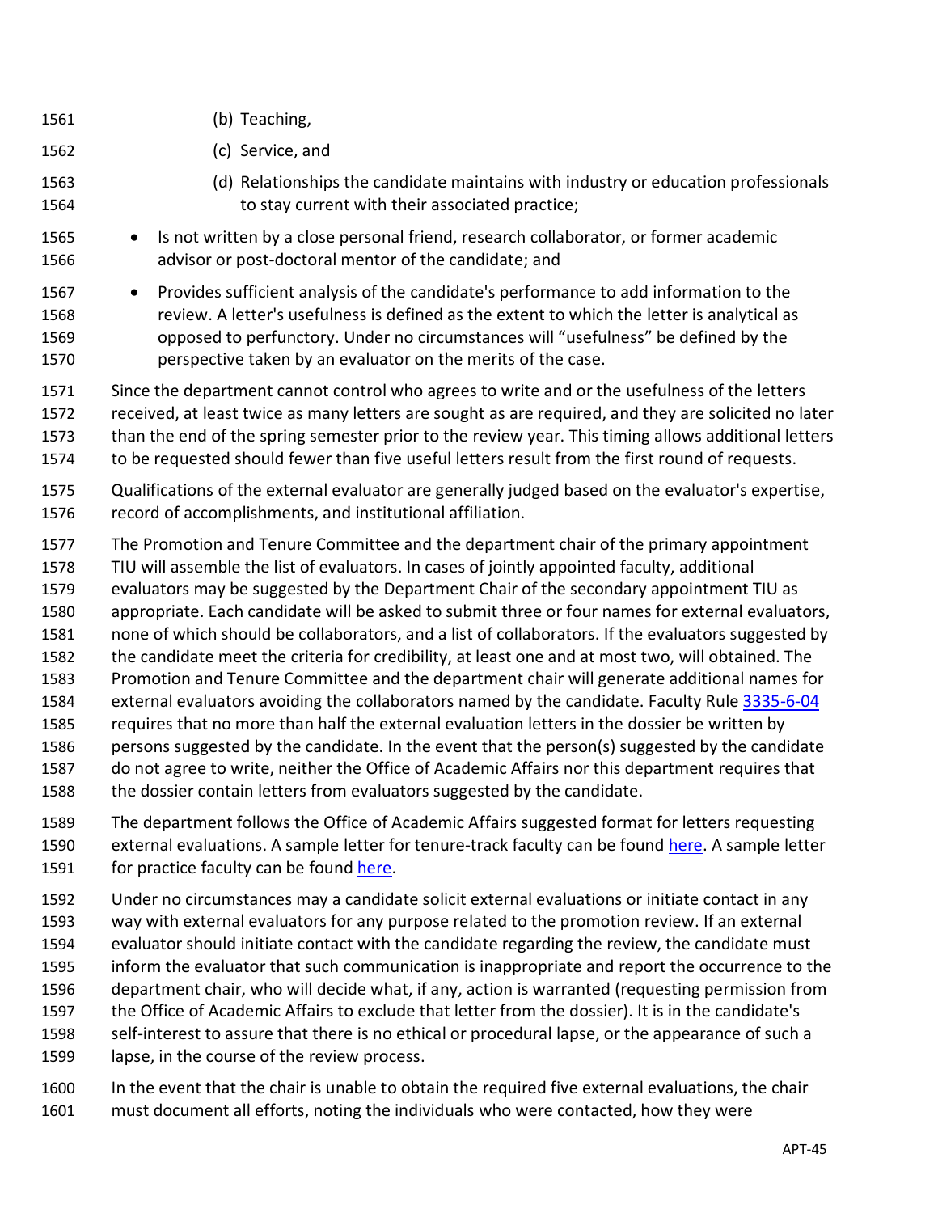(b) Teaching,
  (c) Service, and
  (d) Relationships the candidate maintains with industry or education professionals to stay current with their associated practice;

- Is not written by a close personal friend, research collaborator, or former academic advisor or post-doctoral mentor of the candidate; and
- Provides sufficient analysis of the candidate's performance to add information to the review. A letter's usefulness is defined as the extent to which the letter is analytical as opposed to perfunctory. Under no circumstances will "usefulness" be defined by the perspective taken by an evaluator on the merits of the case.

Since the department cannot control who agrees to write and or the usefulness of the letters received, at least twice as many letters are sought as are required, and they are solicited no later than the end of the spring semester prior to the review year. This timing allows additional letters to be requested should fewer than five useful letters result from the first round of requests.

Qualifications of the external evaluator are generally judged based on the evaluator's expertise, record of accomplishments, and institutional affiliation.

The Promotion and Tenure Committee and the department chair of the primary appointment TIU will assemble the list of evaluators. In cases of jointly appointed faculty, additional evaluators may be suggested by the Department Chair of the secondary appointment TIU as appropriate. Each candidate will be asked to submit three or four names for external evaluators, none of which should be collaborators, and a list of collaborators. If the evaluators suggested by the candidate meet the criteria for credibility, at least one and at most two, will obtained. The Promotion and Tenure Committee and the department chair will generate additional names for external evaluators avoiding the collaborators named by the candidate. Faculty Rule [3335-6-04] requires that no more than half the external evaluation letters in the dossier be written by persons suggested by the candidate. In the event that the person(s) suggested by the candidate do not agree to write, neither the Office of Academic Affairs nor this department requires that the dossier contain letters from evaluators suggested by the candidate.

The department follows the Office of Academic Affairs suggested format for letters requesting external evaluations. A sample letter for tenure-track faculty can be found [here]. A sample letter for practice faculty can be found [here].

Under no circumstances may a candidate solicit external evaluations or initiate contact in any way with external evaluators for any purpose related to the promotion review. If an external evaluator should initiate contact with the candidate regarding the review, the candidate must inform the evaluator that such communication is inappropriate and report the occurrence to the department chair, who will decide what, if any, action is warranted (requesting permission from the Office of Academic Affairs to exclude that letter from the dossier). It is in the candidate's self-interest to assure that there is no ethical or procedural lapse, or the appearance of such a lapse, in the course of the review process.

In the event that the chair is unable to obtain the required five external evaluations, the chair must document all efforts, noting the individuals who were contacted, how they were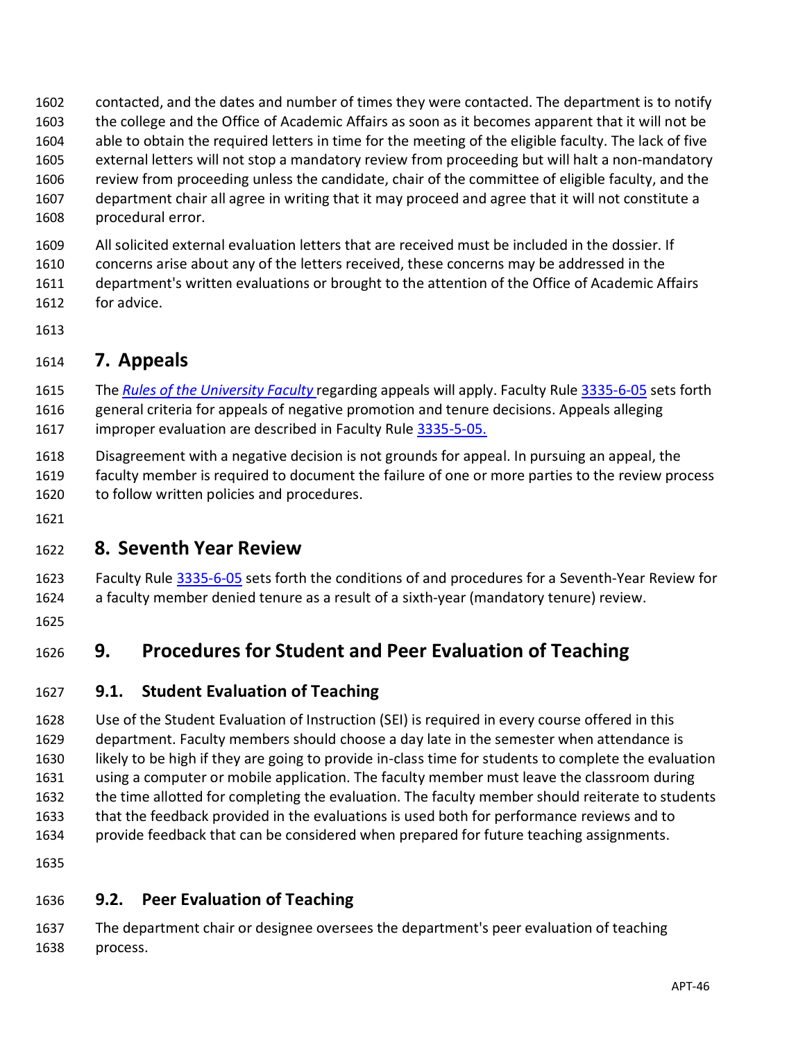contacted, and the dates and number of times they were contacted. The department is to notify the college and the Office of Academic Affairs as soon as it becomes apparent that it will not be able to obtain the required letters in time for the meeting of the eligible faculty. The lack of five external letters will not stop a mandatory review from proceeding but will halt a non-mandatory review from proceeding unless the candidate, chair of the committee of eligible faculty, and the department chair all agree in writing that it may proceed and agree that it will not constitute a procedural error.

All solicited external evaluation letters that are received must be included in the dossier. If concerns arise about any of the letters received, these concerns may be addressed in the department's written evaluations or brought to the attention of the Office of Academic Affairs for advice.

# 7. Appeals

The *Rules of the University Faculty* regarding appeals will apply. Faculty Rule 3335-6-05 sets forth general criteria for appeals of negative promotion and tenure decisions. Appeals alleging improper evaluation are described in Faculty Rule 3335-5-05.

Disagreement with a negative decision is not grounds for appeal. In pursuing an appeal, the faculty member is required to document the failure of one or more parties to the review process to follow written policies and procedures.

# 8. Seventh Year Review

Faculty Rule 3335-6-05 sets forth the conditions of and procedures for a Seventh-Year Review for a faculty member denied tenure as a result of a sixth-year (mandatory tenure) review.

# 9. Procedures for Student and Peer Evaluation of Teaching

## 9.1. Student Evaluation of Teaching

Use of the Student Evaluation of Instruction (SEI) is required in every course offered in this department. Faculty members should choose a day late in the semester when attendance is likely to be high if they are going to provide in-class time for students to complete the evaluation using a computer or mobile application. The faculty member must leave the classroom during the time allotted for completing the evaluation. The faculty member should reiterate to students that the feedback provided in the evaluations is used both for performance reviews and to provide feedback that can be considered when prepared for future teaching assignments.

## 9.2. Peer Evaluation of Teaching

The department chair or designee oversees the department's peer evaluation of teaching process.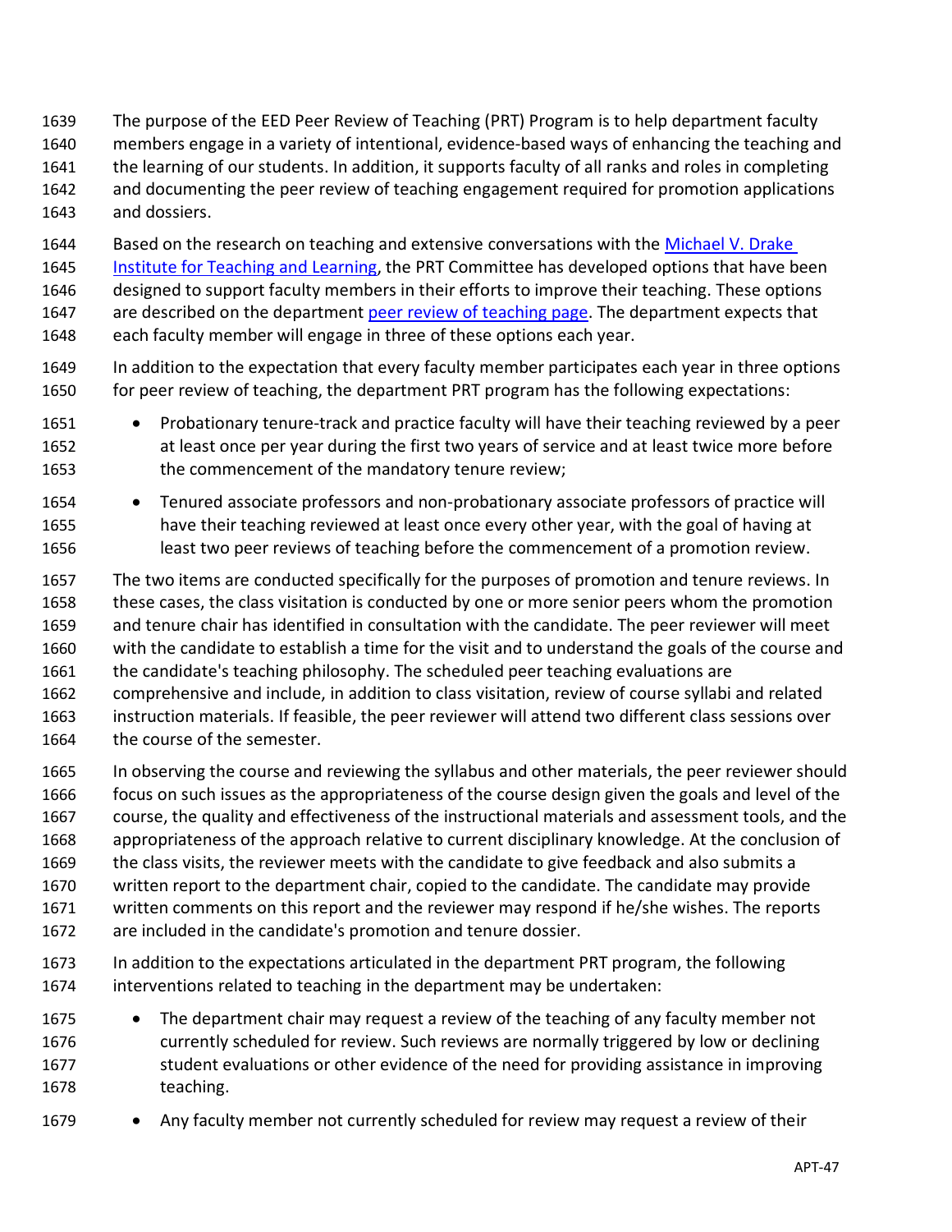The purpose of the EED Peer Review of Teaching (PRT) Program is to help department faculty members engage in a variety of intentional, evidence-based ways of enhancing the teaching and the learning of our students. In addition, it supports faculty of all ranks and roles in completing and documenting the peer review of teaching engagement required for promotion applications and dossiers.

Based on the research on teaching and extensive conversations with the [Michael V. Drake Institute for Teaching and Learning](), the PRT Committee has developed options that have been designed to support faculty members in their efforts to improve their teaching. These options are described on the department [peer review of teaching page](). The department expects that each faculty member will engage in three of these options each year.

In addition to the expectation that every faculty member participates each year in three options for peer review of teaching, the department PRT program has the following expectations:

- Probationary tenure-track and practice faculty will have their teaching reviewed by a peer at least once per year during the first two years of service and at least twice more before the commencement of the mandatory tenure review;
- Tenured associate professors and non-probationary associate professors of practice will have their teaching reviewed at least once every other year, with the goal of having at least two peer reviews of teaching before the commencement of a promotion review.

The two items are conducted specifically for the purposes of promotion and tenure reviews. In these cases, the class visitation is conducted by one or more senior peers whom the promotion and tenure chair has identified in consultation with the candidate. The peer reviewer will meet with the candidate to establish a time for the visit and to understand the goals of the course and the candidate's teaching philosophy. The scheduled peer teaching evaluations are comprehensive and include, in addition to class visitation, review of course syllabi and related instruction materials. If feasible, the peer reviewer will attend two different class sessions over the course of the semester.

In observing the course and reviewing the syllabus and other materials, the peer reviewer should focus on such issues as the appropriateness of the course design given the goals and level of the course, the quality and effectiveness of the instructional materials and assessment tools, and the appropriateness of the approach relative to current disciplinary knowledge. At the conclusion of the class visits, the reviewer meets with the candidate to give feedback and also submits a written report to the department chair, copied to the candidate. The candidate may provide written comments on this report and the reviewer may respond if he/she wishes. The reports are included in the candidate's promotion and tenure dossier.

In addition to the expectations articulated in the department PRT program, the following interventions related to teaching in the department may be undertaken:

- The department chair may request a review of the teaching of any faculty member not currently scheduled for review. Such reviews are normally triggered by low or declining student evaluations or other evidence of the need for providing assistance in improving teaching.
- Any faculty member not currently scheduled for review may request a review of their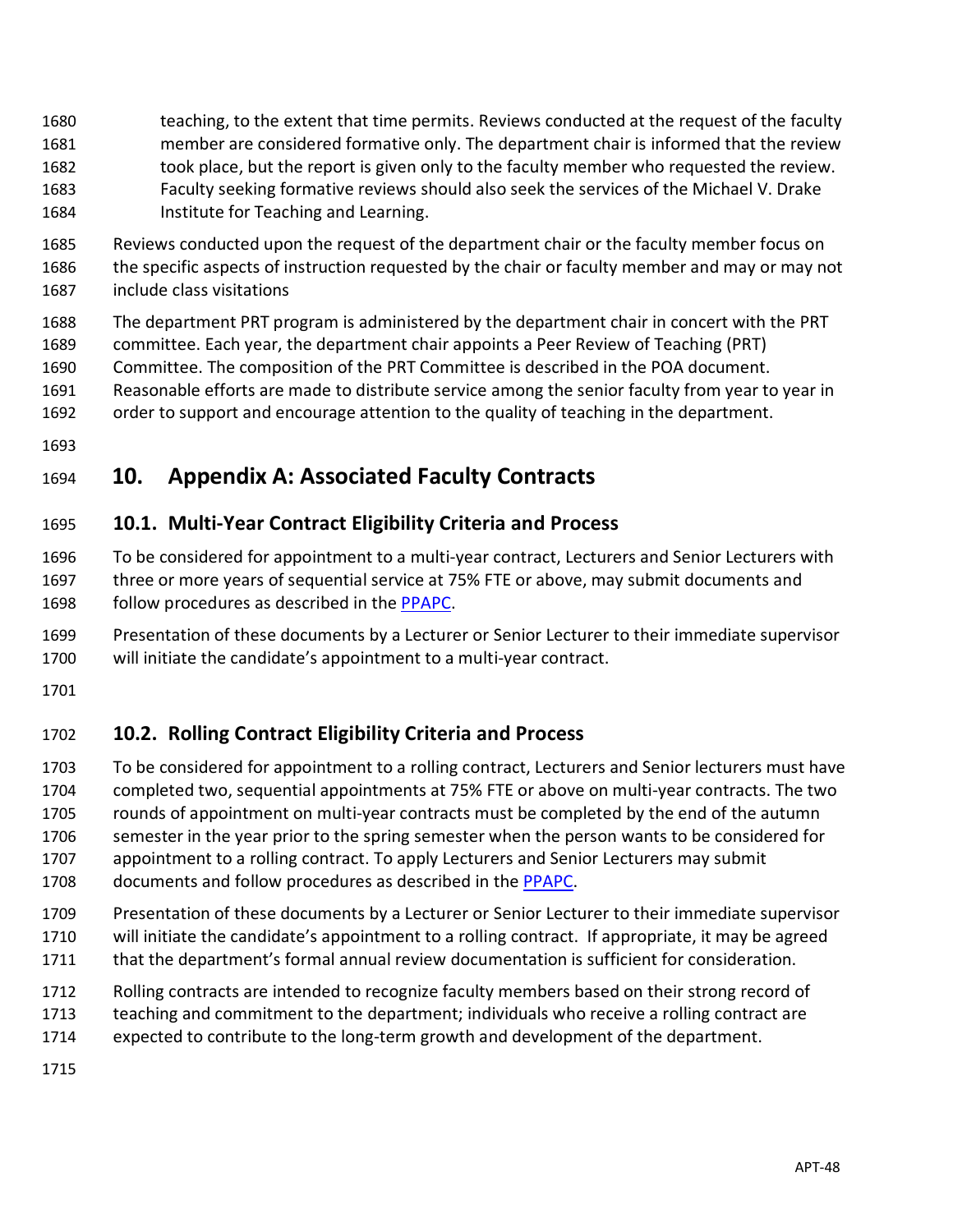teaching, to the extent that time permits. Reviews conducted at the request of the faculty member are considered formative only. The department chair is informed that the review took place, but the report is given only to the faculty member who requested the review. Faculty seeking formative reviews should also seek the services of the Michael V. Drake Institute for Teaching and Learning.

Reviews conducted upon the request of the department chair or the faculty member focus on the specific aspects of instruction requested by the chair or faculty member and may or may not include class visitations

The department PRT program is administered by the department chair in concert with the PRT committee. Each year, the department chair appoints a Peer Review of Teaching (PRT) Committee. The composition of the PRT Committee is described in the POA document. Reasonable efforts are made to distribute service among the senior faculty from year to year in order to support and encourage attention to the quality of teaching in the department.

# 10. Appendix A: Associated Faculty Contracts

## 10.1. Multi-Year Contract Eligibility Criteria and Process

To be considered for appointment to a multi-year contract, Lecturers and Senior Lecturers with three or more years of sequential service at 75% FTE or above, may submit documents and follow procedures as described in the PPAPC.

Presentation of these documents by a Lecturer or Senior Lecturer to their immediate supervisor will initiate the candidate's appointment to a multi-year contract.

## 10.2. Rolling Contract Eligibility Criteria and Process

To be considered for appointment to a rolling contract, Lecturers and Senior lecturers must have completed two, sequential appointments at 75% FTE or above on multi-year contracts. The two rounds of appointment on multi-year contracts must be completed by the end of the autumn semester in the year prior to the spring semester when the person wants to be considered for appointment to a rolling contract. To apply Lecturers and Senior Lecturers may submit documents and follow procedures as described in the PPAPC.

Presentation of these documents by a Lecturer or Senior Lecturer to their immediate supervisor will initiate the candidate's appointment to a rolling contract. If appropriate, it may be agreed that the department's formal annual review documentation is sufficient for consideration.

Rolling contracts are intended to recognize faculty members based on their strong record of teaching and commitment to the department; individuals who receive a rolling contract are expected to contribute to the long-term growth and development of the department.